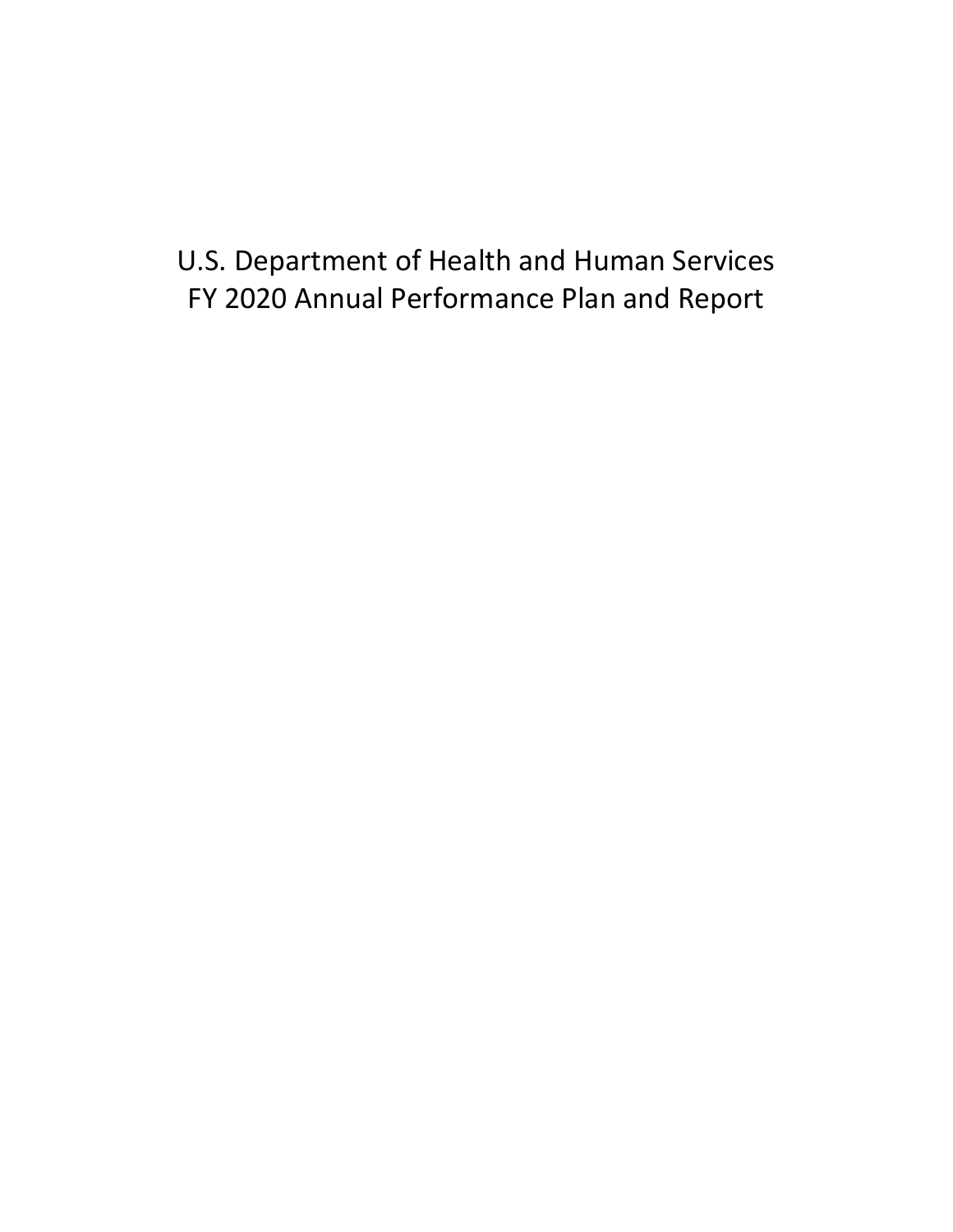# U.S. Department of Health and Human Services
# FY 2020 Annual Performance Plan and Report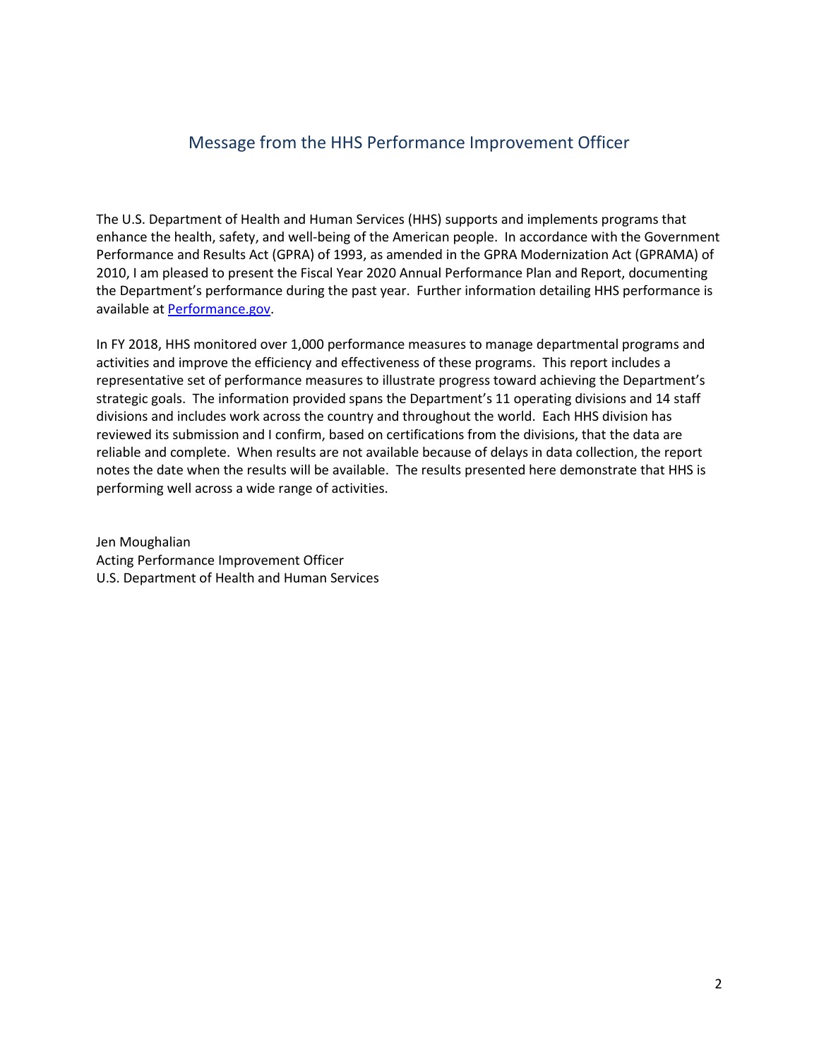## Message from the HHS Performance Improvement Officer

The U.S. Department of Health and Human Services (HHS) supports and implements programs that enhance the health, safety, and well-being of the American people. In accordance with the Government Performance and Results Act (GPRA) of 1993, as amended in the GPRA Modernization Act (GPRAMA) of 2010, I am pleased to present the Fiscal Year 2020 Annual Performance Plan and Report, documenting the Department's performance during the past year. Further information detailing HHS performance is available at [Performance.gov](https://www.performance.gov).

In FY 2018, HHS monitored over 1,000 performance measures to manage departmental programs and activities and improve the efficiency and effectiveness of these programs. This report includes a representative set of performance measures to illustrate progress toward achieving the Department's strategic goals. The information provided spans the Department's 11 operating divisions and 14 staff divisions and includes work across the country and throughout the world. Each HHS division has reviewed its submission and I confirm, based on certifications from the divisions, that the data are reliable and complete. When results are not available because of delays in data collection, the report notes the date when the results will be available. The results presented here demonstrate that HHS is performing well across a wide range of activities.

Jen Moughalian
Acting Performance Improvement Officer
U.S. Department of Health and Human Services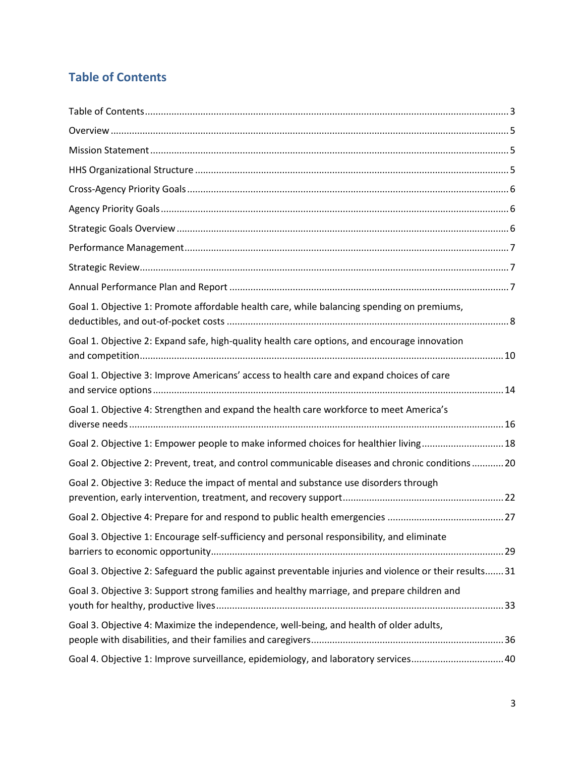## Table of Contents

Table of Contents ........ 3

Overview ........ 5

Mission Statement ........ 5

HHS Organizational Structure ........ 5

Cross-Agency Priority Goals ........ 6

Agency Priority Goals ........ 6

Strategic Goals Overview ........ 6

Performance Management ........ 7

Strategic Review ........ 7

Annual Performance Plan and Report ........ 7

Goal 1. Objective 1: Promote affordable health care, while balancing spending on premiums, deductibles, and out-of-pocket costs ........ 8

Goal 1. Objective 2: Expand safe, high-quality health care options, and encourage innovation and competition ........ 10

Goal 1. Objective 3: Improve Americans' access to health care and expand choices of care and service options ........ 14

Goal 1. Objective 4: Strengthen and expand the health care workforce to meet America's diverse needs ........ 16

Goal 2. Objective 1: Empower people to make informed choices for healthier living ........ 18

Goal 2. Objective 2: Prevent, treat, and control communicable diseases and chronic conditions ........ 20

Goal 2. Objective 3: Reduce the impact of mental and substance use disorders through prevention, early intervention, treatment, and recovery support ........ 22

Goal 2. Objective 4: Prepare for and respond to public health emergencies ........ 27

Goal 3. Objective 1: Encourage self-sufficiency and personal responsibility, and eliminate barriers to economic opportunity ........ 29

Goal 3. Objective 2: Safeguard the public against preventable injuries and violence or their results ........ 31

Goal 3. Objective 3: Support strong families and healthy marriage, and prepare children and youth for healthy, productive lives ........ 33

Goal 3. Objective 4: Maximize the independence, well-being, and health of older adults, people with disabilities, and their families and caregivers ........ 36

Goal 4. Objective 1: Improve surveillance, epidemiology, and laboratory services ........ 40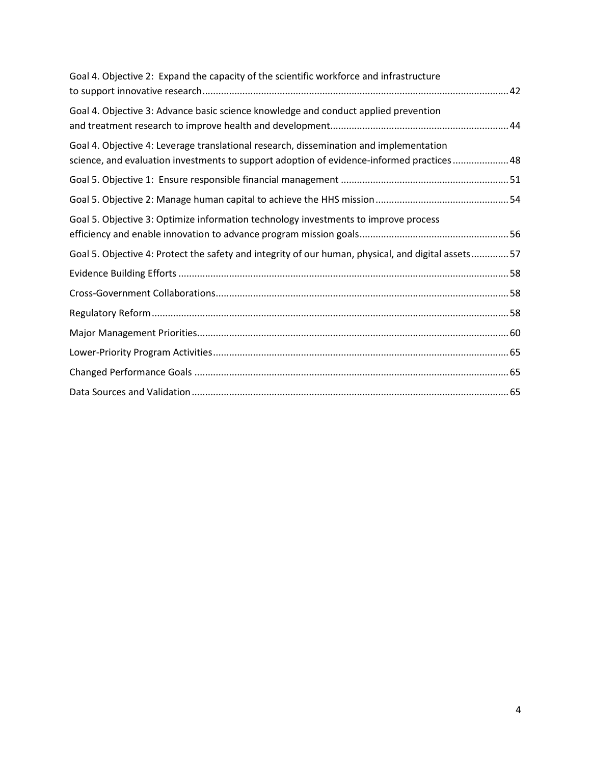Goal 4. Objective 2: Expand the capacity of the scientific workforce and infrastructure to support innovative research .... 42

Goal 4. Objective 3: Advance basic science knowledge and conduct applied prevention and treatment research to improve health and development .... 44

Goal 4. Objective 4: Leverage translational research, dissemination and implementation science, and evaluation investments to support adoption of evidence-informed practices .... 48

Goal 5. Objective 1: Ensure responsible financial management .... 51

Goal 5. Objective 2: Manage human capital to achieve the HHS mission .... 54

Goal 5. Objective 3: Optimize information technology investments to improve process efficiency and enable innovation to advance program mission goals .... 56

Goal 5. Objective 4: Protect the safety and integrity of our human, physical, and digital assets .... 57

Evidence Building Efforts .... 58

Cross-Government Collaborations .... 58

Regulatory Reform .... 58

Major Management Priorities .... 60

Lower-Priority Program Activities .... 65

Changed Performance Goals .... 65

Data Sources and Validation .... 65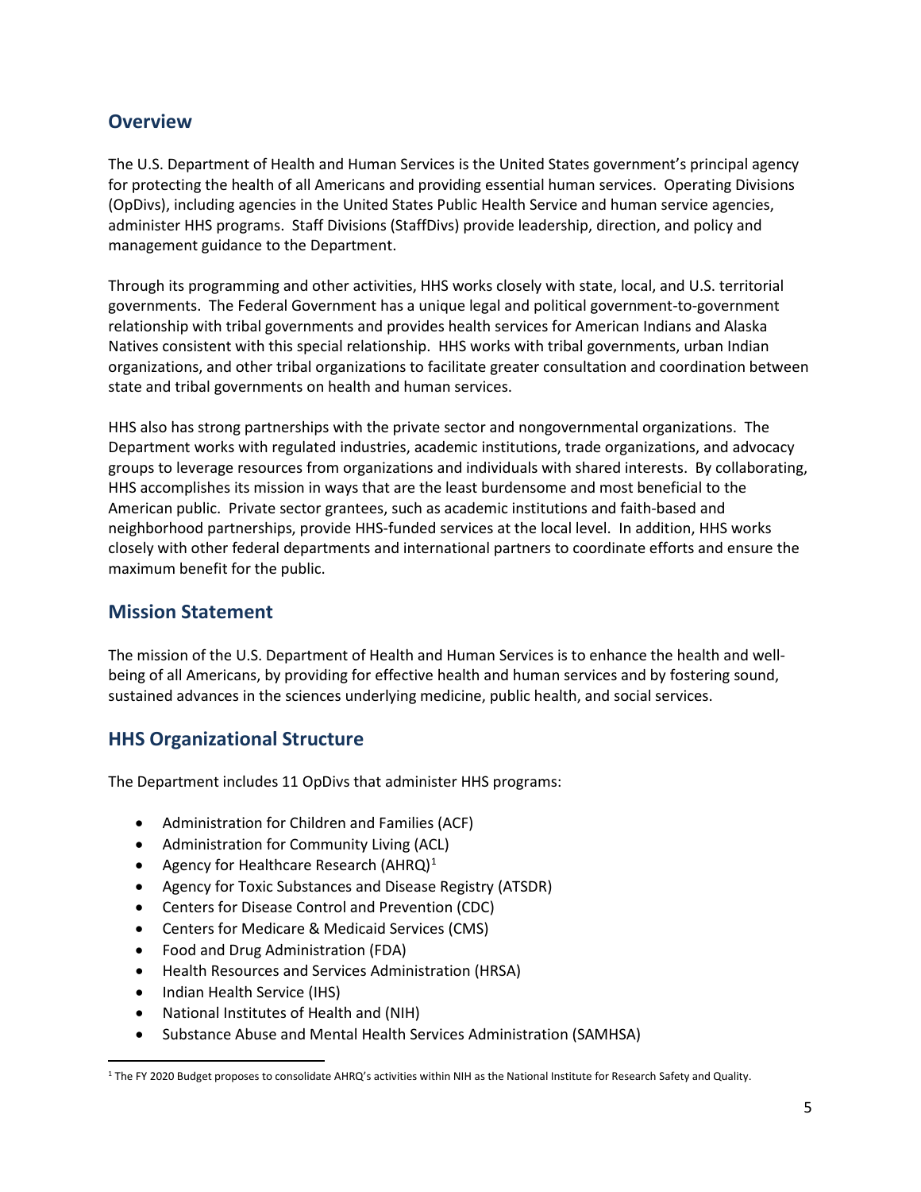## Overview

The U.S. Department of Health and Human Services is the United States government's principal agency for protecting the health of all Americans and providing essential human services. Operating Divisions (OpDivs), including agencies in the United States Public Health Service and human service agencies, administer HHS programs. Staff Divisions (StaffDivs) provide leadership, direction, and policy and management guidance to the Department.

Through its programming and other activities, HHS works closely with state, local, and U.S. territorial governments. The Federal Government has a unique legal and political government-to-government relationship with tribal governments and provides health services for American Indians and Alaska Natives consistent with this special relationship. HHS works with tribal governments, urban Indian organizations, and other tribal organizations to facilitate greater consultation and coordination between state and tribal governments on health and human services.

HHS also has strong partnerships with the private sector and nongovernmental organizations. The Department works with regulated industries, academic institutions, trade organizations, and advocacy groups to leverage resources from organizations and individuals with shared interests. By collaborating, HHS accomplishes its mission in ways that are the least burdensome and most beneficial to the American public. Private sector grantees, such as academic institutions and faith-based and neighborhood partnerships, provide HHS-funded services at the local level. In addition, HHS works closely with other federal departments and international partners to coordinate efforts and ensure the maximum benefit for the public.

## Mission Statement

The mission of the U.S. Department of Health and Human Services is to enhance the health and well-being of all Americans, by providing for effective health and human services and by fostering sound, sustained advances in the sciences underlying medicine, public health, and social services.

## HHS Organizational Structure

The Department includes 11 OpDivs that administer HHS programs:

- Administration for Children and Families (ACF)
- Administration for Community Living (ACL)
- Agency for Healthcare Research (AHRQ)[1]
- Agency for Toxic Substances and Disease Registry (ATSDR)
- Centers for Disease Control and Prevention (CDC)
- Centers for Medicare & Medicaid Services (CMS)
- Food and Drug Administration (FDA)
- Health Resources and Services Administration (HRSA)
- Indian Health Service (IHS)
- National Institutes of Health and (NIH)
- Substance Abuse and Mental Health Services Administration (SAMHSA)

[1] The FY 2020 Budget proposes to consolidate AHRQ's activities within NIH as the National Institute for Research Safety and Quality.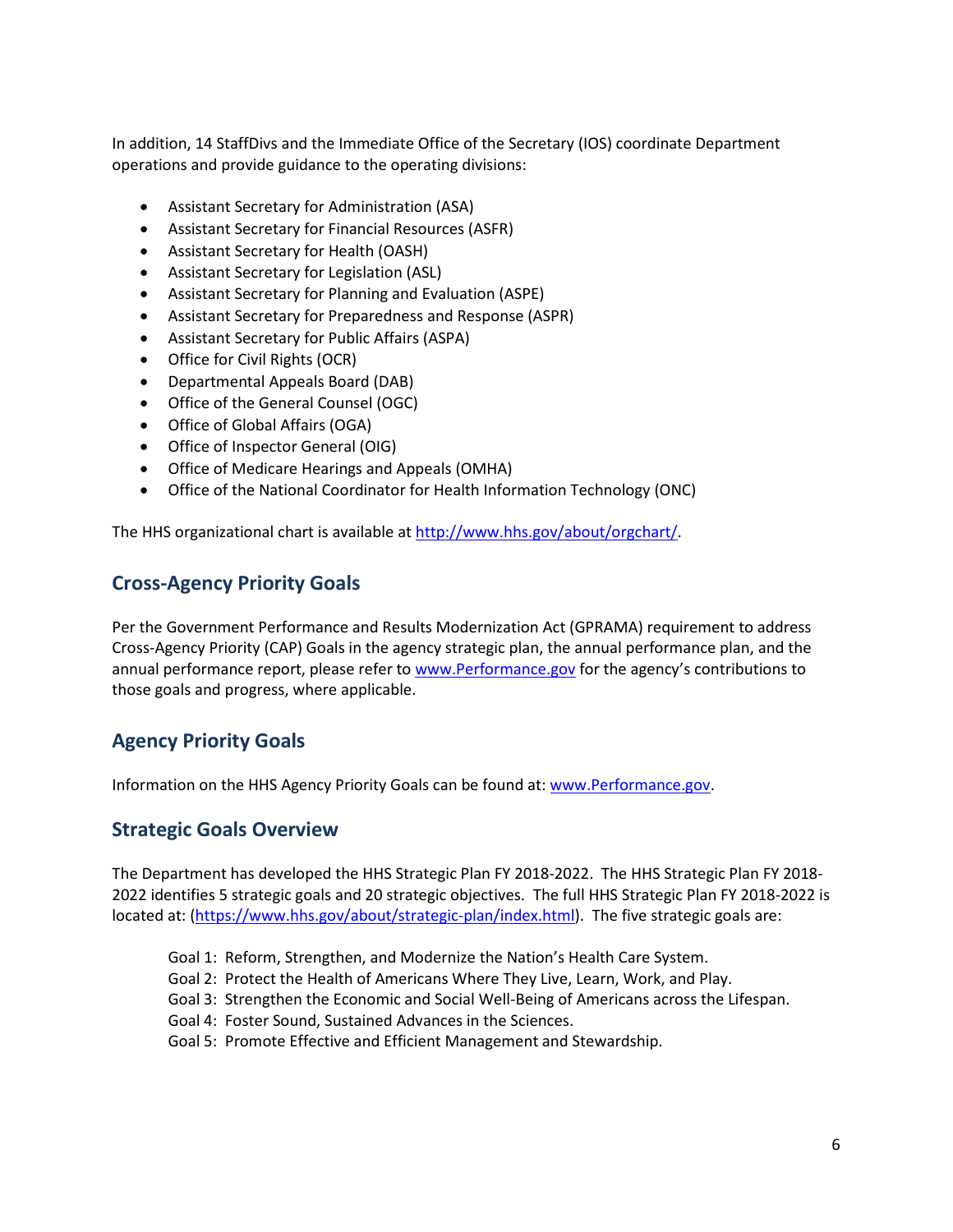In addition, 14 StaffDivs and the Immediate Office of the Secretary (IOS) coordinate Department operations and provide guidance to the operating divisions:

- Assistant Secretary for Administration (ASA)
- Assistant Secretary for Financial Resources (ASFR)
- Assistant Secretary for Health (OASH)
- Assistant Secretary for Legislation (ASL)
- Assistant Secretary for Planning and Evaluation (ASPE)
- Assistant Secretary for Preparedness and Response (ASPR)
- Assistant Secretary for Public Affairs (ASPA)
- Office for Civil Rights (OCR)
- Departmental Appeals Board (DAB)
- Office of the General Counsel (OGC)
- Office of Global Affairs (OGA)
- Office of Inspector General (OIG)
- Office of Medicare Hearings and Appeals (OMHA)
- Office of the National Coordinator for Health Information Technology (ONC)

The HHS organizational chart is available at http://www.hhs.gov/about/orgchart/.

## Cross-Agency Priority Goals

Per the Government Performance and Results Modernization Act (GPRAMA) requirement to address Cross-Agency Priority (CAP) Goals in the agency strategic plan, the annual performance plan, and the annual performance report, please refer to www.Performance.gov for the agency's contributions to those goals and progress, where applicable.

## Agency Priority Goals

Information on the HHS Agency Priority Goals can be found at: www.Performance.gov.

## Strategic Goals Overview

The Department has developed the HHS Strategic Plan FY 2018-2022. The HHS Strategic Plan FY 2018-2022 identifies 5 strategic goals and 20 strategic objectives. The full HHS Strategic Plan FY 2018-2022 is located at: (https://www.hhs.gov/about/strategic-plan/index.html). The five strategic goals are:

Goal 1: Reform, Strengthen, and Modernize the Nation's Health Care System.
Goal 2: Protect the Health of Americans Where They Live, Learn, Work, and Play.
Goal 3: Strengthen the Economic and Social Well-Being of Americans across the Lifespan.
Goal 4: Foster Sound, Sustained Advances in the Sciences.
Goal 5: Promote Effective and Efficient Management and Stewardship.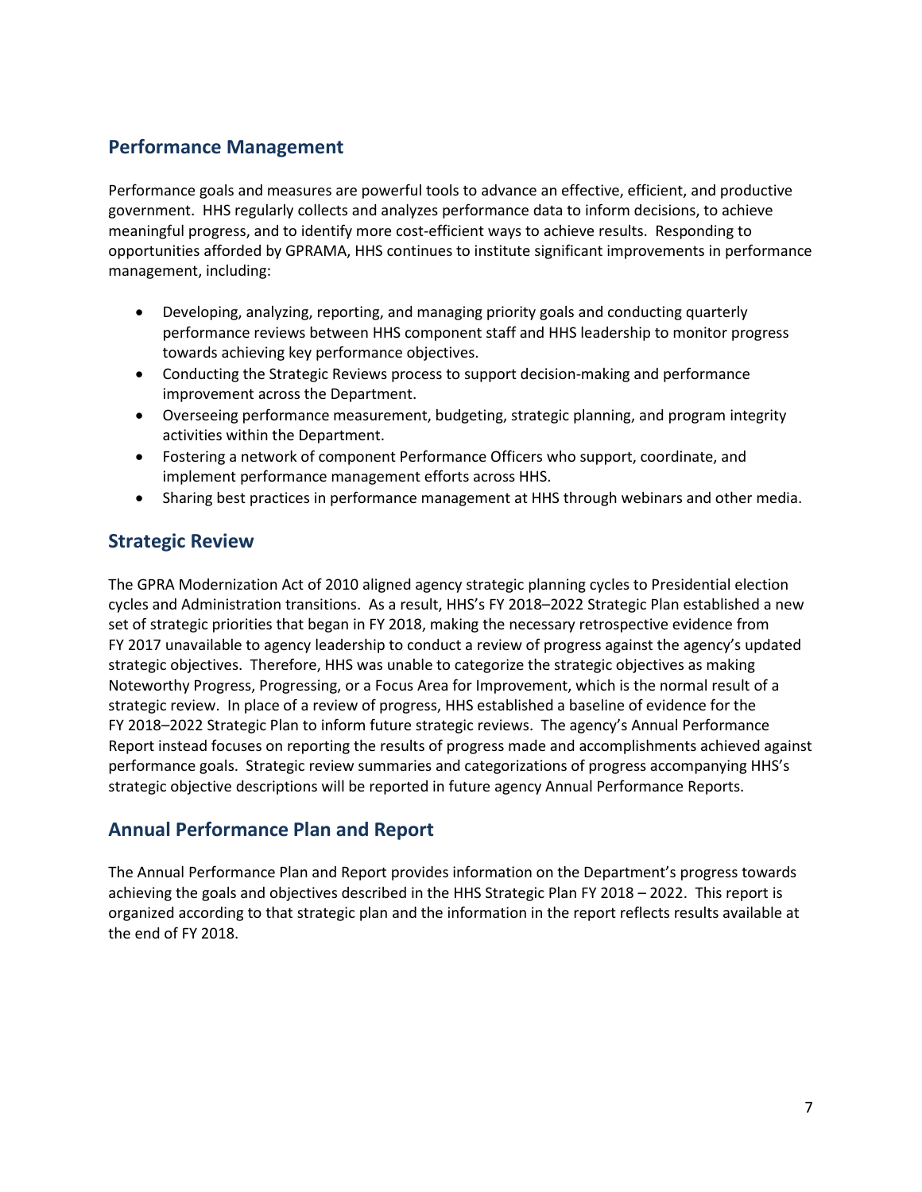## Performance Management

Performance goals and measures are powerful tools to advance an effective, efficient, and productive government. HHS regularly collects and analyzes performance data to inform decisions, to achieve meaningful progress, and to identify more cost-efficient ways to achieve results. Responding to opportunities afforded by GPRAMA, HHS continues to institute significant improvements in performance management, including:

- Developing, analyzing, reporting, and managing priority goals and conducting quarterly performance reviews between HHS component staff and HHS leadership to monitor progress towards achieving key performance objectives.
- Conducting the Strategic Reviews process to support decision-making and performance improvement across the Department.
- Overseeing performance measurement, budgeting, strategic planning, and program integrity activities within the Department.
- Fostering a network of component Performance Officers who support, coordinate, and implement performance management efforts across HHS.
- Sharing best practices in performance management at HHS through webinars and other media.

## Strategic Review

The GPRA Modernization Act of 2010 aligned agency strategic planning cycles to Presidential election cycles and Administration transitions. As a result, HHS's FY 2018–2022 Strategic Plan established a new set of strategic priorities that began in FY 2018, making the necessary retrospective evidence from FY 2017 unavailable to agency leadership to conduct a review of progress against the agency's updated strategic objectives. Therefore, HHS was unable to categorize the strategic objectives as making Noteworthy Progress, Progressing, or a Focus Area for Improvement, which is the normal result of a strategic review. In place of a review of progress, HHS established a baseline of evidence for the FY 2018–2022 Strategic Plan to inform future strategic reviews. The agency's Annual Performance Report instead focuses on reporting the results of progress made and accomplishments achieved against performance goals. Strategic review summaries and categorizations of progress accompanying HHS's strategic objective descriptions will be reported in future agency Annual Performance Reports.

## Annual Performance Plan and Report

The Annual Performance Plan and Report provides information on the Department's progress towards achieving the goals and objectives described in the HHS Strategic Plan FY 2018 – 2022. This report is organized according to that strategic plan and the information in the report reflects results available at the end of FY 2018.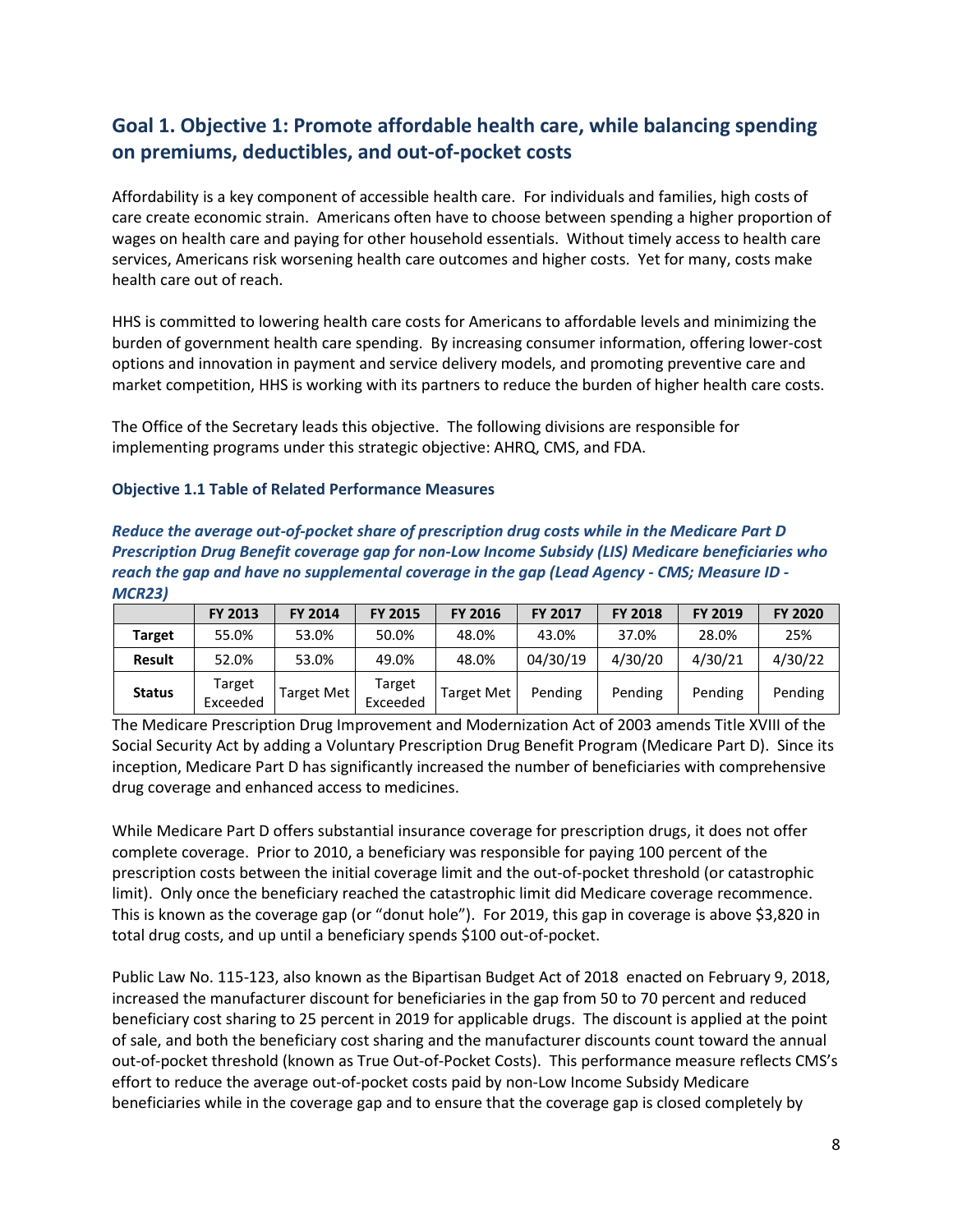## Goal 1. Objective 1: Promote affordable health care, while balancing spending on premiums, deductibles, and out-of-pocket costs

Affordability is a key component of accessible health care. For individuals and families, high costs of care create economic strain. Americans often have to choose between spending a higher proportion of wages on health care and paying for other household essentials. Without timely access to health care services, Americans risk worsening health care outcomes and higher costs. Yet for many, costs make health care out of reach.

HHS is committed to lowering health care costs for Americans to affordable levels and minimizing the burden of government health care spending. By increasing consumer information, offering lower-cost options and innovation in payment and service delivery models, and promoting preventive care and market competition, HHS is working with its partners to reduce the burden of higher health care costs.

The Office of the Secretary leads this objective. The following divisions are responsible for implementing programs under this strategic objective: AHRQ, CMS, and FDA.

#### Objective 1.1 Table of Related Performance Measures

***Reduce the average out-of-pocket share of prescription drug costs while in the Medicare Part D Prescription Drug Benefit coverage gap for non-Low Income Subsidy (LIS) Medicare beneficiaries who reach the gap and have no supplemental coverage in the gap (Lead Agency - CMS; Measure ID - MCR23)***

| | FY 2013 | FY 2014 | FY 2015 | FY 2016 | FY 2017 | FY 2018 | FY 2019 | FY 2020 |
|---|---|---|---|---|---|---|---|---|
| **Target** | 55.0% | 53.0% | 50.0% | 48.0% | 43.0% | 37.0% | 28.0% | 25% |
| **Result** | 52.0% | 53.0% | 49.0% | 48.0% | 04/30/19 | 4/30/20 | 4/30/21 | 4/30/22 |
| **Status** | Target Exceeded | Target Met | Target Exceeded | Target Met | Pending | Pending | Pending | Pending |

The Medicare Prescription Drug Improvement and Modernization Act of 2003 amends Title XVIII of the Social Security Act by adding a Voluntary Prescription Drug Benefit Program (Medicare Part D). Since its inception, Medicare Part D has significantly increased the number of beneficiaries with comprehensive drug coverage and enhanced access to medicines.

While Medicare Part D offers substantial insurance coverage for prescription drugs, it does not offer complete coverage. Prior to 2010, a beneficiary was responsible for paying 100 percent of the prescription costs between the initial coverage limit and the out-of-pocket threshold (or catastrophic limit). Only once the beneficiary reached the catastrophic limit did Medicare coverage recommence. This is known as the coverage gap (or "donut hole"). For 2019, this gap in coverage is above $3,820 in total drug costs, and up until a beneficiary spends $100 out-of-pocket.

Public Law No. 115-123, also known as the Bipartisan Budget Act of 2018 enacted on February 9, 2018, increased the manufacturer discount for beneficiaries in the gap from 50 to 70 percent and reduced beneficiary cost sharing to 25 percent in 2019 for applicable drugs. The discount is applied at the point of sale, and both the beneficiary cost sharing and the manufacturer discounts count toward the annual out-of-pocket threshold (known as True Out-of-Pocket Costs). This performance measure reflects CMS's effort to reduce the average out-of-pocket costs paid by non-Low Income Subsidy Medicare beneficiaries while in the coverage gap and to ensure that the coverage gap is closed completely by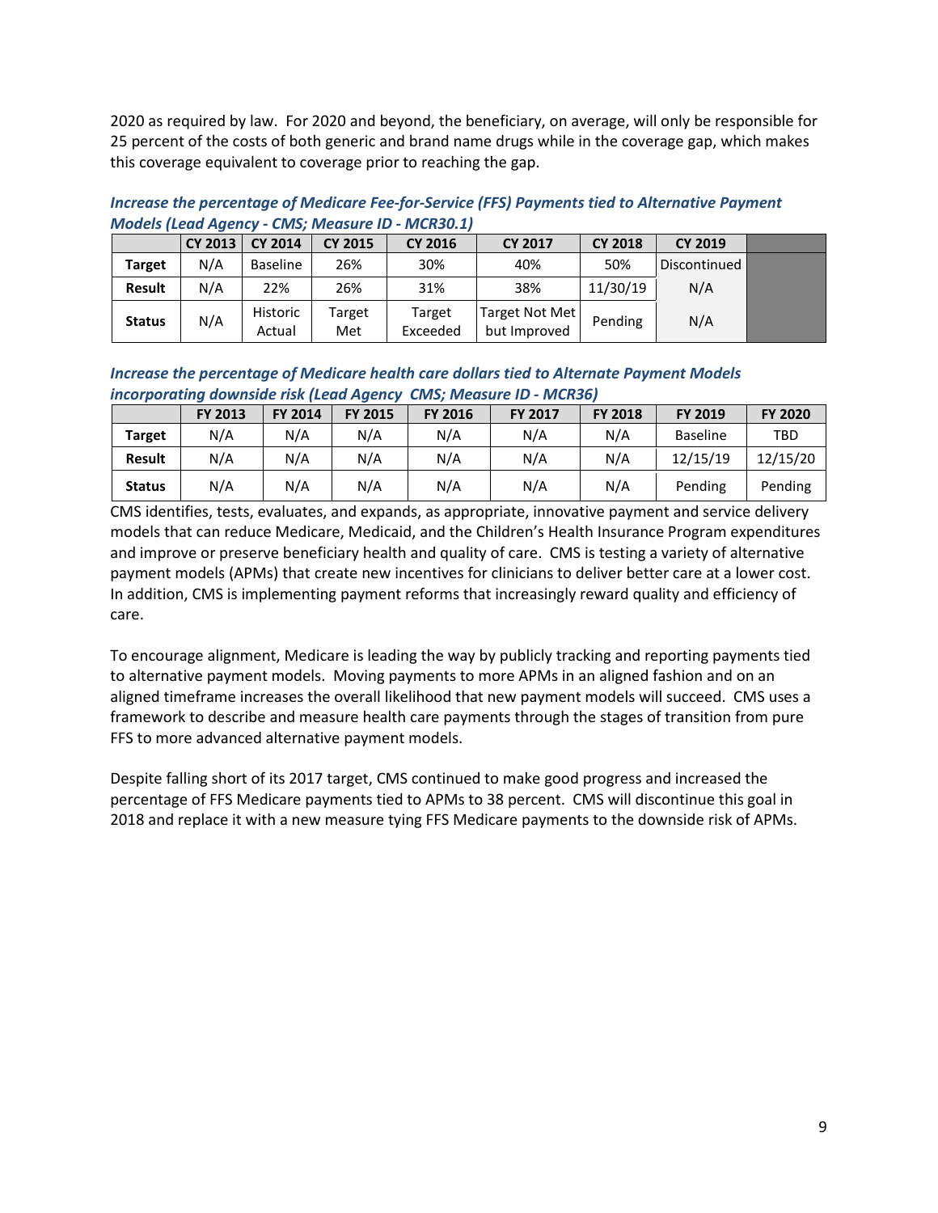2020 as required by law. For 2020 and beyond, the beneficiary, on average, will only be responsible for 25 percent of the costs of both generic and brand name drugs while in the coverage gap, which makes this coverage equivalent to coverage prior to reaching the gap.

***Increase the percentage of Medicare Fee-for-Service (FFS) Payments tied to Alternative Payment Models (Lead Agency - CMS; Measure ID - MCR30.1)***

| | CY 2013 | CY 2014 | CY 2015 | CY 2016 | CY 2017 | CY 2018 | CY 2019 | |
|---|---|---|---|---|---|---|---|---|
| **Target** | N/A | Baseline | 26% | 30% | 40% | 50% | Discontinued | |
| **Result** | N/A | 22% | 26% | 31% | 38% | 11/30/19 | N/A | |
| **Status** | N/A | Historic Actual | Target Met | Target Exceeded | Target Not Met but Improved | Pending | N/A | |

***Increase the percentage of Medicare health care dollars tied to Alternate Payment Models incorporating downside risk (Lead Agency CMS; Measure ID - MCR36)***

| | FY 2013 | FY 2014 | FY 2015 | FY 2016 | FY 2017 | FY 2018 | FY 2019 | FY 2020 |
|---|---|---|---|---|---|---|---|---|
| **Target** | N/A | N/A | N/A | N/A | N/A | N/A | Baseline | TBD |
| **Result** | N/A | N/A | N/A | N/A | N/A | N/A | 12/15/19 | 12/15/20 |
| **Status** | N/A | N/A | N/A | N/A | N/A | N/A | Pending | Pending |

CMS identifies, tests, evaluates, and expands, as appropriate, innovative payment and service delivery models that can reduce Medicare, Medicaid, and the Children's Health Insurance Program expenditures and improve or preserve beneficiary health and quality of care. CMS is testing a variety of alternative payment models (APMs) that create new incentives for clinicians to deliver better care at a lower cost. In addition, CMS is implementing payment reforms that increasingly reward quality and efficiency of care.

To encourage alignment, Medicare is leading the way by publicly tracking and reporting payments tied to alternative payment models. Moving payments to more APMs in an aligned fashion and on an aligned timeframe increases the overall likelihood that new payment models will succeed. CMS uses a framework to describe and measure health care payments through the stages of transition from pure FFS to more advanced alternative payment models.

Despite falling short of its 2017 target, CMS continued to make good progress and increased the percentage of FFS Medicare payments tied to APMs to 38 percent. CMS will discontinue this goal in 2018 and replace it with a new measure tying FFS Medicare payments to the downside risk of APMs.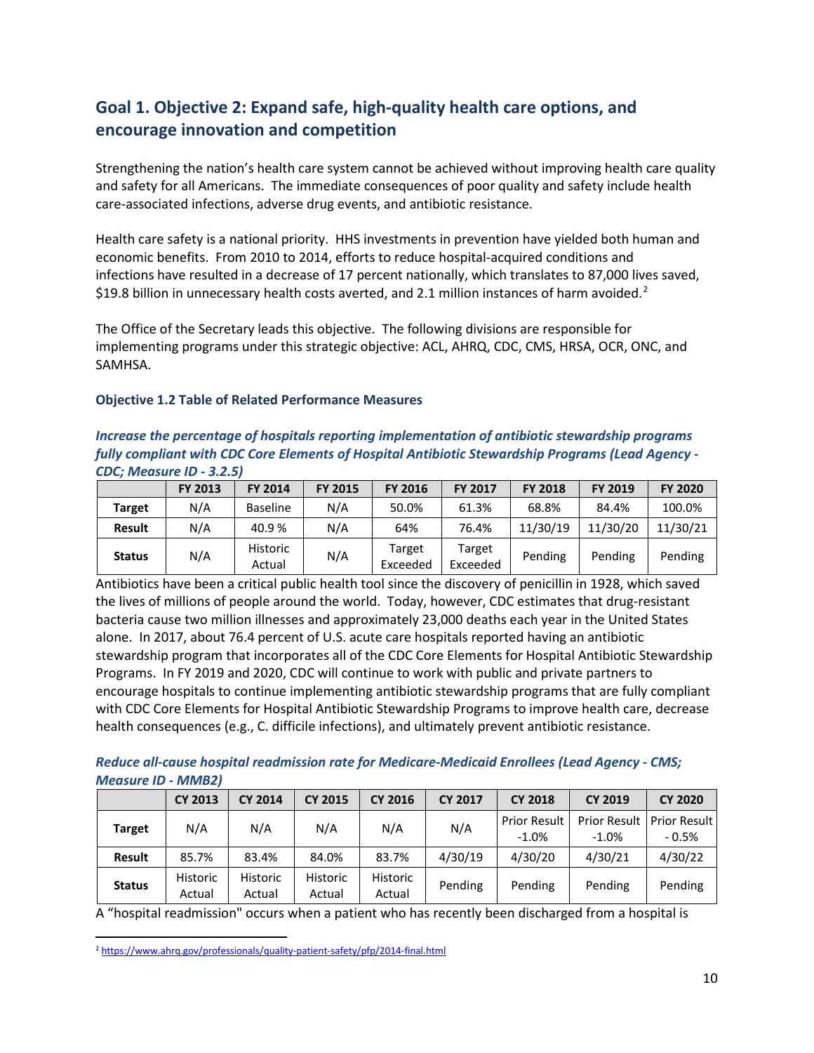## Goal 1. Objective 2: Expand safe, high-quality health care options, and encourage innovation and competition

Strengthening the nation's health care system cannot be achieved without improving health care quality and safety for all Americans. The immediate consequences of poor quality and safety include health care-associated infections, adverse drug events, and antibiotic resistance.

Health care safety is a national priority. HHS investments in prevention have yielded both human and economic benefits. From 2010 to 2014, efforts to reduce hospital-acquired conditions and infections have resulted in a decrease of 17 percent nationally, which translates to 87,000 lives saved, $19.8 billion in unnecessary health costs averted, and 2.1 million instances of harm avoided.[2]

The Office of the Secretary leads this objective. The following divisions are responsible for implementing programs under this strategic objective: ACL, AHRQ, CDC, CMS, HRSA, OCR, ONC, and SAMHSA.

### Objective 1.2 Table of Related Performance Measures

***Increase the percentage of hospitals reporting implementation of antibiotic stewardship programs fully compliant with CDC Core Elements of Hospital Antibiotic Stewardship Programs (Lead Agency - CDC; Measure ID - 3.2.5)***

| | FY 2013 | FY 2014 | FY 2015 | FY 2016 | FY 2017 | FY 2018 | FY 2019 | FY 2020 |
|---|---|---|---|---|---|---|---|---|
| **Target** | N/A | Baseline | N/A | 50.0% | 61.3% | 68.8% | 84.4% | 100.0% |
| **Result** | N/A | 40.9 % | N/A | 64% | 76.4% | 11/30/19 | 11/30/20 | 11/30/21 |
| **Status** | N/A | Historic Actual | N/A | Target Exceeded | Target Exceeded | Pending | Pending | Pending |

Antibiotics have been a critical public health tool since the discovery of penicillin in 1928, which saved the lives of millions of people around the world. Today, however, CDC estimates that drug-resistant bacteria cause two million illnesses and approximately 23,000 deaths each year in the United States alone. In 2017, about 76.4 percent of U.S. acute care hospitals reported having an antibiotic stewardship program that incorporates all of the CDC Core Elements for Hospital Antibiotic Stewardship Programs. In FY 2019 and 2020, CDC will continue to work with public and private partners to encourage hospitals to continue implementing antibiotic stewardship programs that are fully compliant with CDC Core Elements for Hospital Antibiotic Stewardship Programs to improve health care, decrease health consequences (e.g., C. difficile infections), and ultimately prevent antibiotic resistance.

***Reduce all-cause hospital readmission rate for Medicare-Medicaid Enrollees (Lead Agency - CMS; Measure ID - MMB2)***

| | CY 2013 | CY 2014 | CY 2015 | CY 2016 | CY 2017 | CY 2018 | CY 2019 | CY 2020 |
|---|---|---|---|---|---|---|---|---|
| **Target** | N/A | N/A | N/A | N/A | N/A | Prior Result -1.0% | Prior Result -1.0% | Prior Result - 0.5% |
| **Result** | 85.7% | 83.4% | 84.0% | 83.7% | 4/30/19 | 4/30/20 | 4/30/21 | 4/30/22 |
| **Status** | Historic Actual | Historic Actual | Historic Actual | Historic Actual | Pending | Pending | Pending | Pending |

A "hospital readmission" occurs when a patient who has recently been discharged from a hospital is

[2] https://www.ahrq.gov/professionals/quality-patient-safety/pfp/2014-final.html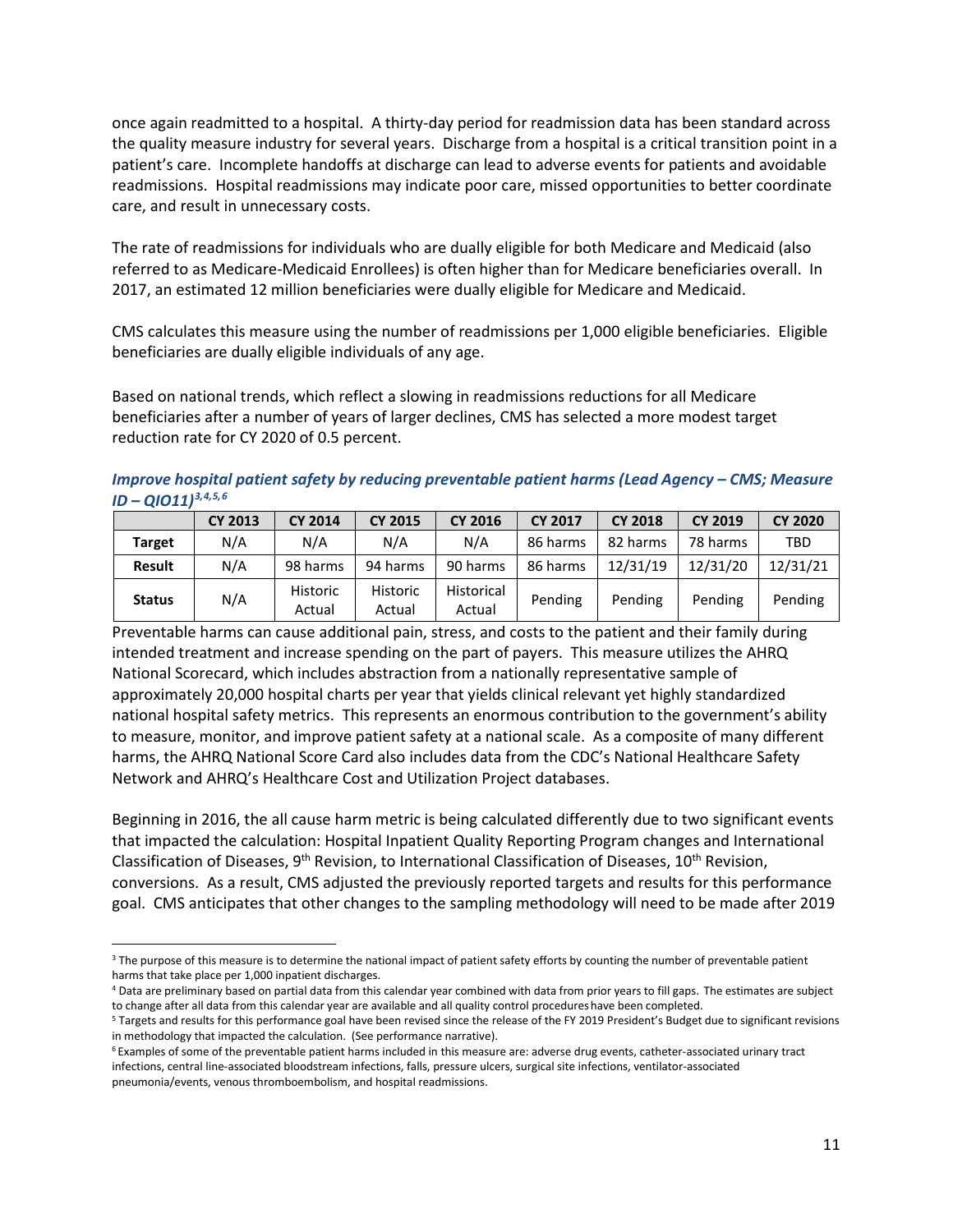once again readmitted to a hospital. A thirty-day period for readmission data has been standard across the quality measure industry for several years. Discharge from a hospital is a critical transition point in a patient's care. Incomplete handoffs at discharge can lead to adverse events for patients and avoidable readmissions. Hospital readmissions may indicate poor care, missed opportunities to better coordinate care, and result in unnecessary costs.

The rate of readmissions for individuals who are dually eligible for both Medicare and Medicaid (also referred to as Medicare-Medicaid Enrollees) is often higher than for Medicare beneficiaries overall. In 2017, an estimated 12 million beneficiaries were dually eligible for Medicare and Medicaid.

CMS calculates this measure using the number of readmissions per 1,000 eligible beneficiaries. Eligible beneficiaries are dually eligible individuals of any age.

Based on national trends, which reflect a slowing in readmissions reductions for all Medicare beneficiaries after a number of years of larger declines, CMS has selected a more modest target reduction rate for CY 2020 of 0.5 percent.

***Improve hospital patient safety by reducing preventable patient harms (Lead Agency – CMS; Measure ID – QIO11)[3,4,5,6]***

| | CY 2013 | CY 2014 | CY 2015 | CY 2016 | CY 2017 | CY 2018 | CY 2019 | CY 2020 |
|---|---|---|---|---|---|---|---|---|
| **Target** | N/A | N/A | N/A | N/A | 86 harms | 82 harms | 78 harms | TBD |
| **Result** | N/A | 98 harms | 94 harms | 90 harms | 86 harms | 12/31/19 | 12/31/20 | 12/31/21 |
| **Status** | N/A | Historic Actual | Historic Actual | Historical Actual | Pending | Pending | Pending | Pending |

Preventable harms can cause additional pain, stress, and costs to the patient and their family during intended treatment and increase spending on the part of payers. This measure utilizes the AHRQ National Scorecard, which includes abstraction from a nationally representative sample of approximately 20,000 hospital charts per year that yields clinical relevant yet highly standardized national hospital safety metrics. This represents an enormous contribution to the government's ability to measure, monitor, and improve patient safety at a national scale. As a composite of many different harms, the AHRQ National Score Card also includes data from the CDC's National Healthcare Safety Network and AHRQ's Healthcare Cost and Utilization Project databases.

Beginning in 2016, the all cause harm metric is being calculated differently due to two significant events that impacted the calculation: Hospital Inpatient Quality Reporting Program changes and International Classification of Diseases, 9th Revision, to International Classification of Diseases, 10th Revision, conversions. As a result, CMS adjusted the previously reported targets and results for this performance goal. CMS anticipates that other changes to the sampling methodology will need to be made after 2019

[3] The purpose of this measure is to determine the national impact of patient safety efforts by counting the number of preventable patient harms that take place per 1,000 inpatient discharges.

[4] Data are preliminary based on partial data from this calendar year combined with data from prior years to fill gaps. The estimates are subject to change after all data from this calendar year are available and all quality control procedures have been completed.

[5] Targets and results for this performance goal have been revised since the release of the FY 2019 President's Budget due to significant revisions in methodology that impacted the calculation. (See performance narrative).

[6] Examples of some of the preventable patient harms included in this measure are: adverse drug events, catheter-associated urinary tract infections, central line-associated bloodstream infections, falls, pressure ulcers, surgical site infections, ventilator-associated pneumonia/events, venous thromboembolism, and hospital readmissions.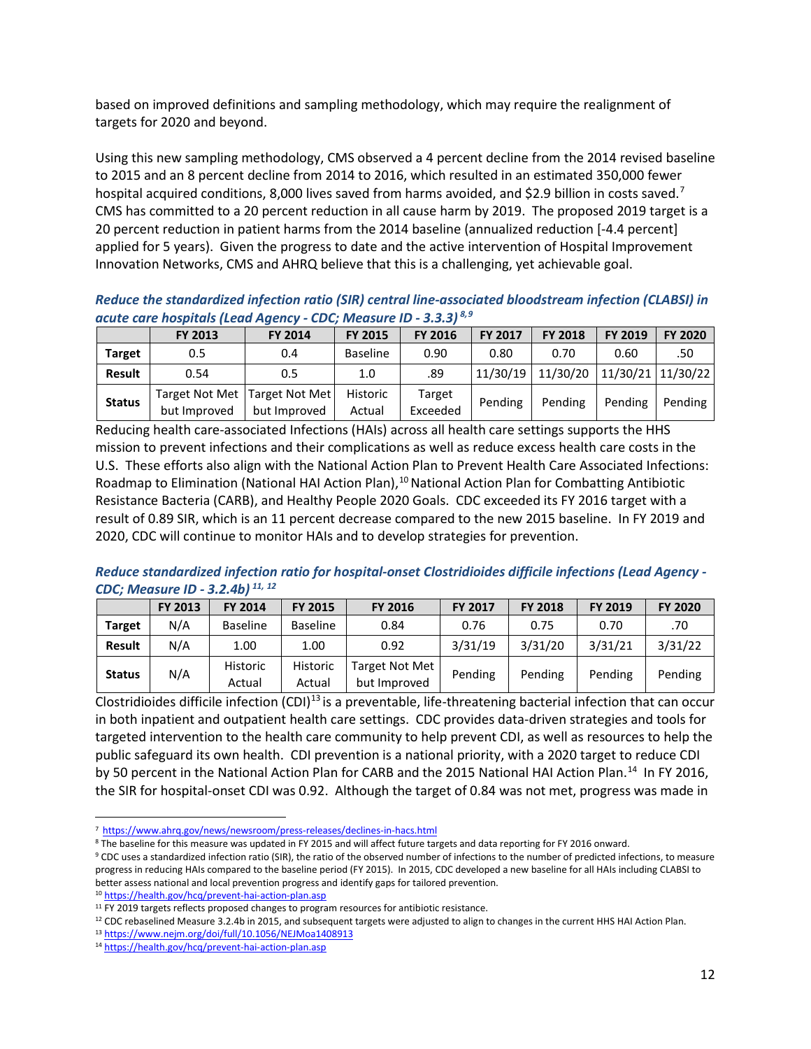based on improved definitions and sampling methodology, which may require the realignment of targets for 2020 and beyond.

Using this new sampling methodology, CMS observed a 4 percent decline from the 2014 revised baseline to 2015 and an 8 percent decline from 2014 to 2016, which resulted in an estimated 350,000 fewer hospital acquired conditions, 8,000 lives saved from harms avoided, and $2.9 billion in costs saved.[7] CMS has committed to a 20 percent reduction in all cause harm by 2019. The proposed 2019 target is a 20 percent reduction in patient harms from the 2014 baseline (annualized reduction [-4.4 percent] applied for 5 years). Given the progress to date and the active intervention of Hospital Improvement Innovation Networks, CMS and AHRQ believe that this is a challenging, yet achievable goal.

***Reduce the standardized infection ratio (SIR) central line-associated bloodstream infection (CLABSI) in acute care hospitals (Lead Agency - CDC; Measure ID - 3.3.3)*** [8,9]

| | FY 2013 | FY 2014 | FY 2015 | FY 2016 | FY 2017 | FY 2018 | FY 2019 | FY 2020 |
|---|---|---|---|---|---|---|---|---|
| **Target** | 0.5 | 0.4 | Baseline | 0.90 | 0.80 | 0.70 | 0.60 | .50 |
| **Result** | 0.54 | 0.5 | 1.0 | .89 | 11/30/19 | 11/30/20 | 11/30/21 | 11/30/22 |
| **Status** | Target Not Met but Improved | Target Not Met but Improved | Historic Actual | Target Exceeded | Pending | Pending | Pending | Pending |

Reducing health care-associated Infections (HAIs) across all health care settings supports the HHS mission to prevent infections and their complications as well as reduce excess health care costs in the U.S. These efforts also align with the National Action Plan to Prevent Health Care Associated Infections: Roadmap to Elimination (National HAI Action Plan),[10] National Action Plan for Combatting Antibiotic Resistance Bacteria (CARB), and Healthy People 2020 Goals. CDC exceeded its FY 2016 target with a result of 0.89 SIR, which is an 11 percent decrease compared to the new 2015 baseline. In FY 2019 and 2020, CDC will continue to monitor HAIs and to develop strategies for prevention.

***Reduce standardized infection ratio for hospital-onset Clostridioides difficile infections (Lead Agency - CDC; Measure ID - 3.2.4b)*** [11, 12]

| | FY 2013 | FY 2014 | FY 2015 | FY 2016 | FY 2017 | FY 2018 | FY 2019 | FY 2020 |
|---|---|---|---|---|---|---|---|---|
| **Target** | N/A | Baseline | Baseline | 0.84 | 0.76 | 0.75 | 0.70 | .70 |
| **Result** | N/A | 1.00 | 1.00 | 0.92 | 3/31/19 | 3/31/20 | 3/31/21 | 3/31/22 |
| **Status** | N/A | Historic Actual | Historic Actual | Target Not Met but Improved | Pending | Pending | Pending | Pending |

Clostridioides difficile infection (CDI)[13] is a preventable, life-threatening bacterial infection that can occur in both inpatient and outpatient health care settings. CDC provides data-driven strategies and tools for targeted intervention to the health care community to help prevent CDI, as well as resources to help the public safeguard its own health. CDI prevention is a national priority, with a 2020 target to reduce CDI by 50 percent in the National Action Plan for CARB and the 2015 National HAI Action Plan.[14] In FY 2016, the SIR for hospital-onset CDI was 0.92. Although the target of 0.84 was not met, progress was made in

---

[7] https://www.ahrq.gov/news/newsroom/press-releases/declines-in-hacs.html

[8] The baseline for this measure was updated in FY 2015 and will affect future targets and data reporting for FY 2016 onward.

[9] CDC uses a standardized infection ratio (SIR), the ratio of the observed number of infections to the number of predicted infections, to measure progress in reducing HAIs compared to the baseline period (FY 2015). In 2015, CDC developed a new baseline for all HAIs including CLABSI to better assess national and local prevention progress and identify gaps for tailored prevention.

[10] https://health.gov/hcq/prevent-hai-action-plan.asp

[11] FY 2019 targets reflects proposed changes to program resources for antibiotic resistance.

[12] CDC rebaselined Measure 3.2.4b in 2015, and subsequent targets were adjusted to align to changes in the current HHS HAI Action Plan.

[13] https://www.nejm.org/doi/full/10.1056/NEJMoa1408913

[14] https://health.gov/hcq/prevent-hai-action-plan.asp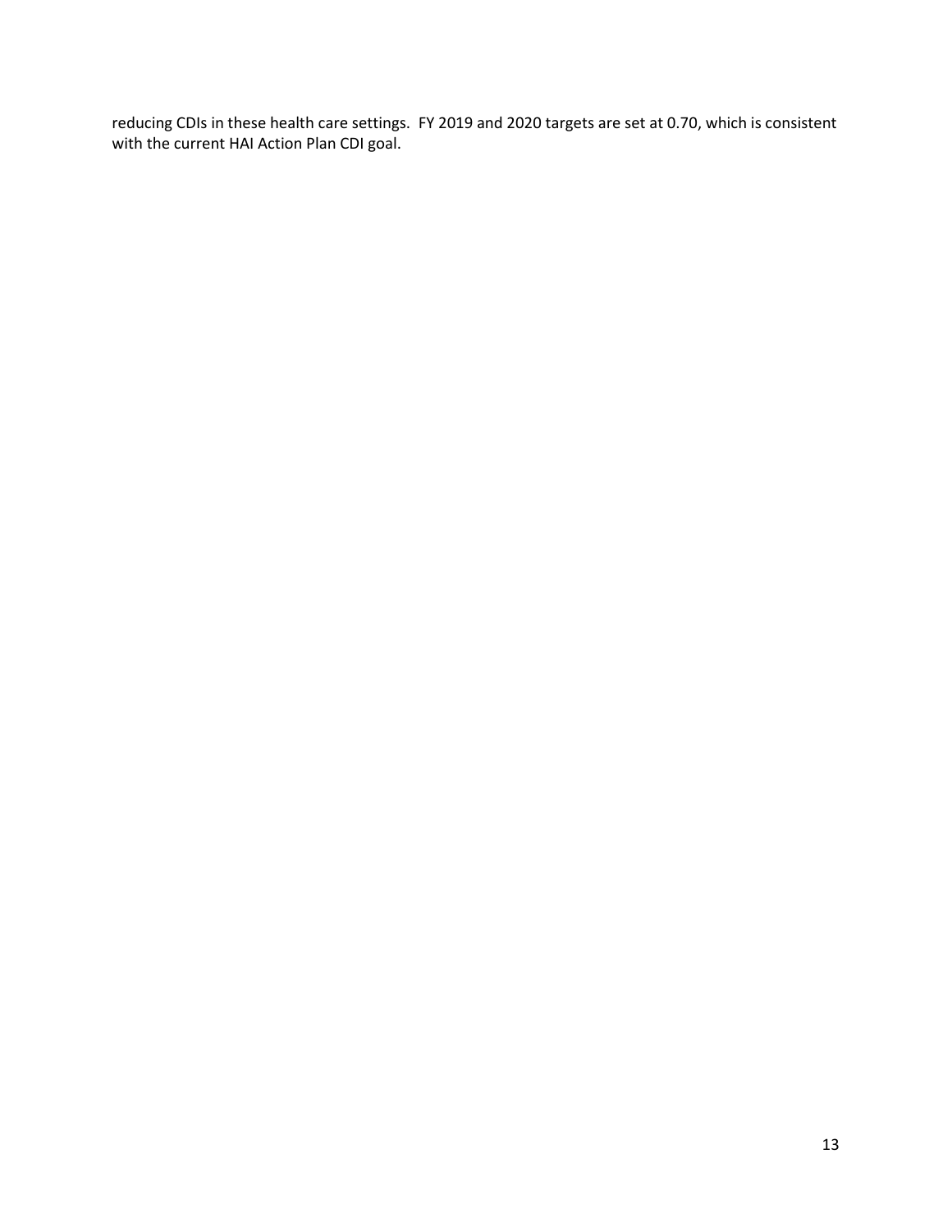reducing CDIs in these health care settings.  FY 2019 and 2020 targets are set at 0.70, which is consistent with the current HAI Action Plan CDI goal.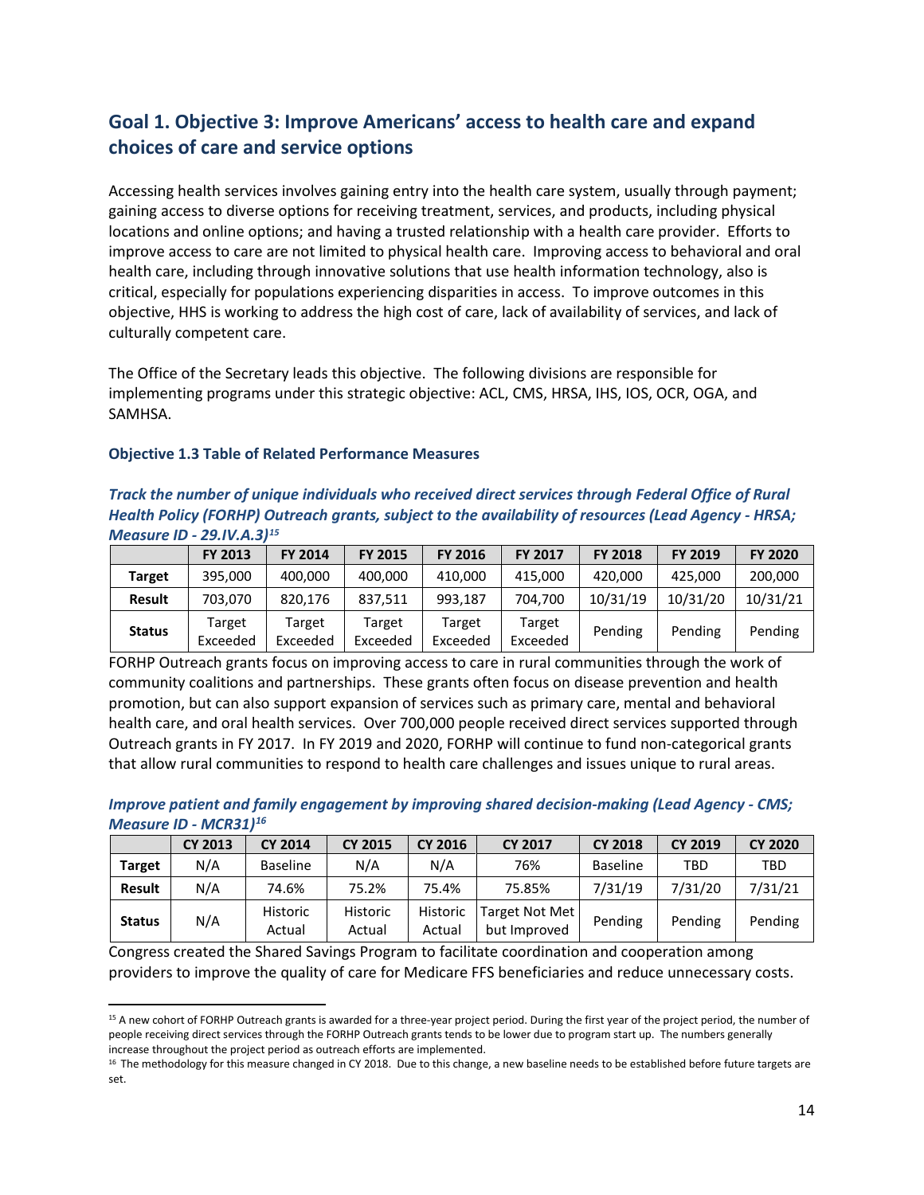## Goal 1. Objective 3: Improve Americans' access to health care and expand choices of care and service options

Accessing health services involves gaining entry into the health care system, usually through payment; gaining access to diverse options for receiving treatment, services, and products, including physical locations and online options; and having a trusted relationship with a health care provider. Efforts to improve access to care are not limited to physical health care. Improving access to behavioral and oral health care, including through innovative solutions that use health information technology, also is critical, especially for populations experiencing disparities in access. To improve outcomes in this objective, HHS is working to address the high cost of care, lack of availability of services, and lack of culturally competent care.

The Office of the Secretary leads this objective. The following divisions are responsible for implementing programs under this strategic objective: ACL, CMS, HRSA, IHS, IOS, OCR, OGA, and SAMHSA.

### Objective 1.3 Table of Related Performance Measures

***Track the number of unique individuals who received direct services through Federal Office of Rural Health Policy (FORHP) Outreach grants, subject to the availability of resources (Lead Agency - HRSA; Measure ID - 29.IV.A.3)[15]***

| | FY 2013 | FY 2014 | FY 2015 | FY 2016 | FY 2017 | FY 2018 | FY 2019 | FY 2020 |
|---|---|---|---|---|---|---|---|---|
| **Target** | 395,000 | 400,000 | 400,000 | 410,000 | 415,000 | 420,000 | 425,000 | 200,000 |
| **Result** | 703,070 | 820,176 | 837,511 | 993,187 | 704,700 | 10/31/19 | 10/31/20 | 10/31/21 |
| **Status** | Target Exceeded | Target Exceeded | Target Exceeded | Target Exceeded | Target Exceeded | Pending | Pending | Pending |

FORHP Outreach grants focus on improving access to care in rural communities through the work of community coalitions and partnerships. These grants often focus on disease prevention and health promotion, but can also support expansion of services such as primary care, mental and behavioral health care, and oral health services. Over 700,000 people received direct services supported through Outreach grants in FY 2017. In FY 2019 and 2020, FORHP will continue to fund non-categorical grants that allow rural communities to respond to health care challenges and issues unique to rural areas.

***Improve patient and family engagement by improving shared decision-making (Lead Agency - CMS; Measure ID - MCR31)[16]***

| | CY 2013 | CY 2014 | CY 2015 | CY 2016 | CY 2017 | CY 2018 | CY 2019 | CY 2020 |
|---|---|---|---|---|---|---|---|---|
| **Target** | N/A | Baseline | N/A | N/A | 76% | Baseline | TBD | TBD |
| **Result** | N/A | 74.6% | 75.2% | 75.4% | 75.85% | 7/31/19 | 7/31/20 | 7/31/21 |
| **Status** | N/A | Historic Actual | Historic Actual | Historic Actual | Target Not Met but Improved | Pending | Pending | Pending |

Congress created the Shared Savings Program to facilitate coordination and cooperation among providers to improve the quality of care for Medicare FFS beneficiaries and reduce unnecessary costs.

[15] A new cohort of FORHP Outreach grants is awarded for a three-year project period. During the first year of the project period, the number of people receiving direct services through the FORHP Outreach grants tends to be lower due to program start up. The numbers generally increase throughout the project period as outreach efforts are implemented.

[16] The methodology for this measure changed in CY 2018. Due to this change, a new baseline needs to be established before future targets are set.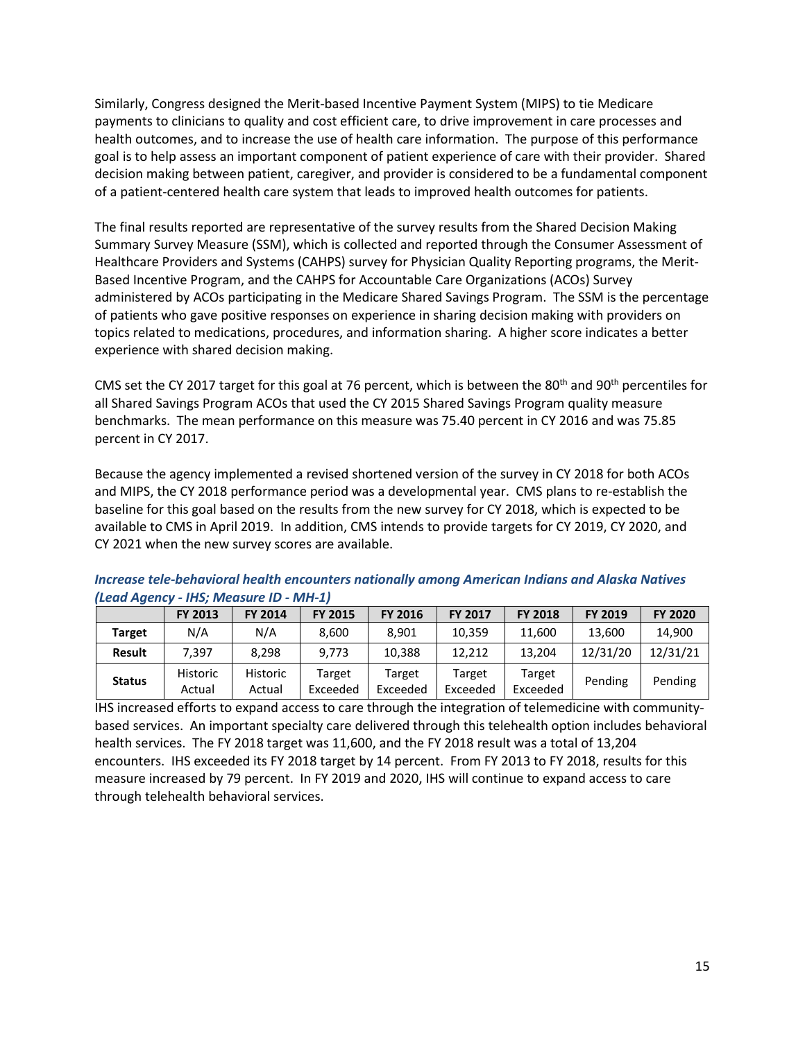Similarly, Congress designed the Merit-based Incentive Payment System (MIPS) to tie Medicare payments to clinicians to quality and cost efficient care, to drive improvement in care processes and health outcomes, and to increase the use of health care information. The purpose of this performance goal is to help assess an important component of patient experience of care with their provider. Shared decision making between patient, caregiver, and provider is considered to be a fundamental component of a patient-centered health care system that leads to improved health outcomes for patients.

The final results reported are representative of the survey results from the Shared Decision Making Summary Survey Measure (SSM), which is collected and reported through the Consumer Assessment of Healthcare Providers and Systems (CAHPS) survey for Physician Quality Reporting programs, the Merit-Based Incentive Program, and the CAHPS for Accountable Care Organizations (ACOs) Survey administered by ACOs participating in the Medicare Shared Savings Program. The SSM is the percentage of patients who gave positive responses on experience in sharing decision making with providers on topics related to medications, procedures, and information sharing. A higher score indicates a better experience with shared decision making.

CMS set the CY 2017 target for this goal at 76 percent, which is between the 80th and 90th percentiles for all Shared Savings Program ACOs that used the CY 2015 Shared Savings Program quality measure benchmarks. The mean performance on this measure was 75.40 percent in CY 2016 and was 75.85 percent in CY 2017.

Because the agency implemented a revised shortened version of the survey in CY 2018 for both ACOs and MIPS, the CY 2018 performance period was a developmental year. CMS plans to re-establish the baseline for this goal based on the results from the new survey for CY 2018, which is expected to be available to CMS in April 2019. In addition, CMS intends to provide targets for CY 2019, CY 2020, and CY 2021 when the new survey scores are available.

***Increase tele-behavioral health encounters nationally among American Indians and Alaska Natives (Lead Agency - IHS; Measure ID - MH-1)***

| | FY 2013 | FY 2014 | FY 2015 | FY 2016 | FY 2017 | FY 2018 | FY 2019 | FY 2020 |
|---|---|---|---|---|---|---|---|---|
| **Target** | N/A | N/A | 8,600 | 8,901 | 10,359 | 11,600 | 13,600 | 14,900 |
| **Result** | 7,397 | 8,298 | 9,773 | 10,388 | 12,212 | 13,204 | 12/31/20 | 12/31/21 |
| **Status** | Historic Actual | Historic Actual | Target Exceeded | Target Exceeded | Target Exceeded | Target Exceeded | Pending | Pending |

IHS increased efforts to expand access to care through the integration of telemedicine with community-based services. An important specialty care delivered through this telehealth option includes behavioral health services. The FY 2018 target was 11,600, and the FY 2018 result was a total of 13,204 encounters. IHS exceeded its FY 2018 target by 14 percent. From FY 2013 to FY 2018, results for this measure increased by 79 percent. In FY 2019 and 2020, IHS will continue to expand access to care through telehealth behavioral services.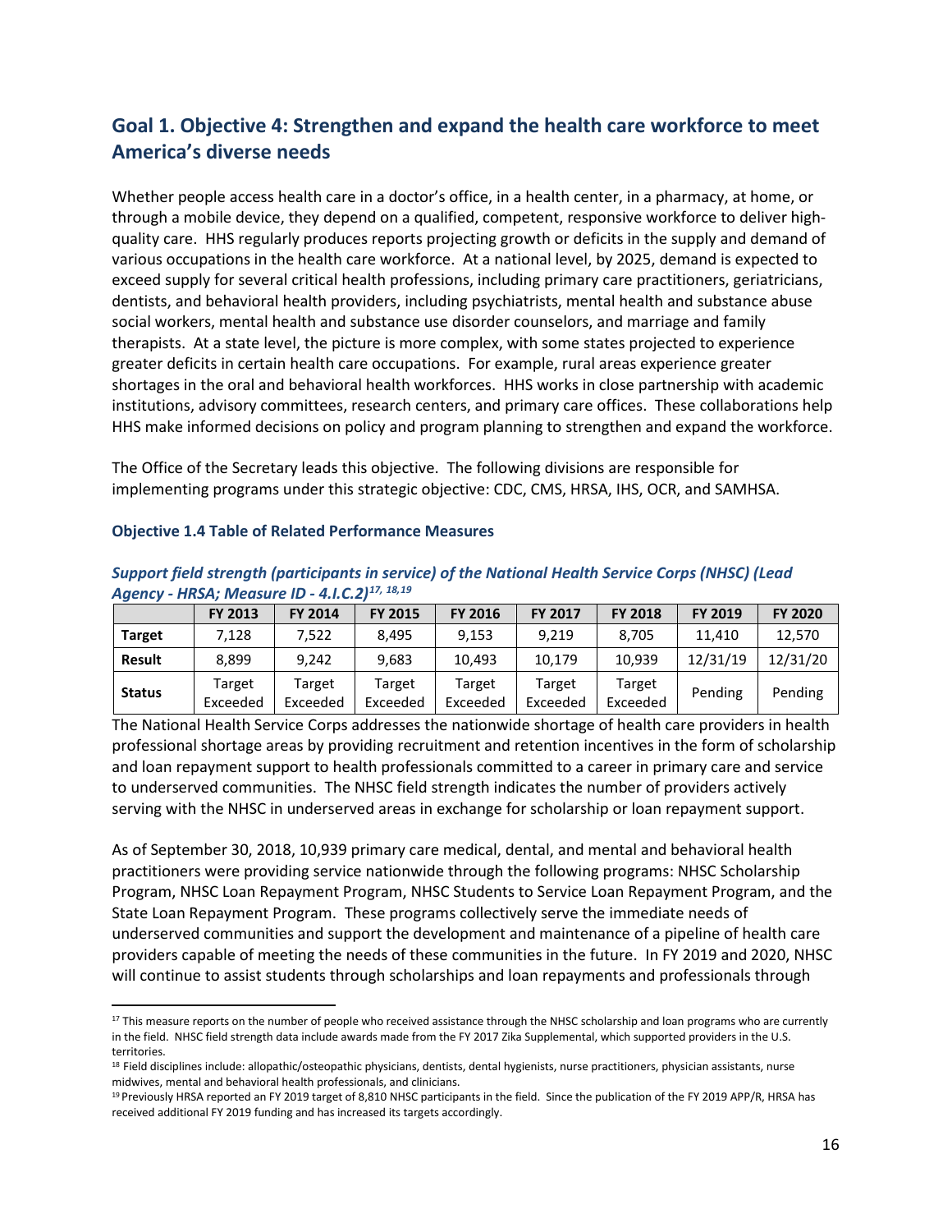## Goal 1. Objective 4: Strengthen and expand the health care workforce to meet America's diverse needs

Whether people access health care in a doctor's office, in a health center, in a pharmacy, at home, or through a mobile device, they depend on a qualified, competent, responsive workforce to deliver high-quality care. HHS regularly produces reports projecting growth or deficits in the supply and demand of various occupations in the health care workforce. At a national level, by 2025, demand is expected to exceed supply for several critical health professions, including primary care practitioners, geriatricians, dentists, and behavioral health providers, including psychiatrists, mental health and substance abuse social workers, mental health and substance use disorder counselors, and marriage and family therapists. At a state level, the picture is more complex, with some states projected to experience greater deficits in certain health care occupations. For example, rural areas experience greater shortages in the oral and behavioral health workforces. HHS works in close partnership with academic institutions, advisory committees, research centers, and primary care offices. These collaborations help HHS make informed decisions on policy and program planning to strengthen and expand the workforce.

The Office of the Secretary leads this objective. The following divisions are responsible for implementing programs under this strategic objective: CDC, CMS, HRSA, IHS, OCR, and SAMHSA.

#### Objective 1.4 Table of Related Performance Measures

***Support field strength (participants in service) of the National Health Service Corps (NHSC) (Lead Agency - HRSA; Measure ID - 4.I.C.2)[17, 18,19]***

| | FY 2013 | FY 2014 | FY 2015 | FY 2016 | FY 2017 | FY 2018 | FY 2019 | FY 2020 |
|---|---|---|---|---|---|---|---|---|
| **Target** | 7,128 | 7,522 | 8,495 | 9,153 | 9,219 | 8,705 | 11,410 | 12,570 |
| **Result** | 8,899 | 9,242 | 9,683 | 10,493 | 10,179 | 10,939 | 12/31/19 | 12/31/20 |
| **Status** | Target Exceeded | Target Exceeded | Target Exceeded | Target Exceeded | Target Exceeded | Target Exceeded | Pending | Pending |

The National Health Service Corps addresses the nationwide shortage of health care providers in health professional shortage areas by providing recruitment and retention incentives in the form of scholarship and loan repayment support to health professionals committed to a career in primary care and service to underserved communities. The NHSC field strength indicates the number of providers actively serving with the NHSC in underserved areas in exchange for scholarship or loan repayment support.

As of September 30, 2018, 10,939 primary care medical, dental, and mental and behavioral health practitioners were providing service nationwide through the following programs: NHSC Scholarship Program, NHSC Loan Repayment Program, NHSC Students to Service Loan Repayment Program, and the State Loan Repayment Program. These programs collectively serve the immediate needs of underserved communities and support the development and maintenance of a pipeline of health care providers capable of meeting the needs of these communities in the future. In FY 2019 and 2020, NHSC will continue to assist students through scholarships and loan repayments and professionals through

---

[17] This measure reports on the number of people who received assistance through the NHSC scholarship and loan programs who are currently in the field. NHSC field strength data include awards made from the FY 2017 Zika Supplemental, which supported providers in the U.S. territories.

[18] Field disciplines include: allopathic/osteopathic physicians, dentists, dental hygienists, nurse practitioners, physician assistants, nurse midwives, mental and behavioral health professionals, and clinicians.

[19] Previously HRSA reported an FY 2019 target of 8,810 NHSC participants in the field. Since the publication of the FY 2019 APP/R, HRSA has received additional FY 2019 funding and has increased its targets accordingly.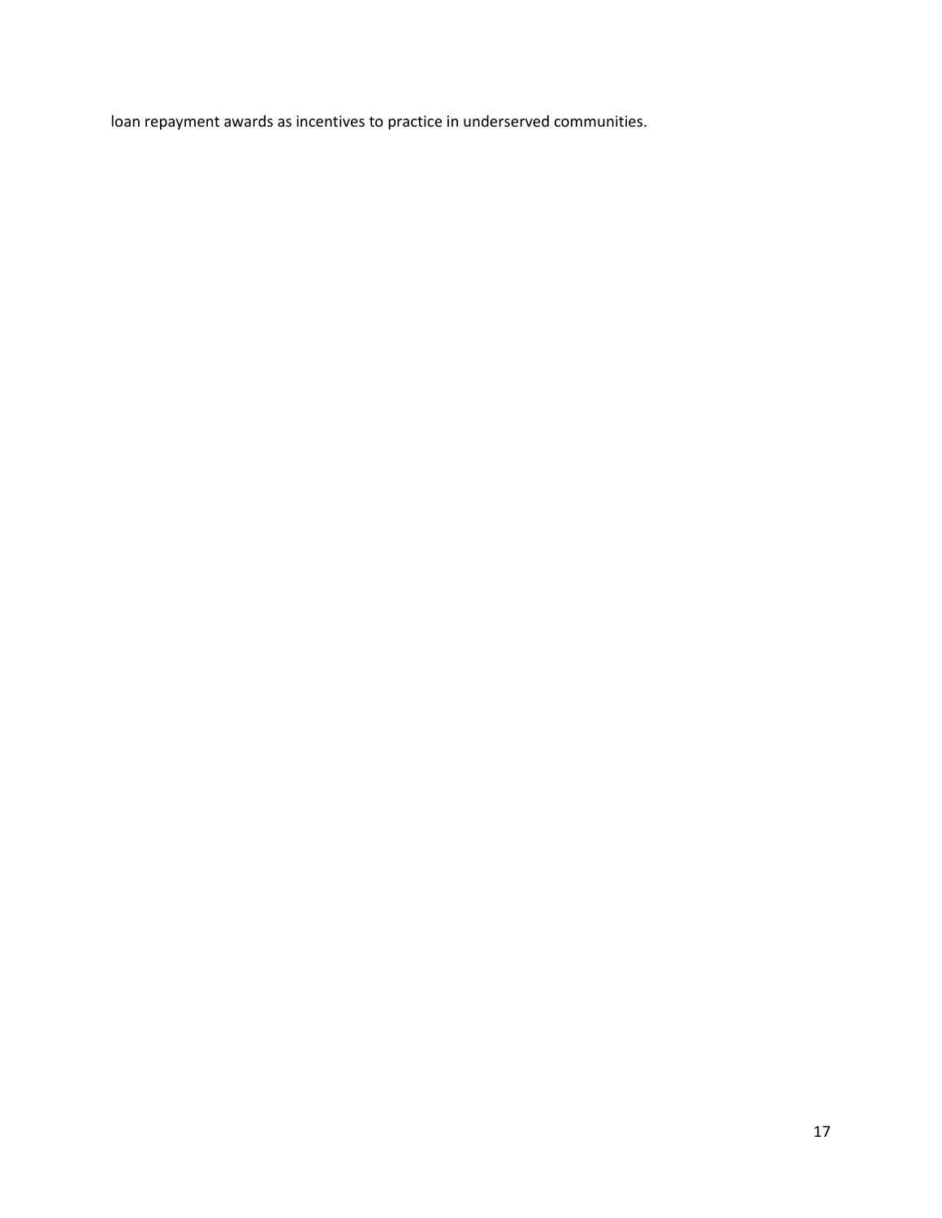loan repayment awards as incentives to practice in underserved communities.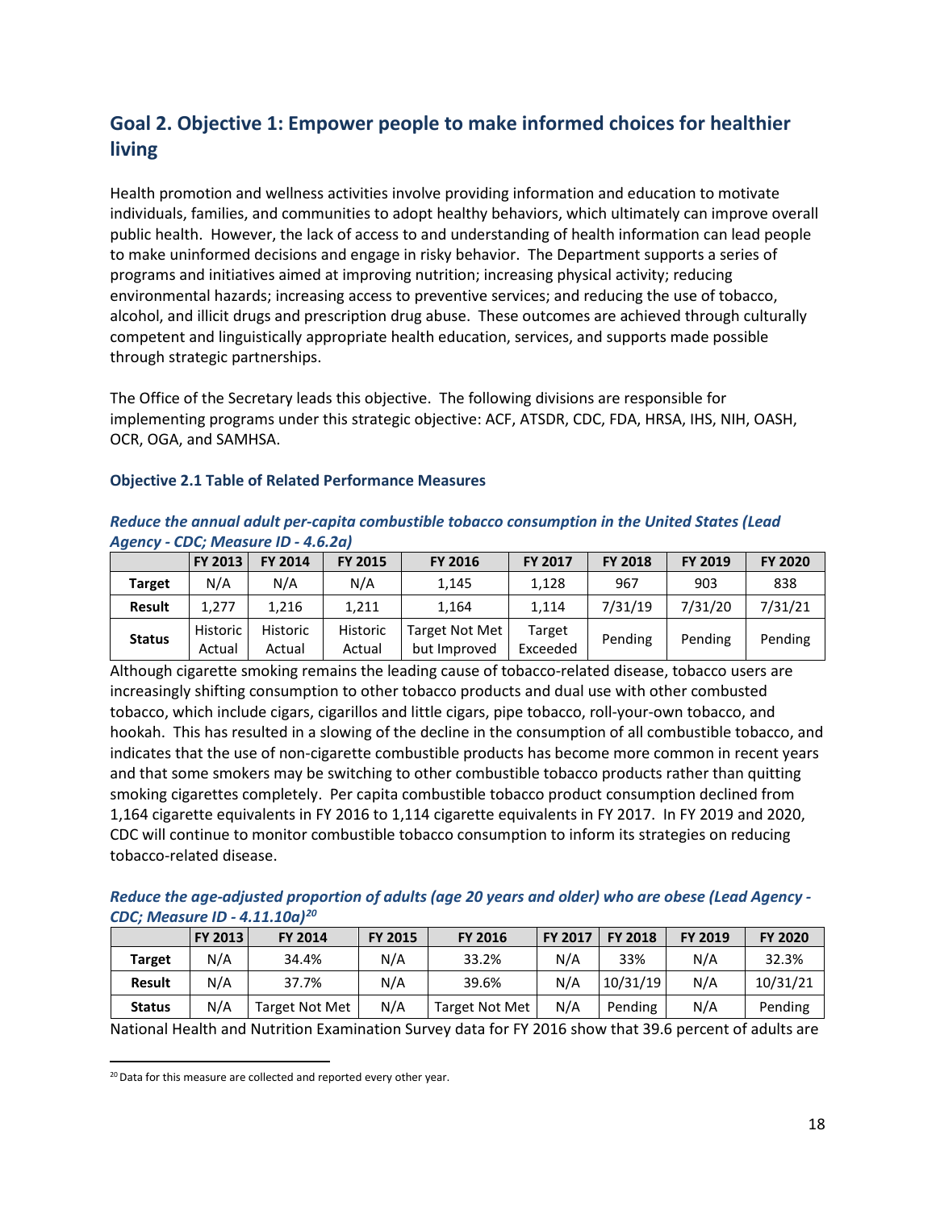## Goal 2. Objective 1: Empower people to make informed choices for healthier living

Health promotion and wellness activities involve providing information and education to motivate individuals, families, and communities to adopt healthy behaviors, which ultimately can improve overall public health. However, the lack of access to and understanding of health information can lead people to make uninformed decisions and engage in risky behavior. The Department supports a series of programs and initiatives aimed at improving nutrition; increasing physical activity; reducing environmental hazards; increasing access to preventive services; and reducing the use of tobacco, alcohol, and illicit drugs and prescription drug abuse. These outcomes are achieved through culturally competent and linguistically appropriate health education, services, and supports made possible through strategic partnerships.

The Office of the Secretary leads this objective. The following divisions are responsible for implementing programs under this strategic objective: ACF, ATSDR, CDC, FDA, HRSA, IHS, NIH, OASH, OCR, OGA, and SAMHSA.

### Objective 2.1 Table of Related Performance Measures

***Reduce the annual adult per-capita combustible tobacco consumption in the United States (Lead Agency - CDC; Measure ID - 4.6.2a)***

| | FY 2013 | FY 2014 | FY 2015 | FY 2016 | FY 2017 | FY 2018 | FY 2019 | FY 2020 |
|---|---|---|---|---|---|---|---|---|
| **Target** | N/A | N/A | N/A | 1,145 | 1,128 | 967 | 903 | 838 |
| **Result** | 1,277 | 1,216 | 1,211 | 1,164 | 1,114 | 7/31/19 | 7/31/20 | 7/31/21 |
| **Status** | Historic Actual | Historic Actual | Historic Actual | Target Not Met but Improved | Target Exceeded | Pending | Pending | Pending |

Although cigarette smoking remains the leading cause of tobacco-related disease, tobacco users are increasingly shifting consumption to other tobacco products and dual use with other combusted tobacco, which include cigars, cigarillos and little cigars, pipe tobacco, roll-your-own tobacco, and hookah. This has resulted in a slowing of the decline in the consumption of all combustible tobacco, and indicates that the use of non-cigarette combustible products has become more common in recent years and that some smokers may be switching to other combustible tobacco products rather than quitting smoking cigarettes completely. Per capita combustible tobacco product consumption declined from 1,164 cigarette equivalents in FY 2016 to 1,114 cigarette equivalents in FY 2017. In FY 2019 and 2020, CDC will continue to monitor combustible tobacco consumption to inform its strategies on reducing tobacco-related disease.

***Reduce the age-adjusted proportion of adults (age 20 years and older) who are obese (Lead Agency - CDC; Measure ID - 4.11.10a)[20]***

| | FY 2013 | FY 2014 | FY 2015 | FY 2016 | FY 2017 | FY 2018 | FY 2019 | FY 2020 |
|---|---|---|---|---|---|---|---|---|
| **Target** | N/A | 34.4% | N/A | 33.2% | N/A | 33% | N/A | 32.3% |
| **Result** | N/A | 37.7% | N/A | 39.6% | N/A | 10/31/19 | N/A | 10/31/21 |
| **Status** | N/A | Target Not Met | N/A | Target Not Met | N/A | Pending | N/A | Pending |

National Health and Nutrition Examination Survey data for FY 2016 show that 39.6 percent of adults are

[20] Data for this measure are collected and reported every other year.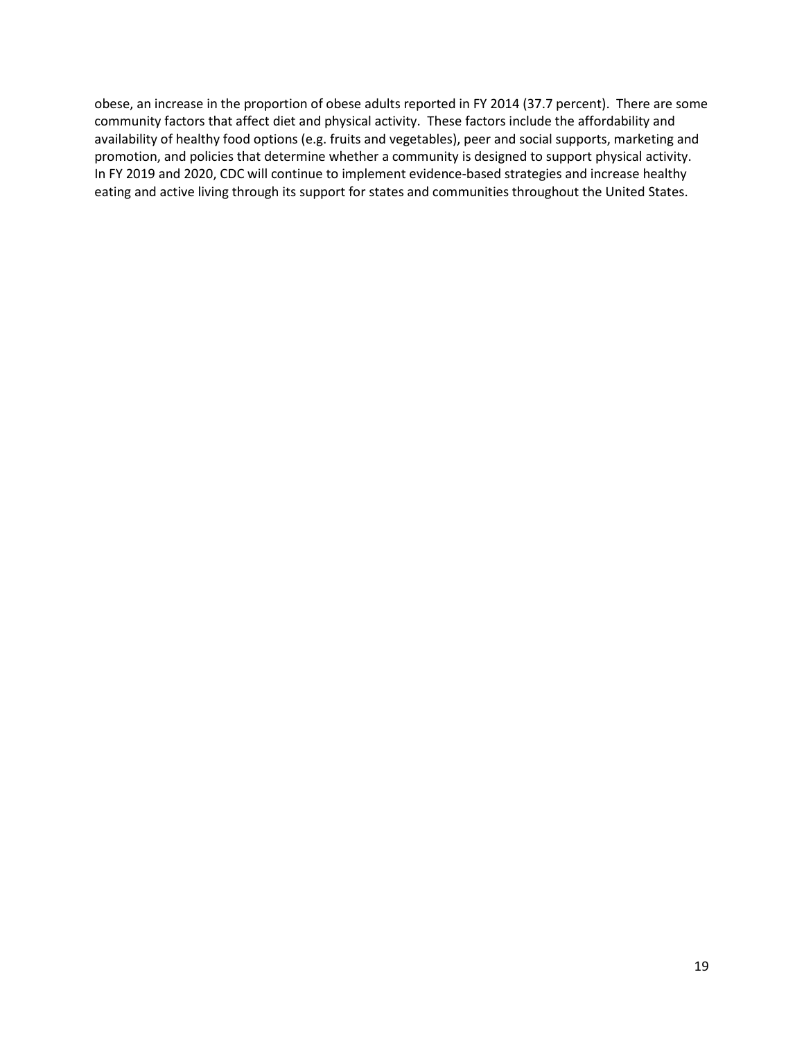obese, an increase in the proportion of obese adults reported in FY 2014 (37.7 percent). There are some community factors that affect diet and physical activity. These factors include the affordability and availability of healthy food options (e.g. fruits and vegetables), peer and social supports, marketing and promotion, and policies that determine whether a community is designed to support physical activity. In FY 2019 and 2020, CDC will continue to implement evidence-based strategies and increase healthy eating and active living through its support for states and communities throughout the United States.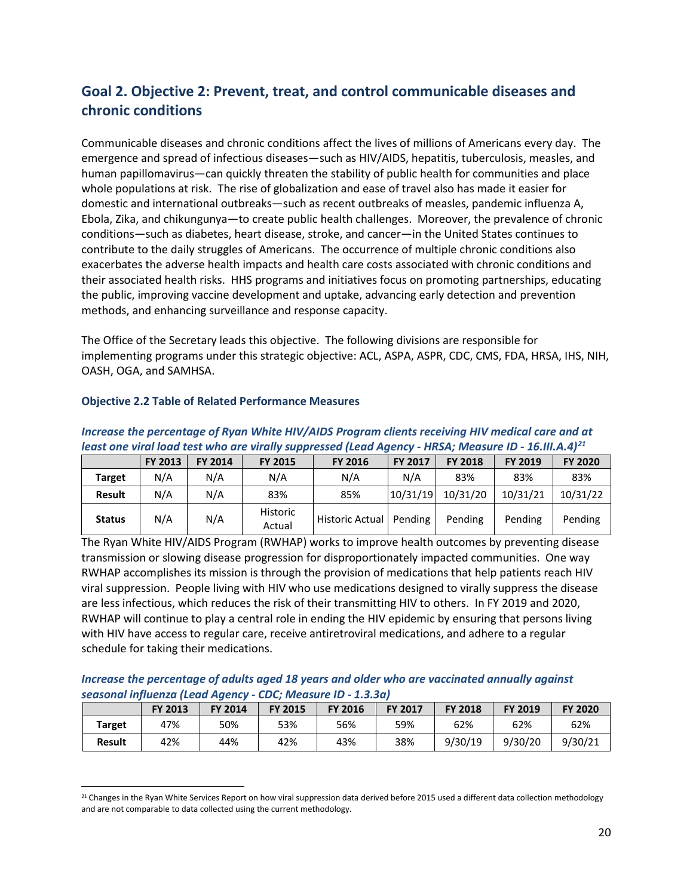## Goal 2. Objective 2: Prevent, treat, and control communicable diseases and chronic conditions

Communicable diseases and chronic conditions affect the lives of millions of Americans every day. The emergence and spread of infectious diseases—such as HIV/AIDS, hepatitis, tuberculosis, measles, and human papillomavirus—can quickly threaten the stability of public health for communities and place whole populations at risk. The rise of globalization and ease of travel also has made it easier for domestic and international outbreaks—such as recent outbreaks of measles, pandemic influenza A, Ebola, Zika, and chikungunya—to create public health challenges. Moreover, the prevalence of chronic conditions—such as diabetes, heart disease, stroke, and cancer—in the United States continues to contribute to the daily struggles of Americans. The occurrence of multiple chronic conditions also exacerbates the adverse health impacts and health care costs associated with chronic conditions and their associated health risks. HHS programs and initiatives focus on promoting partnerships, educating the public, improving vaccine development and uptake, advancing early detection and prevention methods, and enhancing surveillance and response capacity.

The Office of the Secretary leads this objective. The following divisions are responsible for implementing programs under this strategic objective: ACL, ASPA, ASPR, CDC, CMS, FDA, HRSA, IHS, NIH, OASH, OGA, and SAMHSA.

### Objective 2.2 Table of Related Performance Measures

***Increase the percentage of Ryan White HIV/AIDS Program clients receiving HIV medical care and at least one viral load test who are virally suppressed (Lead Agency - HRSA; Measure ID - 16.III.A.4)[21]***

| | FY 2013 | FY 2014 | FY 2015 | FY 2016 | FY 2017 | FY 2018 | FY 2019 | FY 2020 |
|---|---|---|---|---|---|---|---|---|
| **Target** | N/A | N/A | N/A | N/A | N/A | 83% | 83% | 83% |
| **Result** | N/A | N/A | 83% | 85% | 10/31/19 | 10/31/20 | 10/31/21 | 10/31/22 |
| **Status** | N/A | N/A | Historic Actual | Historic Actual | Pending | Pending | Pending | Pending |

The Ryan White HIV/AIDS Program (RWHAP) works to improve health outcomes by preventing disease transmission or slowing disease progression for disproportionately impacted communities. One way RWHAP accomplishes its mission is through the provision of medications that help patients reach HIV viral suppression. People living with HIV who use medications designed to virally suppress the disease are less infectious, which reduces the risk of their transmitting HIV to others. In FY 2019 and 2020, RWHAP will continue to play a central role in ending the HIV epidemic by ensuring that persons living with HIV have access to regular care, receive antiretroviral medications, and adhere to a regular schedule for taking their medications.

***Increase the percentage of adults aged 18 years and older who are vaccinated annually against seasonal influenza (Lead Agency - CDC; Measure ID - 1.3.3a)***

| | FY 2013 | FY 2014 | FY 2015 | FY 2016 | FY 2017 | FY 2018 | FY 2019 | FY 2020 |
|---|---|---|---|---|---|---|---|---|
| **Target** | 47% | 50% | 53% | 56% | 59% | 62% | 62% | 62% |
| **Result** | 42% | 44% | 42% | 43% | 38% | 9/30/19 | 9/30/20 | 9/30/21 |

[21] Changes in the Ryan White Services Report on how viral suppression data derived before 2015 used a different data collection methodology and are not comparable to data collected using the current methodology.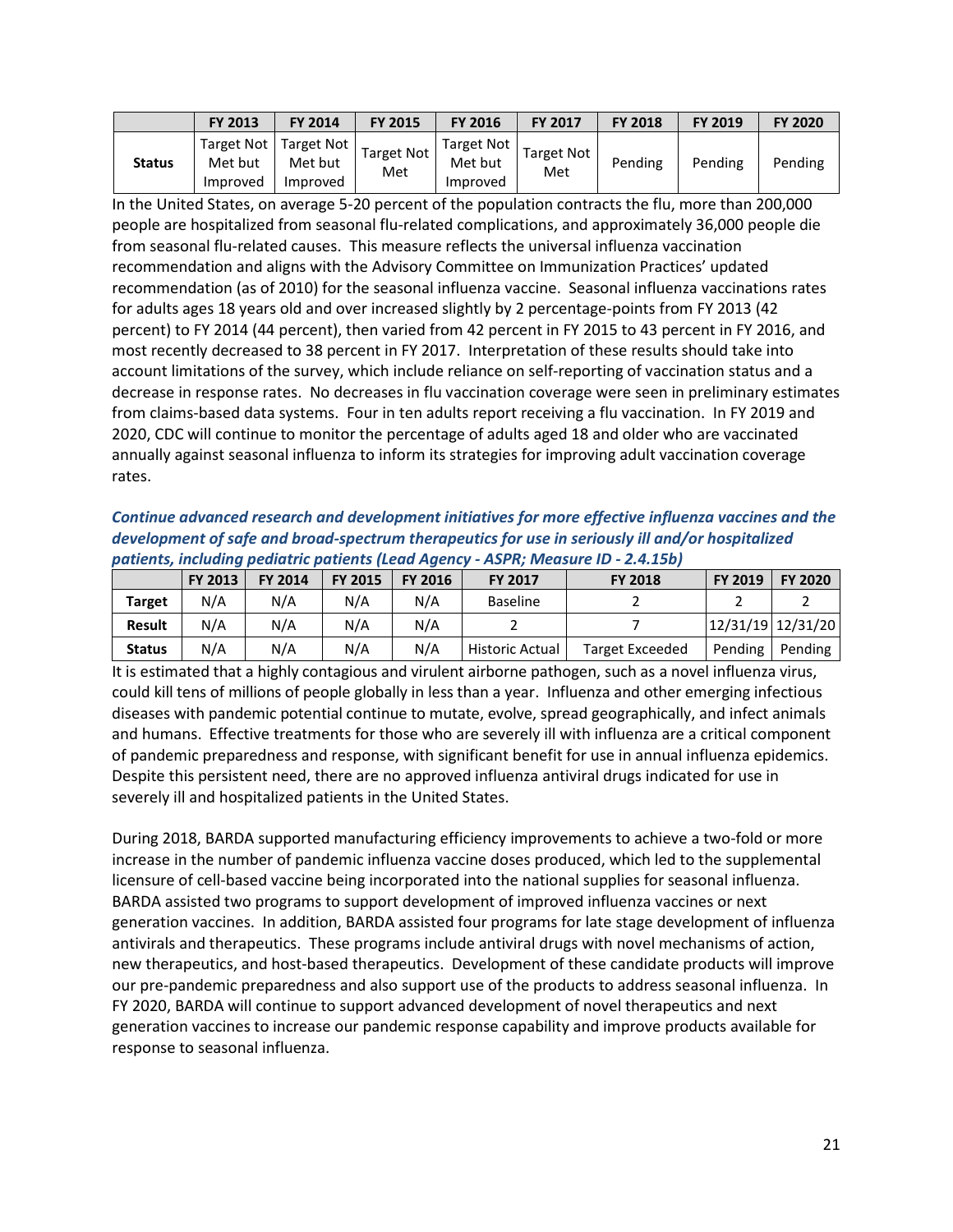| | FY 2013 | FY 2014 | FY 2015 | FY 2016 | FY 2017 | FY 2018 | FY 2019 | FY 2020 |
|---|---|---|---|---|---|---|---|---|
| **Status** | Target Not Met but Improved | Target Not Met but Improved | Target Not Met | Target Not Met but Improved | Target Not Met | Pending | Pending | Pending |

In the United States, on average 5-20 percent of the population contracts the flu, more than 200,000 people are hospitalized from seasonal flu-related complications, and approximately 36,000 people die from seasonal flu-related causes. This measure reflects the universal influenza vaccination recommendation and aligns with the Advisory Committee on Immunization Practices' updated recommendation (as of 2010) for the seasonal influenza vaccine. Seasonal influenza vaccinations rates for adults ages 18 years old and over increased slightly by 2 percentage-points from FY 2013 (42 percent) to FY 2014 (44 percent), then varied from 42 percent in FY 2015 to 43 percent in FY 2016, and most recently decreased to 38 percent in FY 2017. Interpretation of these results should take into account limitations of the survey, which include reliance on self-reporting of vaccination status and a decrease in response rates. No decreases in flu vaccination coverage were seen in preliminary estimates from claims-based data systems. Four in ten adults report receiving a flu vaccination. In FY 2019 and 2020, CDC will continue to monitor the percentage of adults aged 18 and older who are vaccinated annually against seasonal influenza to inform its strategies for improving adult vaccination coverage rates.

***Continue advanced research and development initiatives for more effective influenza vaccines and the development of safe and broad-spectrum therapeutics for use in seriously ill and/or hospitalized patients, including pediatric patients (Lead Agency - ASPR; Measure ID - 2.4.15b)***

| | FY 2013 | FY 2014 | FY 2015 | FY 2016 | FY 2017 | FY 2018 | FY 2019 | FY 2020 |
|---|---|---|---|---|---|---|---|---|
| **Target** | N/A | N/A | N/A | N/A | Baseline | 2 | 2 | 2 |
| **Result** | N/A | N/A | N/A | N/A | 2 | 7 | 12/31/19 | 12/31/20 |
| **Status** | N/A | N/A | N/A | N/A | Historic Actual | Target Exceeded | Pending | Pending |

It is estimated that a highly contagious and virulent airborne pathogen, such as a novel influenza virus, could kill tens of millions of people globally in less than a year. Influenza and other emerging infectious diseases with pandemic potential continue to mutate, evolve, spread geographically, and infect animals and humans. Effective treatments for those who are severely ill with influenza are a critical component of pandemic preparedness and response, with significant benefit for use in annual influenza epidemics. Despite this persistent need, there are no approved influenza antiviral drugs indicated for use in severely ill and hospitalized patients in the United States.

During 2018, BARDA supported manufacturing efficiency improvements to achieve a two-fold or more increase in the number of pandemic influenza vaccine doses produced, which led to the supplemental licensure of cell-based vaccine being incorporated into the national supplies for seasonal influenza. BARDA assisted two programs to support development of improved influenza vaccines or next generation vaccines. In addition, BARDA assisted four programs for late stage development of influenza antivirals and therapeutics. These programs include antiviral drugs with novel mechanisms of action, new therapeutics, and host-based therapeutics. Development of these candidate products will improve our pre-pandemic preparedness and also support use of the products to address seasonal influenza. In FY 2020, BARDA will continue to support advanced development of novel therapeutics and next generation vaccines to increase our pandemic response capability and improve products available for response to seasonal influenza.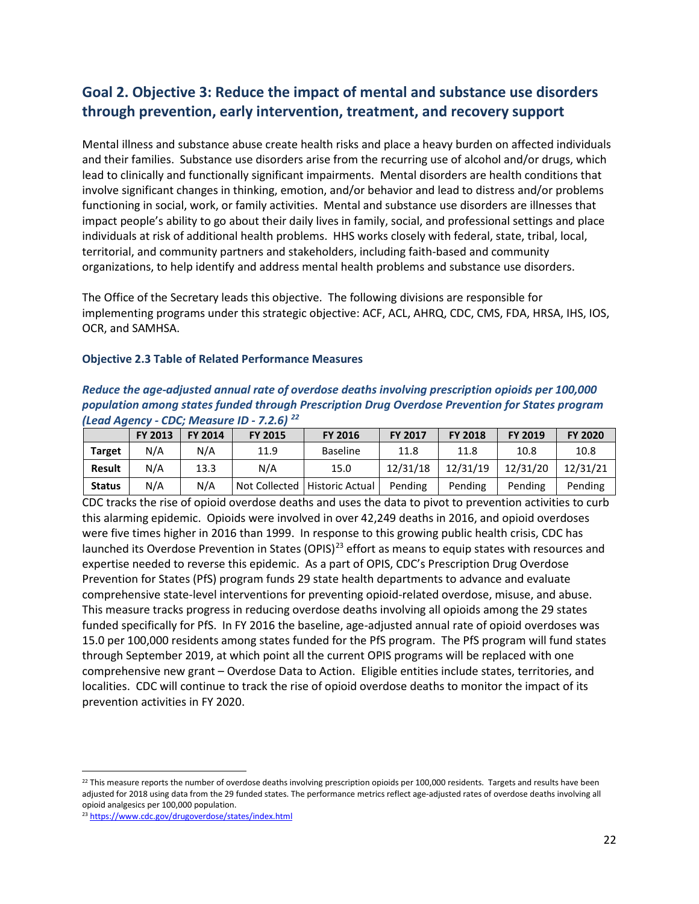## Goal 2. Objective 3: Reduce the impact of mental and substance use disorders through prevention, early intervention, treatment, and recovery support

Mental illness and substance abuse create health risks and place a heavy burden on affected individuals and their families. Substance use disorders arise from the recurring use of alcohol and/or drugs, which lead to clinically and functionally significant impairments. Mental disorders are health conditions that involve significant changes in thinking, emotion, and/or behavior and lead to distress and/or problems functioning in social, work, or family activities. Mental and substance use disorders are illnesses that impact people's ability to go about their daily lives in family, social, and professional settings and place individuals at risk of additional health problems. HHS works closely with federal, state, tribal, local, territorial, and community partners and stakeholders, including faith-based and community organizations, to help identify and address mental health problems and substance use disorders.

The Office of the Secretary leads this objective. The following divisions are responsible for implementing programs under this strategic objective: ACF, ACL, AHRQ, CDC, CMS, FDA, HRSA, IHS, IOS, OCR, and SAMHSA.

### Objective 2.3 Table of Related Performance Measures

***Reduce the age-adjusted annual rate of overdose deaths involving prescription opioids per 100,000 population among states funded through Prescription Drug Overdose Prevention for States program (Lead Agency - CDC; Measure ID - 7.2.6)*** [22]

| | FY 2013 | FY 2014 | FY 2015 | FY 2016 | FY 2017 | FY 2018 | FY 2019 | FY 2020 |
|---|---|---|---|---|---|---|---|---|
| **Target** | N/A | N/A | 11.9 | Baseline | 11.8 | 11.8 | 10.8 | 10.8 |
| **Result** | N/A | 13.3 | N/A | 15.0 | 12/31/18 | 12/31/19 | 12/31/20 | 12/31/21 |
| **Status** | N/A | N/A | Not Collected | Historic Actual | Pending | Pending | Pending | Pending |

CDC tracks the rise of opioid overdose deaths and uses the data to pivot to prevention activities to curb this alarming epidemic. Opioids were involved in over 42,249 deaths in 2016, and opioid overdoses were five times higher in 2016 than 1999. In response to this growing public health crisis, CDC has launched its Overdose Prevention in States (OPIS)[23] effort as means to equip states with resources and expertise needed to reverse this epidemic. As a part of OPIS, CDC's Prescription Drug Overdose Prevention for States (PfS) program funds 29 state health departments to advance and evaluate comprehensive state-level interventions for preventing opioid-related overdose, misuse, and abuse. This measure tracks progress in reducing overdose deaths involving all opioids among the 29 states funded specifically for PfS. In FY 2016 the baseline, age-adjusted annual rate of opioid overdoses was 15.0 per 100,000 residents among states funded for the PfS program. The PfS program will fund states through September 2019, at which point all the current OPIS programs will be replaced with one comprehensive new grant – Overdose Data to Action. Eligible entities include states, territories, and localities. CDC will continue to track the rise of opioid overdose deaths to monitor the impact of its prevention activities in FY 2020.

---

[22] This measure reports the number of overdose deaths involving prescription opioids per 100,000 residents. Targets and results have been adjusted for 2018 using data from the 29 funded states. The performance metrics reflect age-adjusted rates of overdose deaths involving all opioid analgesics per 100,000 population.

[23] https://www.cdc.gov/drugoverdose/states/index.html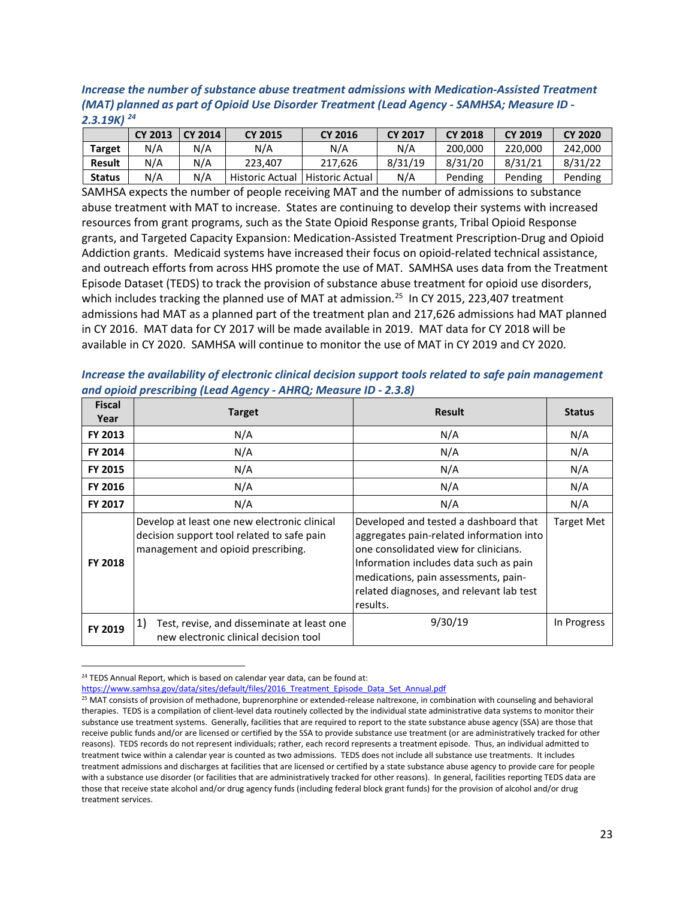***Increase the number of substance abuse treatment admissions with Medication-Assisted Treatment (MAT) planned as part of Opioid Use Disorder Treatment (Lead Agency - SAMHSA; Measure ID - 2.3.19K)*** [24]

| | CY 2013 | CY 2014 | CY 2015 | CY 2016 | CY 2017 | CY 2018 | CY 2019 | CY 2020 |
|---|---|---|---|---|---|---|---|---|
| **Target** | N/A | N/A | N/A | N/A | N/A | 200,000 | 220,000 | 242,000 |
| **Result** | N/A | N/A | 223,407 | 217,626 | 8/31/19 | 8/31/20 | 8/31/21 | 8/31/22 |
| **Status** | N/A | N/A | Historic Actual | Historic Actual | N/A | Pending | Pending | Pending |

SAMHSA expects the number of people receiving MAT and the number of admissions to substance abuse treatment with MAT to increase. States are continuing to develop their systems with increased resources from grant programs, such as the State Opioid Response grants, Tribal Opioid Response grants, and Targeted Capacity Expansion: Medication-Assisted Treatment Prescription-Drug and Opioid Addiction grants. Medicaid systems have increased their focus on opioid-related technical assistance, and outreach efforts from across HHS promote the use of MAT. SAMHSA uses data from the Treatment Episode Dataset (TEDS) to track the provision of substance abuse treatment for opioid use disorders, which includes tracking the planned use of MAT at admission.[25] In CY 2015, 223,407 treatment admissions had MAT as a planned part of the treatment plan and 217,626 admissions had MAT planned in CY 2016. MAT data for CY 2017 will be made available in 2019. MAT data for CY 2018 will be available in CY 2020. SAMHSA will continue to monitor the use of MAT in CY 2019 and CY 2020.

***Increase the availability of electronic clinical decision support tools related to safe pain management and opioid prescribing (Lead Agency - AHRQ; Measure ID - 2.3.8)***

| Fiscal Year | Target | Result | Status |
|---|---|---|---|
| **FY 2013** | N/A | N/A | N/A |
| **FY 2014** | N/A | N/A | N/A |
| **FY 2015** | N/A | N/A | N/A |
| **FY 2016** | N/A | N/A | N/A |
| **FY 2017** | N/A | N/A | N/A |
| **FY 2018** | Develop at least one new electronic clinical decision support tool related to safe pain management and opioid prescribing. | Developed and tested a dashboard that aggregates pain-related information into one consolidated view for clinicians. Information includes data such as pain medications, pain assessments, pain-related diagnoses, and relevant lab test results. | Target Met |
| **FY 2019** | 1) Test, revise, and disseminate at least one new electronic clinical decision tool | 9/30/19 | In Progress |

---

[24] TEDS Annual Report, which is based on calendar year data, can be found at: https://www.samhsa.gov/data/sites/default/files/2016_Treatment_Episode_Data_Set_Annual.pdf

[25] MAT consists of provision of methadone, buprenorphine or extended-release naltrexone, in combination with counseling and behavioral therapies. TEDS is a compilation of client-level data routinely collected by the individual state administrative data systems to monitor their substance use treatment systems. Generally, facilities that are required to report to the state substance abuse agency (SSA) are those that receive public funds and/or are licensed or certified by the SSA to provide substance use treatment (or are administratively tracked for other reasons). TEDS records do not represent individuals; rather, each record represents a treatment episode. Thus, an individual admitted to treatment twice within a calendar year is counted as two admissions. TEDS does not include all substance use treatments. It includes treatment admissions and discharges at facilities that are licensed or certified by a state substance abuse agency to provide care for people with a substance use disorder (or facilities that are administratively tracked for other reasons). In general, facilities reporting TEDS data are those that receive state alcohol and/or drug agency funds (including federal block grant funds) for the provision of alcohol and/or drug treatment services.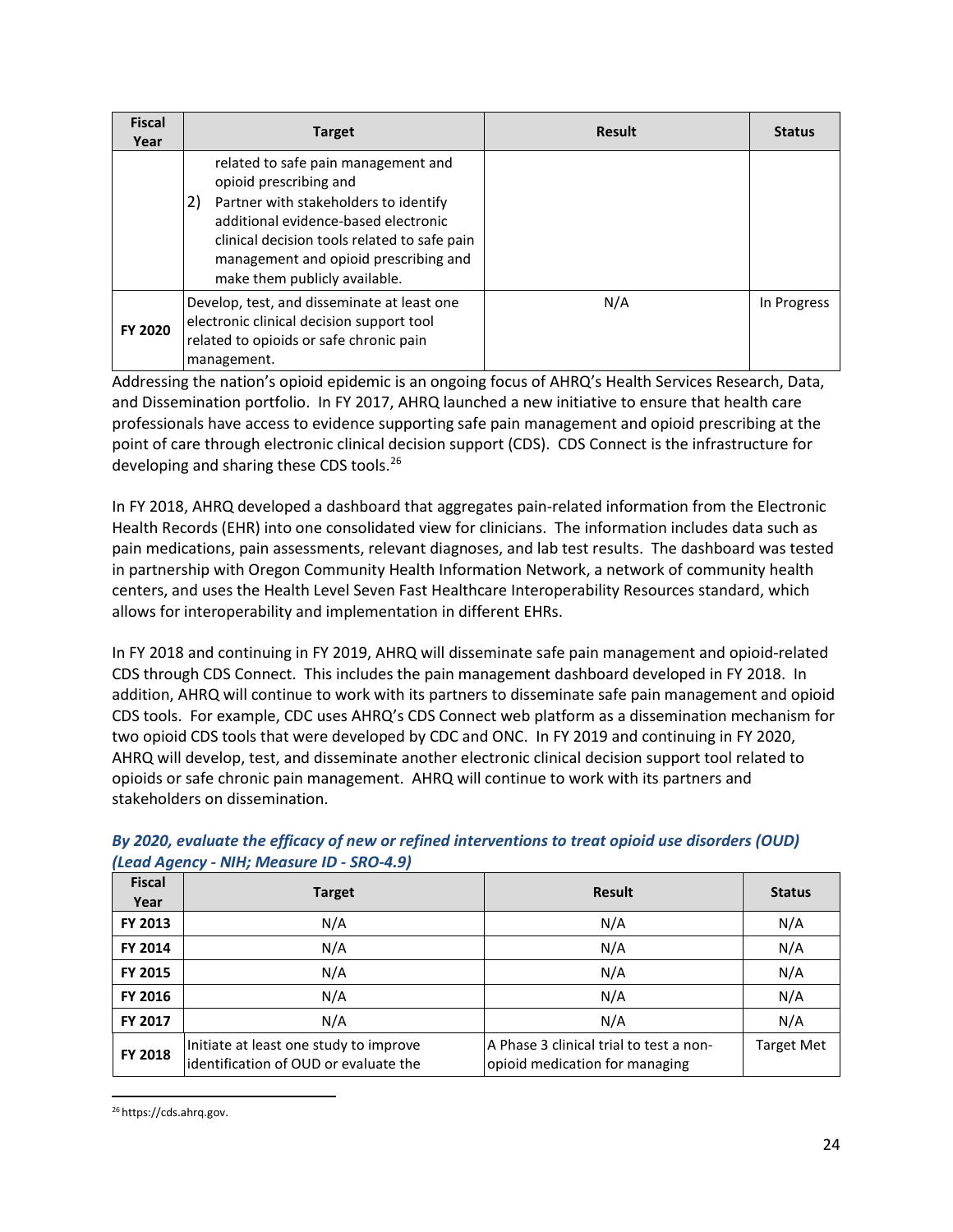| Fiscal Year | Target | Result | Status |
|---|---|---|---|
| | related to safe pain management and opioid prescribing and 2) Partner with stakeholders to identify additional evidence-based electronic clinical decision tools related to safe pain management and opioid prescribing and make them publicly available. | | |
| **FY 2020** | Develop, test, and disseminate at least one electronic clinical decision support tool related to opioids or safe chronic pain management. | N/A | In Progress |

Addressing the nation's opioid epidemic is an ongoing focus of AHRQ's Health Services Research, Data, and Dissemination portfolio. In FY 2017, AHRQ launched a new initiative to ensure that health care professionals have access to evidence supporting safe pain management and opioid prescribing at the point of care through electronic clinical decision support (CDS). CDS Connect is the infrastructure for developing and sharing these CDS tools.[26]

In FY 2018, AHRQ developed a dashboard that aggregates pain-related information from the Electronic Health Records (EHR) into one consolidated view for clinicians. The information includes data such as pain medications, pain assessments, relevant diagnoses, and lab test results. The dashboard was tested in partnership with Oregon Community Health Information Network, a network of community health centers, and uses the Health Level Seven Fast Healthcare Interoperability Resources standard, which allows for interoperability and implementation in different EHRs.

In FY 2018 and continuing in FY 2019, AHRQ will disseminate safe pain management and opioid-related CDS through CDS Connect. This includes the pain management dashboard developed in FY 2018. In addition, AHRQ will continue to work with its partners to disseminate safe pain management and opioid CDS tools. For example, CDC uses AHRQ's CDS Connect web platform as a dissemination mechanism for two opioid CDS tools that were developed by CDC and ONC. In FY 2019 and continuing in FY 2020, AHRQ will develop, test, and disseminate another electronic clinical decision support tool related to opioids or safe chronic pain management. AHRQ will continue to work with its partners and stakeholders on dissemination.

***By 2020, evaluate the efficacy of new or refined interventions to treat opioid use disorders (OUD) (Lead Agency - NIH; Measure ID - SRO-4.9)***

| Fiscal Year | Target | Result | Status |
|---|---|---|---|
| **FY 2013** | N/A | N/A | N/A |
| **FY 2014** | N/A | N/A | N/A |
| **FY 2015** | N/A | N/A | N/A |
| **FY 2016** | N/A | N/A | N/A |
| **FY 2017** | N/A | N/A | N/A |
| **FY 2018** | Initiate at least one study to improve identification of OUD or evaluate the | A Phase 3 clinical trial to test a non-opioid medication for managing | Target Met |

[26] https://cds.ahrq.gov.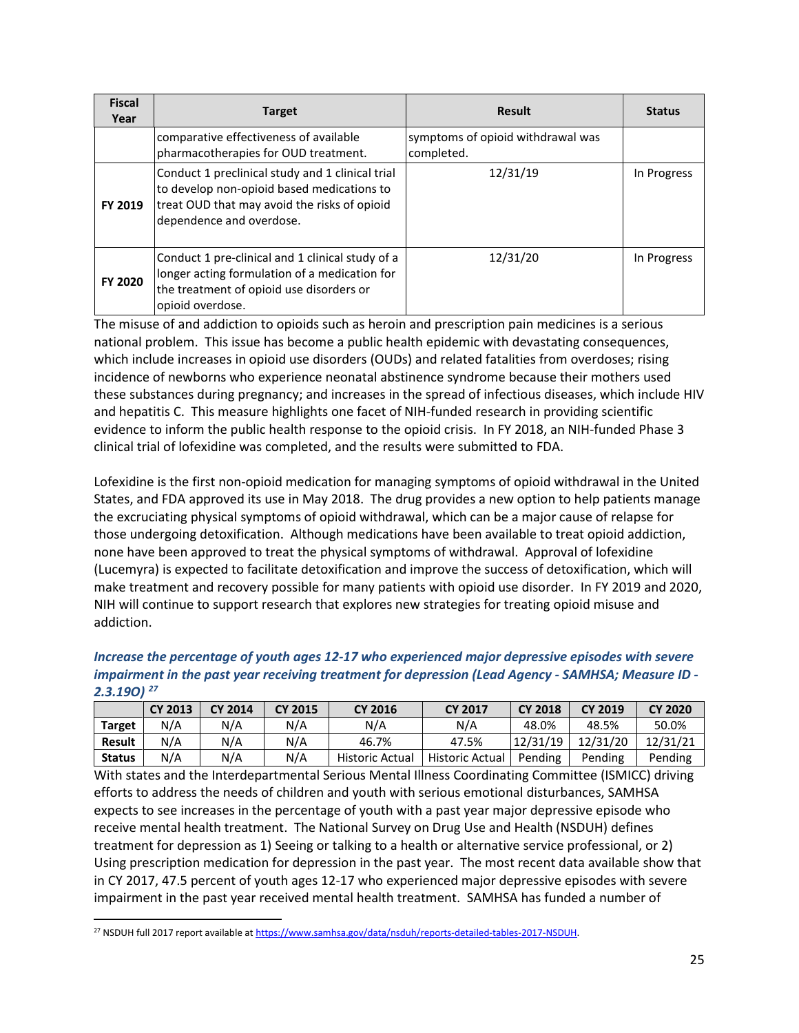| Fiscal Year | Target | Result | Status |
|---|---|---|---|
| | comparative effectiveness of available pharmacotherapies for OUD treatment. | symptoms of opioid withdrawal was completed. | |
| FY 2019 | Conduct 1 preclinical study and 1 clinical trial to develop non-opioid based medications to treat OUD that may avoid the risks of opioid dependence and overdose. | 12/31/19 | In Progress |
| FY 2020 | Conduct 1 pre-clinical and 1 clinical study of a longer acting formulation of a medication for the treatment of opioid use disorders or opioid overdose. | 12/31/20 | In Progress |

The misuse of and addiction to opioids such as heroin and prescription pain medicines is a serious national problem. This issue has become a public health epidemic with devastating consequences, which include increases in opioid use disorders (OUDs) and related fatalities from overdoses; rising incidence of newborns who experience neonatal abstinence syndrome because their mothers used these substances during pregnancy; and increases in the spread of infectious diseases, which include HIV and hepatitis C. This measure highlights one facet of NIH-funded research in providing scientific evidence to inform the public health response to the opioid crisis. In FY 2018, an NIH-funded Phase 3 clinical trial of lofexidine was completed, and the results were submitted to FDA.

Lofexidine is the first non-opioid medication for managing symptoms of opioid withdrawal in the United States, and FDA approved its use in May 2018. The drug provides a new option to help patients manage the excruciating physical symptoms of opioid withdrawal, which can be a major cause of relapse for those undergoing detoxification. Although medications have been available to treat opioid addiction, none have been approved to treat the physical symptoms of withdrawal. Approval of lofexidine (Lucemyra) is expected to facilitate detoxification and improve the success of detoxification, which will make treatment and recovery possible for many patients with opioid use disorder. In FY 2019 and 2020, NIH will continue to support research that explores new strategies for treating opioid misuse and addiction.

***Increase the percentage of youth ages 12-17 who experienced major depressive episodes with severe impairment in the past year receiving treatment for depression (Lead Agency - SAMHSA; Measure ID - 2.3.19O)*** [27]

| | CY 2013 | CY 2014 | CY 2015 | CY 2016 | CY 2017 | CY 2018 | CY 2019 | CY 2020 |
|---|---|---|---|---|---|---|---|---|
| **Target** | N/A | N/A | N/A | N/A | N/A | 48.0% | 48.5% | 50.0% |
| **Result** | N/A | N/A | N/A | 46.7% | 47.5% | 12/31/19 | 12/31/20 | 12/31/21 |
| **Status** | N/A | N/A | N/A | Historic Actual | Historic Actual | Pending | Pending | Pending |

With states and the Interdepartmental Serious Mental Illness Coordinating Committee (ISMICC) driving efforts to address the needs of children and youth with serious emotional disturbances, SAMHSA expects to see increases in the percentage of youth with a past year major depressive episode who receive mental health treatment. The National Survey on Drug Use and Health (NSDUH) defines treatment for depression as 1) Seeing or talking to a health or alternative service professional, or 2) Using prescription medication for depression in the past year. The most recent data available show that in CY 2017, 47.5 percent of youth ages 12-17 who experienced major depressive episodes with severe impairment in the past year received mental health treatment. SAMHSA has funded a number of

[27] NSDUH full 2017 report available at https://www.samhsa.gov/data/nsduh/reports-detailed-tables-2017-NSDUH.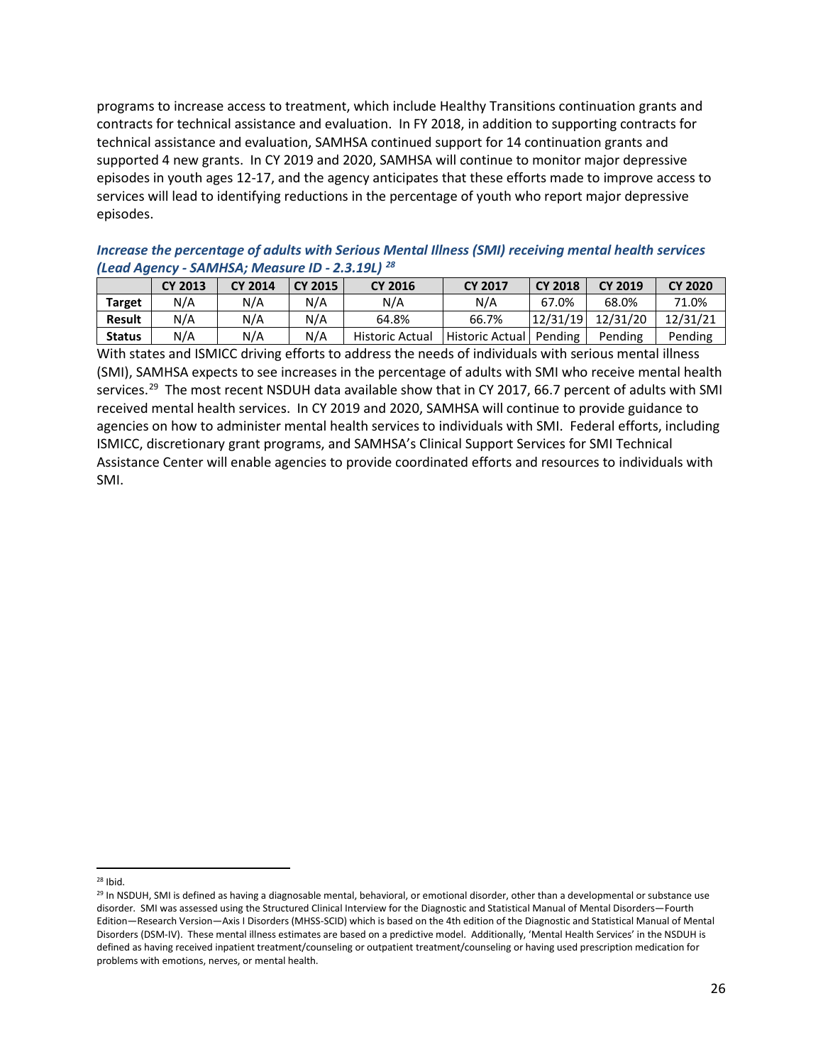programs to increase access to treatment, which include Healthy Transitions continuation grants and contracts for technical assistance and evaluation. In FY 2018, in addition to supporting contracts for technical assistance and evaluation, SAMHSA continued support for 14 continuation grants and supported 4 new grants. In CY 2019 and 2020, SAMHSA will continue to monitor major depressive episodes in youth ages 12-17, and the agency anticipates that these efforts made to improve access to services will lead to identifying reductions in the percentage of youth who report major depressive episodes.

***Increase the percentage of adults with Serious Mental Illness (SMI) receiving mental health services (Lead Agency - SAMHSA; Measure ID - 2.3.19L)*** [28]

| | CY 2013 | CY 2014 | CY 2015 | CY 2016 | CY 2017 | CY 2018 | CY 2019 | CY 2020 |
|---|---|---|---|---|---|---|---|---|
| **Target** | N/A | N/A | N/A | N/A | N/A | 67.0% | 68.0% | 71.0% |
| **Result** | N/A | N/A | N/A | 64.8% | 66.7% | 12/31/19 | 12/31/20 | 12/31/21 |
| **Status** | N/A | N/A | N/A | Historic Actual | Historic Actual | Pending | Pending | Pending |

With states and ISMICC driving efforts to address the needs of individuals with serious mental illness (SMI), SAMHSA expects to see increases in the percentage of adults with SMI who receive mental health services.[29] The most recent NSDUH data available show that in CY 2017, 66.7 percent of adults with SMI received mental health services. In CY 2019 and 2020, SAMHSA will continue to provide guidance to agencies on how to administer mental health services to individuals with SMI. Federal efforts, including ISMICC, discretionary grant programs, and SAMHSA's Clinical Support Services for SMI Technical Assistance Center will enable agencies to provide coordinated efforts and resources to individuals with SMI.

[28] Ibid.

[29] In NSDUH, SMI is defined as having a diagnosable mental, behavioral, or emotional disorder, other than a developmental or substance use disorder. SMI was assessed using the Structured Clinical Interview for the Diagnostic and Statistical Manual of Mental Disorders—Fourth Edition—Research Version—Axis I Disorders (MHSS-SCID) which is based on the 4th edition of the Diagnostic and Statistical Manual of Mental Disorders (DSM-IV). These mental illness estimates are based on a predictive model. Additionally, 'Mental Health Services' in the NSDUH is defined as having received inpatient treatment/counseling or outpatient treatment/counseling or having used prescription medication for problems with emotions, nerves, or mental health.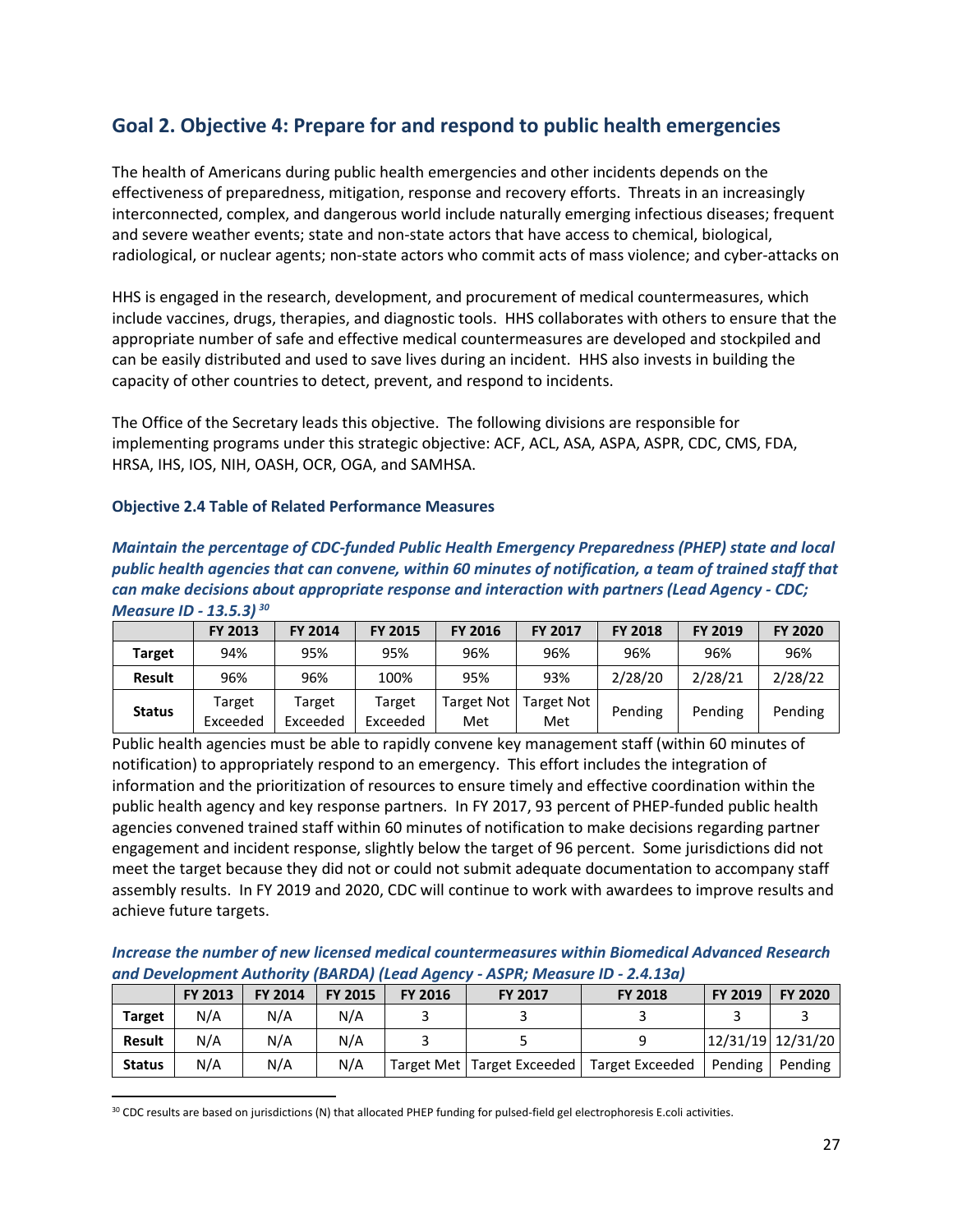## Goal 2. Objective 4: Prepare for and respond to public health emergencies

The health of Americans during public health emergencies and other incidents depends on the effectiveness of preparedness, mitigation, response and recovery efforts. Threats in an increasingly interconnected, complex, and dangerous world include naturally emerging infectious diseases; frequent and severe weather events; state and non-state actors that have access to chemical, biological, radiological, or nuclear agents; non-state actors who commit acts of mass violence; and cyber-attacks on

HHS is engaged in the research, development, and procurement of medical countermeasures, which include vaccines, drugs, therapies, and diagnostic tools. HHS collaborates with others to ensure that the appropriate number of safe and effective medical countermeasures are developed and stockpiled and can be easily distributed and used to save lives during an incident. HHS also invests in building the capacity of other countries to detect, prevent, and respond to incidents.

The Office of the Secretary leads this objective. The following divisions are responsible for implementing programs under this strategic objective: ACF, ACL, ASA, ASPA, ASPR, CDC, CMS, FDA, HRSA, IHS, IOS, NIH, OASH, OCR, OGA, and SAMHSA.

### Objective 2.4 Table of Related Performance Measures

***Maintain the percentage of CDC-funded Public Health Emergency Preparedness (PHEP) state and local public health agencies that can convene, within 60 minutes of notification, a team of trained staff that can make decisions about appropriate response and interaction with partners (Lead Agency - CDC; Measure ID - 13.5.3)*** [30]

| | FY 2013 | FY 2014 | FY 2015 | FY 2016 | FY 2017 | FY 2018 | FY 2019 | FY 2020 |
|---|---|---|---|---|---|---|---|---|
| **Target** | 94% | 95% | 95% | 96% | 96% | 96% | 96% | 96% |
| **Result** | 96% | 96% | 100% | 95% | 93% | 2/28/20 | 2/28/21 | 2/28/22 |
| **Status** | Target Exceeded | Target Exceeded | Target Exceeded | Target Not Met | Target Not Met | Pending | Pending | Pending |

Public health agencies must be able to rapidly convene key management staff (within 60 minutes of notification) to appropriately respond to an emergency. This effort includes the integration of information and the prioritization of resources to ensure timely and effective coordination within the public health agency and key response partners. In FY 2017, 93 percent of PHEP-funded public health agencies convened trained staff within 60 minutes of notification to make decisions regarding partner engagement and incident response, slightly below the target of 96 percent. Some jurisdictions did not meet the target because they did not or could not submit adequate documentation to accompany staff assembly results. In FY 2019 and 2020, CDC will continue to work with awardees to improve results and achieve future targets.

***Increase the number of new licensed medical countermeasures within Biomedical Advanced Research and Development Authority (BARDA) (Lead Agency - ASPR; Measure ID - 2.4.13a)***

| | FY 2013 | FY 2014 | FY 2015 | FY 2016 | FY 2017 | FY 2018 | FY 2019 | FY 2020 |
|---|---|---|---|---|---|---|---|---|
| **Target** | N/A | N/A | N/A | 3 | 3 | 3 | 3 | 3 |
| **Result** | N/A | N/A | N/A | 3 | 5 | 9 | 12/31/19 | 12/31/20 |
| **Status** | N/A | N/A | N/A | Target Met | Target Exceeded | Target Exceeded | Pending | Pending |

[30] CDC results are based on jurisdictions (N) that allocated PHEP funding for pulsed-field gel electrophoresis E.coli activities.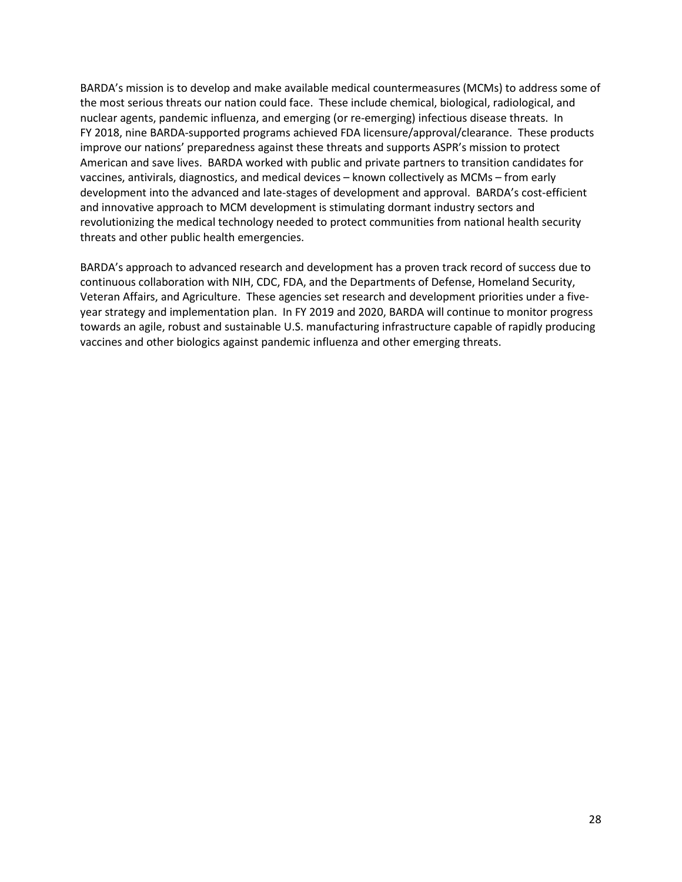BARDA's mission is to develop and make available medical countermeasures (MCMs) to address some of the most serious threats our nation could face. These include chemical, biological, radiological, and nuclear agents, pandemic influenza, and emerging (or re-emerging) infectious disease threats. In FY 2018, nine BARDA-supported programs achieved FDA licensure/approval/clearance. These products improve our nations' preparedness against these threats and supports ASPR's mission to protect American and save lives. BARDA worked with public and private partners to transition candidates for vaccines, antivirals, diagnostics, and medical devices – known collectively as MCMs – from early development into the advanced and late-stages of development and approval. BARDA's cost-efficient and innovative approach to MCM development is stimulating dormant industry sectors and revolutionizing the medical technology needed to protect communities from national health security threats and other public health emergencies.

BARDA's approach to advanced research and development has a proven track record of success due to continuous collaboration with NIH, CDC, FDA, and the Departments of Defense, Homeland Security, Veteran Affairs, and Agriculture. These agencies set research and development priorities under a five-year strategy and implementation plan. In FY 2019 and 2020, BARDA will continue to monitor progress towards an agile, robust and sustainable U.S. manufacturing infrastructure capable of rapidly producing vaccines and other biologics against pandemic influenza and other emerging threats.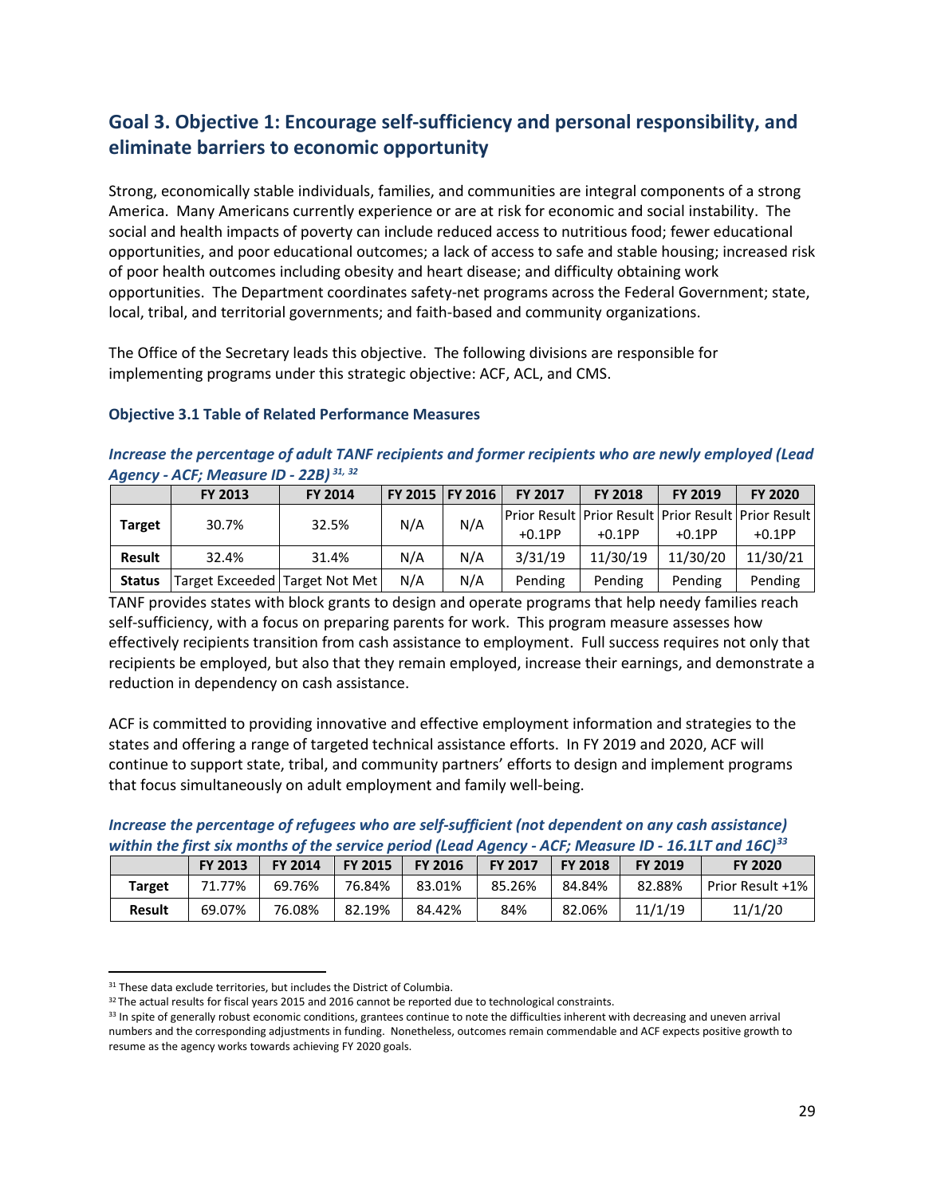## Goal 3. Objective 1: Encourage self-sufficiency and personal responsibility, and eliminate barriers to economic opportunity

Strong, economically stable individuals, families, and communities are integral components of a strong America. Many Americans currently experience or are at risk for economic and social instability. The social and health impacts of poverty can include reduced access to nutritious food; fewer educational opportunities, and poor educational outcomes; a lack of access to safe and stable housing; increased risk of poor health outcomes including obesity and heart disease; and difficulty obtaining work opportunities. The Department coordinates safety-net programs across the Federal Government; state, local, tribal, and territorial governments; and faith-based and community organizations.

The Office of the Secretary leads this objective. The following divisions are responsible for implementing programs under this strategic objective: ACF, ACL, and CMS.

### Objective 3.1 Table of Related Performance Measures

***Increase the percentage of adult TANF recipients and former recipients who are newly employed (Lead Agency - ACF; Measure ID - 22B)*** [31, 32]

| | FY 2013 | FY 2014 | FY 2015 | FY 2016 | FY 2017 | FY 2018 | FY 2019 | FY 2020 |
|---|---|---|---|---|---|---|---|---|
| **Target** | 30.7% | 32.5% | N/A | N/A | Prior Result +0.1PP | Prior Result +0.1PP | Prior Result +0.1PP | Prior Result +0.1PP |
| **Result** | 32.4% | 31.4% | N/A | N/A | 3/31/19 | 11/30/19 | 11/30/20 | 11/30/21 |
| **Status** | Target Exceeded | Target Not Met | N/A | N/A | Pending | Pending | Pending | Pending |

TANF provides states with block grants to design and operate programs that help needy families reach self-sufficiency, with a focus on preparing parents for work. This program measure assesses how effectively recipients transition from cash assistance to employment. Full success requires not only that recipients be employed, but also that they remain employed, increase their earnings, and demonstrate a reduction in dependency on cash assistance.

ACF is committed to providing innovative and effective employment information and strategies to the states and offering a range of targeted technical assistance efforts. In FY 2019 and 2020, ACF will continue to support state, tribal, and community partners' efforts to design and implement programs that focus simultaneously on adult employment and family well-being.

***Increase the percentage of refugees who are self-sufficient (not dependent on any cash assistance) within the first six months of the service period (Lead Agency - ACF; Measure ID - 16.1LT and 16C)*** [33]

| | FY 2013 | FY 2014 | FY 2015 | FY 2016 | FY 2017 | FY 2018 | FY 2019 | FY 2020 |
|---|---|---|---|---|---|---|---|---|
| **Target** | 71.77% | 69.76% | 76.84% | 83.01% | 85.26% | 84.84% | 82.88% | Prior Result +1% |
| **Result** | 69.07% | 76.08% | 82.19% | 84.42% | 84% | 82.06% | 11/1/19 | 11/1/20 |

[31] These data exclude territories, but includes the District of Columbia.

[32] The actual results for fiscal years 2015 and 2016 cannot be reported due to technological constraints.

[33] In spite of generally robust economic conditions, grantees continue to note the difficulties inherent with decreasing and uneven arrival numbers and the corresponding adjustments in funding. Nonetheless, outcomes remain commendable and ACF expects positive growth to resume as the agency works towards achieving FY 2020 goals.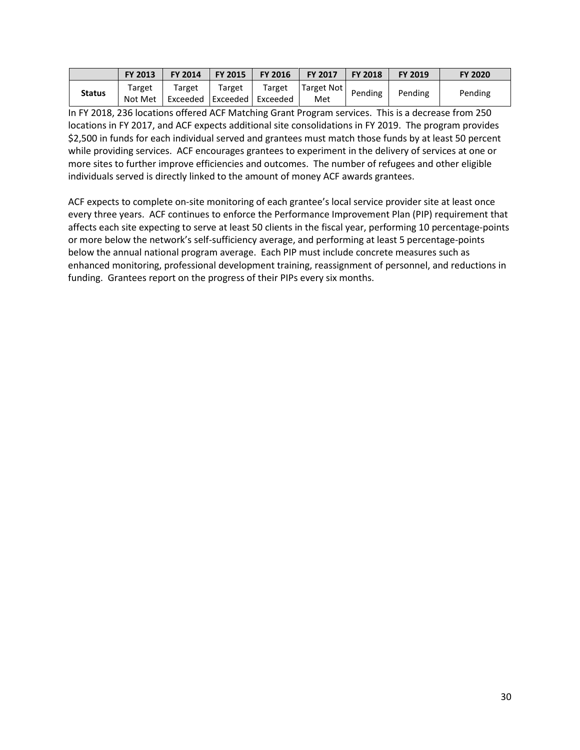| | FY 2013 | FY 2014 | FY 2015 | FY 2016 | FY 2017 | FY 2018 | FY 2019 | FY 2020 |
|---|---|---|---|---|---|---|---|---|
| **Status** | Target Not Met | Target Exceeded | Target Exceeded | Target Exceeded | Target Not Met | Pending | Pending | Pending |

In FY 2018, 236 locations offered ACF Matching Grant Program services. This is a decrease from 250 locations in FY 2017, and ACF expects additional site consolidations in FY 2019. The program provides $2,500 in funds for each individual served and grantees must match those funds by at least 50 percent while providing services. ACF encourages grantees to experiment in the delivery of services at one or more sites to further improve efficiencies and outcomes. The number of refugees and other eligible individuals served is directly linked to the amount of money ACF awards grantees.

ACF expects to complete on-site monitoring of each grantee's local service provider site at least once every three years. ACF continues to enforce the Performance Improvement Plan (PIP) requirement that affects each site expecting to serve at least 50 clients in the fiscal year, performing 10 percentage-points or more below the network's self-sufficiency average, and performing at least 5 percentage-points below the annual national program average. Each PIP must include concrete measures such as enhanced monitoring, professional development training, reassignment of personnel, and reductions in funding. Grantees report on the progress of their PIPs every six months.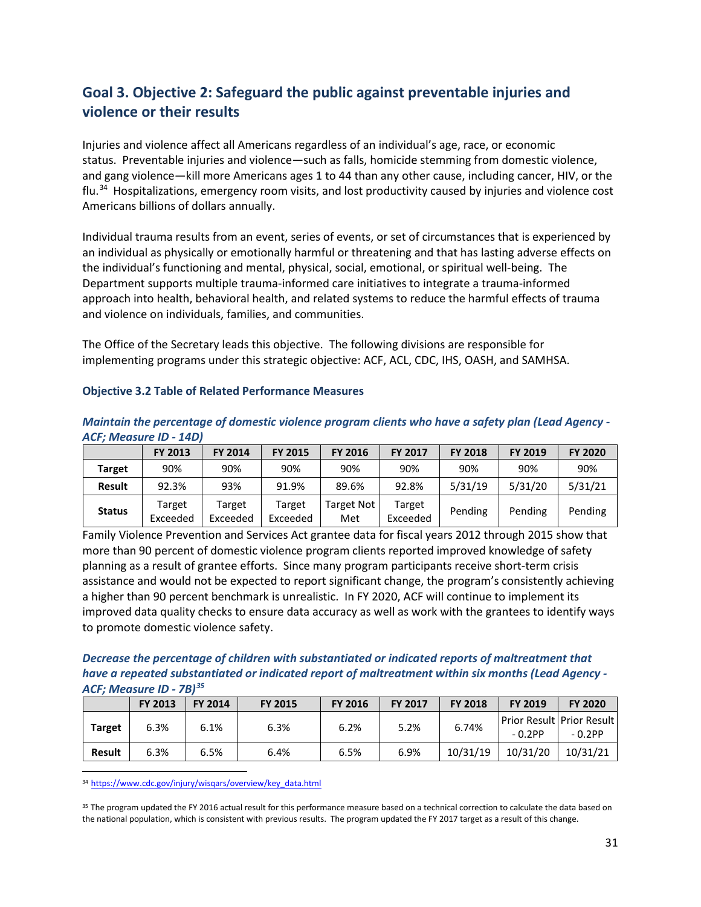## Goal 3. Objective 2: Safeguard the public against preventable injuries and violence or their results

Injuries and violence affect all Americans regardless of an individual's age, race, or economic status. Preventable injuries and violence—such as falls, homicide stemming from domestic violence, and gang violence—kill more Americans ages 1 to 44 than any other cause, including cancer, HIV, or the flu.[34] Hospitalizations, emergency room visits, and lost productivity caused by injuries and violence cost Americans billions of dollars annually.

Individual trauma results from an event, series of events, or set of circumstances that is experienced by an individual as physically or emotionally harmful or threatening and that has lasting adverse effects on the individual's functioning and mental, physical, social, emotional, or spiritual well-being. The Department supports multiple trauma-informed care initiatives to integrate a trauma-informed approach into health, behavioral health, and related systems to reduce the harmful effects of trauma and violence on individuals, families, and communities.

The Office of the Secretary leads this objective. The following divisions are responsible for implementing programs under this strategic objective: ACF, ACL, CDC, IHS, OASH, and SAMHSA.

### Objective 3.2 Table of Related Performance Measures

***Maintain the percentage of domestic violence program clients who have a safety plan (Lead Agency - ACF; Measure ID - 14D)***

| | FY 2013 | FY 2014 | FY 2015 | FY 2016 | FY 2017 | FY 2018 | FY 2019 | FY 2020 |
|---|---|---|---|---|---|---|---|---|
| **Target** | 90% | 90% | 90% | 90% | 90% | 90% | 90% | 90% |
| **Result** | 92.3% | 93% | 91.9% | 89.6% | 92.8% | 5/31/19 | 5/31/20 | 5/31/21 |
| **Status** | Target Exceeded | Target Exceeded | Target Exceeded | Target Not Met | Target Exceeded | Pending | Pending | Pending |

Family Violence Prevention and Services Act grantee data for fiscal years 2012 through 2015 show that more than 90 percent of domestic violence program clients reported improved knowledge of safety planning as a result of grantee efforts. Since many program participants receive short-term crisis assistance and would not be expected to report significant change, the program's consistently achieving a higher than 90 percent benchmark is unrealistic. In FY 2020, ACF will continue to implement its improved data quality checks to ensure data accuracy as well as work with the grantees to identify ways to promote domestic violence safety.

***Decrease the percentage of children with substantiated or indicated reports of maltreatment that have a repeated substantiated or indicated report of maltreatment within six months (Lead Agency - ACF; Measure ID - 7B)[35]***

| | FY 2013 | FY 2014 | FY 2015 | FY 2016 | FY 2017 | FY 2018 | FY 2019 | FY 2020 |
|---|---|---|---|---|---|---|---|---|
| **Target** | 6.3% | 6.1% | 6.3% | 6.2% | 5.2% | 6.74% | Prior Result - 0.2PP | Prior Result - 0.2PP |
| **Result** | 6.3% | 6.5% | 6.4% | 6.5% | 6.9% | 10/31/19 | 10/31/20 | 10/31/21 |

[34] https://www.cdc.gov/injury/wisqars/overview/key_data.html

[35] The program updated the FY 2016 actual result for this performance measure based on a technical correction to calculate the data based on the national population, which is consistent with previous results. The program updated the FY 2017 target as a result of this change.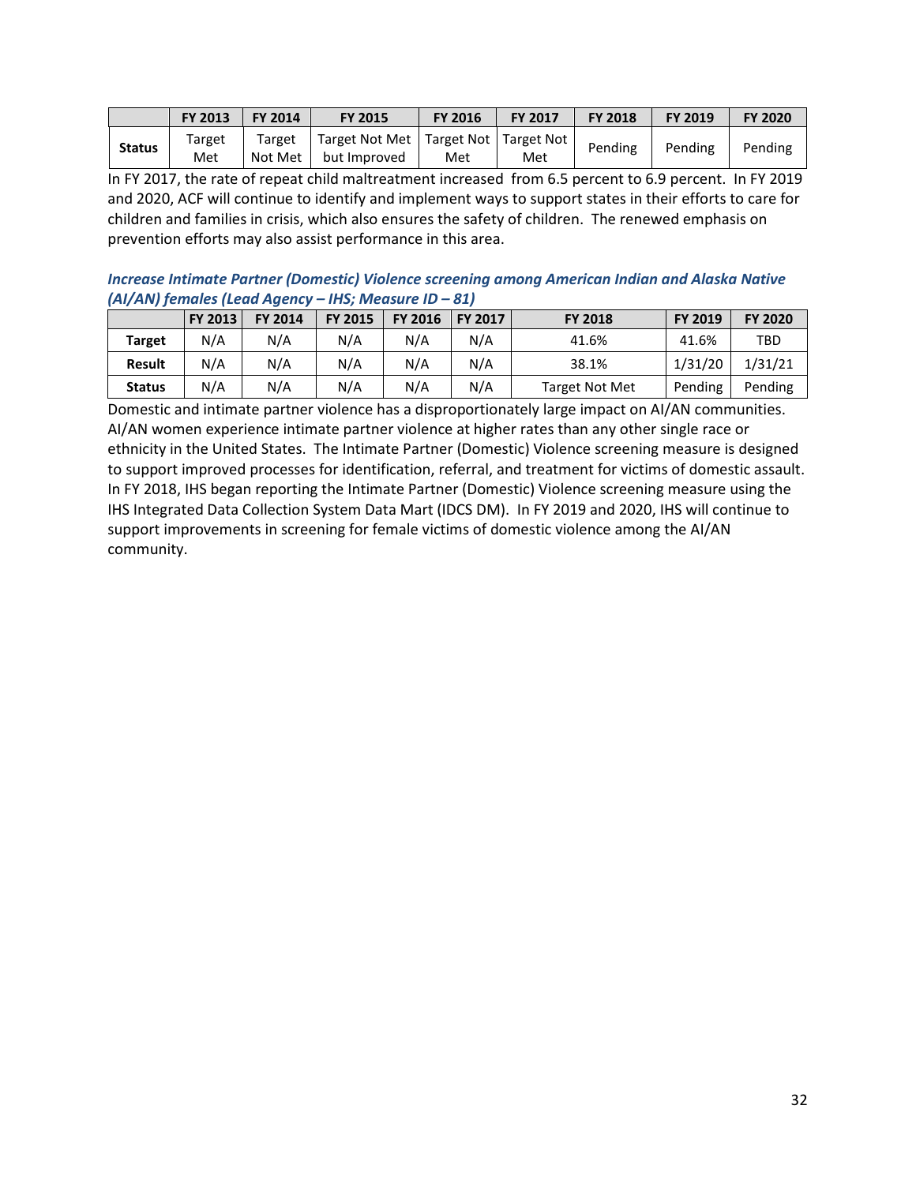| | FY 2013 | FY 2014 | FY 2015 | FY 2016 | FY 2017 | FY 2018 | FY 2019 | FY 2020 |
|---|---|---|---|---|---|---|---|---|
| **Status** | Target Met | Target Not Met | Target Not Met but Improved | Target Not Met | Target Not Met | Pending | Pending | Pending |

In FY 2017, the rate of repeat child maltreatment increased from 6.5 percent to 6.9 percent. In FY 2019 and 2020, ACF will continue to identify and implement ways to support states in their efforts to care for children and families in crisis, which also ensures the safety of children. The renewed emphasis on prevention efforts may also assist performance in this area.

***Increase Intimate Partner (Domestic) Violence screening among American Indian and Alaska Native (AI/AN) females (Lead Agency – IHS; Measure ID – 81)***

| | FY 2013 | FY 2014 | FY 2015 | FY 2016 | FY 2017 | FY 2018 | FY 2019 | FY 2020 |
|---|---|---|---|---|---|---|---|---|
| **Target** | N/A | N/A | N/A | N/A | N/A | 41.6% | 41.6% | TBD |
| **Result** | N/A | N/A | N/A | N/A | N/A | 38.1% | 1/31/20 | 1/31/21 |
| **Status** | N/A | N/A | N/A | N/A | N/A | Target Not Met | Pending | Pending |

Domestic and intimate partner violence has a disproportionately large impact on AI/AN communities. AI/AN women experience intimate partner violence at higher rates than any other single race or ethnicity in the United States. The Intimate Partner (Domestic) Violence screening measure is designed to support improved processes for identification, referral, and treatment for victims of domestic assault. In FY 2018, IHS began reporting the Intimate Partner (Domestic) Violence screening measure using the IHS Integrated Data Collection System Data Mart (IDCS DM). In FY 2019 and 2020, IHS will continue to support improvements in screening for female victims of domestic violence among the AI/AN community.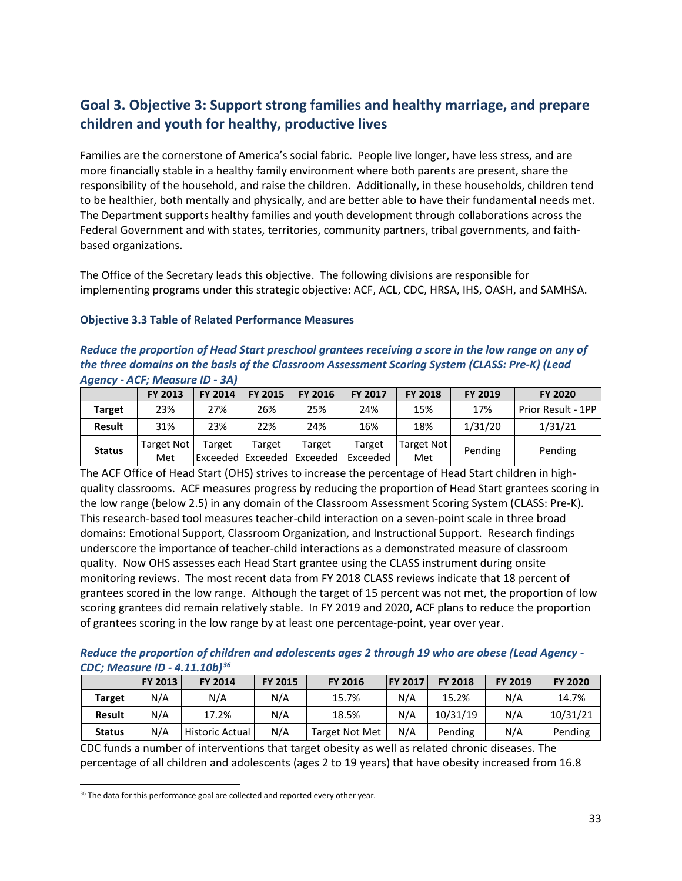## Goal 3. Objective 3: Support strong families and healthy marriage, and prepare children and youth for healthy, productive lives

Families are the cornerstone of America's social fabric. People live longer, have less stress, and are more financially stable in a healthy family environment where both parents are present, share the responsibility of the household, and raise the children. Additionally, in these households, children tend to be healthier, both mentally and physically, and are better able to have their fundamental needs met. The Department supports healthy families and youth development through collaborations across the Federal Government and with states, territories, community partners, tribal governments, and faith-based organizations.

The Office of the Secretary leads this objective. The following divisions are responsible for implementing programs under this strategic objective: ACF, ACL, CDC, HRSA, IHS, OASH, and SAMHSA.

### Objective 3.3 Table of Related Performance Measures

***Reduce the proportion of Head Start preschool grantees receiving a score in the low range on any of the three domains on the basis of the Classroom Assessment Scoring System (CLASS: Pre-K) (Lead Agency - ACF; Measure ID - 3A)***

| | FY 2013 | FY 2014 | FY 2015 | FY 2016 | FY 2017 | FY 2018 | FY 2019 | FY 2020 |
|---|---|---|---|---|---|---|---|---|
| **Target** | 23% | 27% | 26% | 25% | 24% | 15% | 17% | Prior Result - 1PP |
| **Result** | 31% | 23% | 22% | 24% | 16% | 18% | 1/31/20 | 1/31/21 |
| **Status** | Target Not Met | Target Exceeded | Target Exceeded | Target Exceeded | Target Exceeded | Target Not Met | Pending | Pending |

The ACF Office of Head Start (OHS) strives to increase the percentage of Head Start children in high-quality classrooms. ACF measures progress by reducing the proportion of Head Start grantees scoring in the low range (below 2.5) in any domain of the Classroom Assessment Scoring System (CLASS: Pre-K). This research-based tool measures teacher-child interaction on a seven-point scale in three broad domains: Emotional Support, Classroom Organization, and Instructional Support. Research findings underscore the importance of teacher-child interactions as a demonstrated measure of classroom quality. Now OHS assesses each Head Start grantee using the CLASS instrument during onsite monitoring reviews. The most recent data from FY 2018 CLASS reviews indicate that 18 percent of grantees scored in the low range. Although the target of 15 percent was not met, the proportion of low scoring grantees did remain relatively stable. In FY 2019 and 2020, ACF plans to reduce the proportion of grantees scoring in the low range by at least one percentage-point, year over year.

***Reduce the proportion of children and adolescents ages 2 through 19 who are obese (Lead Agency - CDC; Measure ID - 4.11.10b)[36]***

| | FY 2013 | FY 2014 | FY 2015 | FY 2016 | FY 2017 | FY 2018 | FY 2019 | FY 2020 |
|---|---|---|---|---|---|---|---|---|
| **Target** | N/A | N/A | N/A | 15.7% | N/A | 15.2% | N/A | 14.7% |
| **Result** | N/A | 17.2% | N/A | 18.5% | N/A | 10/31/19 | N/A | 10/31/21 |
| **Status** | N/A | Historic Actual | N/A | Target Not Met | N/A | Pending | N/A | Pending |

CDC funds a number of interventions that target obesity as well as related chronic diseases. The percentage of all children and adolescents (ages 2 to 19 years) that have obesity increased from 16.8

[36] The data for this performance goal are collected and reported every other year.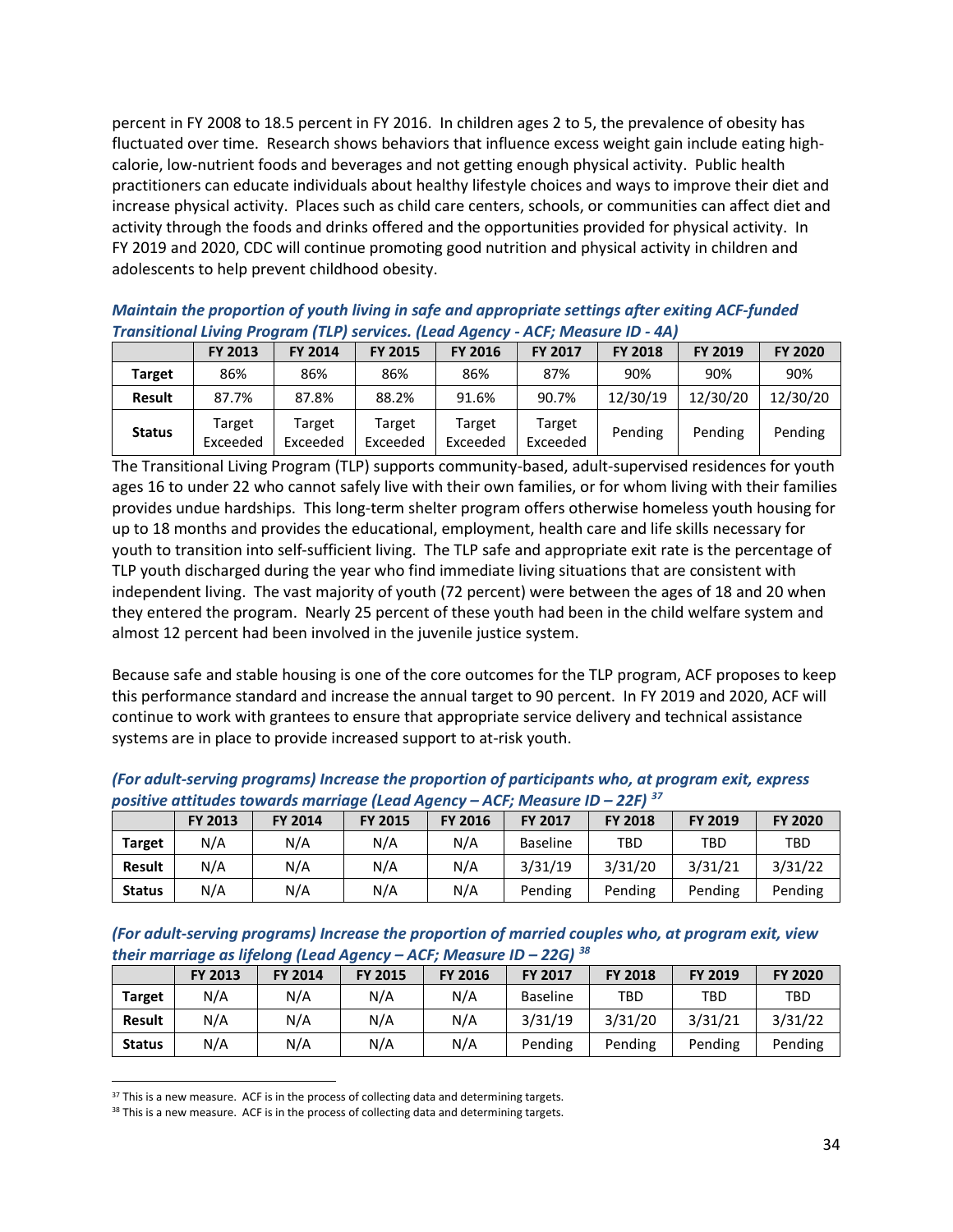percent in FY 2008 to 18.5 percent in FY 2016. In children ages 2 to 5, the prevalence of obesity has fluctuated over time. Research shows behaviors that influence excess weight gain include eating high-calorie, low-nutrient foods and beverages and not getting enough physical activity. Public health practitioners can educate individuals about healthy lifestyle choices and ways to improve their diet and increase physical activity. Places such as child care centers, schools, or communities can affect diet and activity through the foods and drinks offered and the opportunities provided for physical activity. In FY 2019 and 2020, CDC will continue promoting good nutrition and physical activity in children and adolescents to help prevent childhood obesity.

***Maintain the proportion of youth living in safe and appropriate settings after exiting ACF-funded Transitional Living Program (TLP) services. (Lead Agency - ACF; Measure ID - 4A)***

| | FY 2013 | FY 2014 | FY 2015 | FY 2016 | FY 2017 | FY 2018 | FY 2019 | FY 2020 |
|---|---|---|---|---|---|---|---|---|
| **Target** | 86% | 86% | 86% | 86% | 87% | 90% | 90% | 90% |
| **Result** | 87.7% | 87.8% | 88.2% | 91.6% | 90.7% | 12/30/19 | 12/30/20 | 12/30/20 |
| **Status** | Target Exceeded | Target Exceeded | Target Exceeded | Target Exceeded | Target Exceeded | Pending | Pending | Pending |

The Transitional Living Program (TLP) supports community-based, adult-supervised residences for youth ages 16 to under 22 who cannot safely live with their own families, or for whom living with their families provides undue hardships. This long-term shelter program offers otherwise homeless youth housing for up to 18 months and provides the educational, employment, health care and life skills necessary for youth to transition into self-sufficient living. The TLP safe and appropriate exit rate is the percentage of TLP youth discharged during the year who find immediate living situations that are consistent with independent living. The vast majority of youth (72 percent) were between the ages of 18 and 20 when they entered the program. Nearly 25 percent of these youth had been in the child welfare system and almost 12 percent had been involved in the juvenile justice system.

Because safe and stable housing is one of the core outcomes for the TLP program, ACF proposes to keep this performance standard and increase the annual target to 90 percent. In FY 2019 and 2020, ACF will continue to work with grantees to ensure that appropriate service delivery and technical assistance systems are in place to provide increased support to at-risk youth.

***(For adult-serving programs) Increase the proportion of participants who, at program exit, express positive attitudes towards marriage (Lead Agency – ACF; Measure ID – 22F)*** [37]

| | FY 2013 | FY 2014 | FY 2015 | FY 2016 | FY 2017 | FY 2018 | FY 2019 | FY 2020 |
|---|---|---|---|---|---|---|---|---|
| **Target** | N/A | N/A | N/A | N/A | Baseline | TBD | TBD | TBD |
| **Result** | N/A | N/A | N/A | N/A | 3/31/19 | 3/31/20 | 3/31/21 | 3/31/22 |
| **Status** | N/A | N/A | N/A | N/A | Pending | Pending | Pending | Pending |

***(For adult-serving programs) Increase the proportion of married couples who, at program exit, view their marriage as lifelong (Lead Agency – ACF; Measure ID – 22G)*** [38]

| | FY 2013 | FY 2014 | FY 2015 | FY 2016 | FY 2017 | FY 2018 | FY 2019 | FY 2020 |
|---|---|---|---|---|---|---|---|---|
| **Target** | N/A | N/A | N/A | N/A | Baseline | TBD | TBD | TBD |
| **Result** | N/A | N/A | N/A | N/A | 3/31/19 | 3/31/20 | 3/31/21 | 3/31/22 |
| **Status** | N/A | N/A | N/A | N/A | Pending | Pending | Pending | Pending |

[37] This is a new measure. ACF is in the process of collecting data and determining targets.

[38] This is a new measure. ACF is in the process of collecting data and determining targets.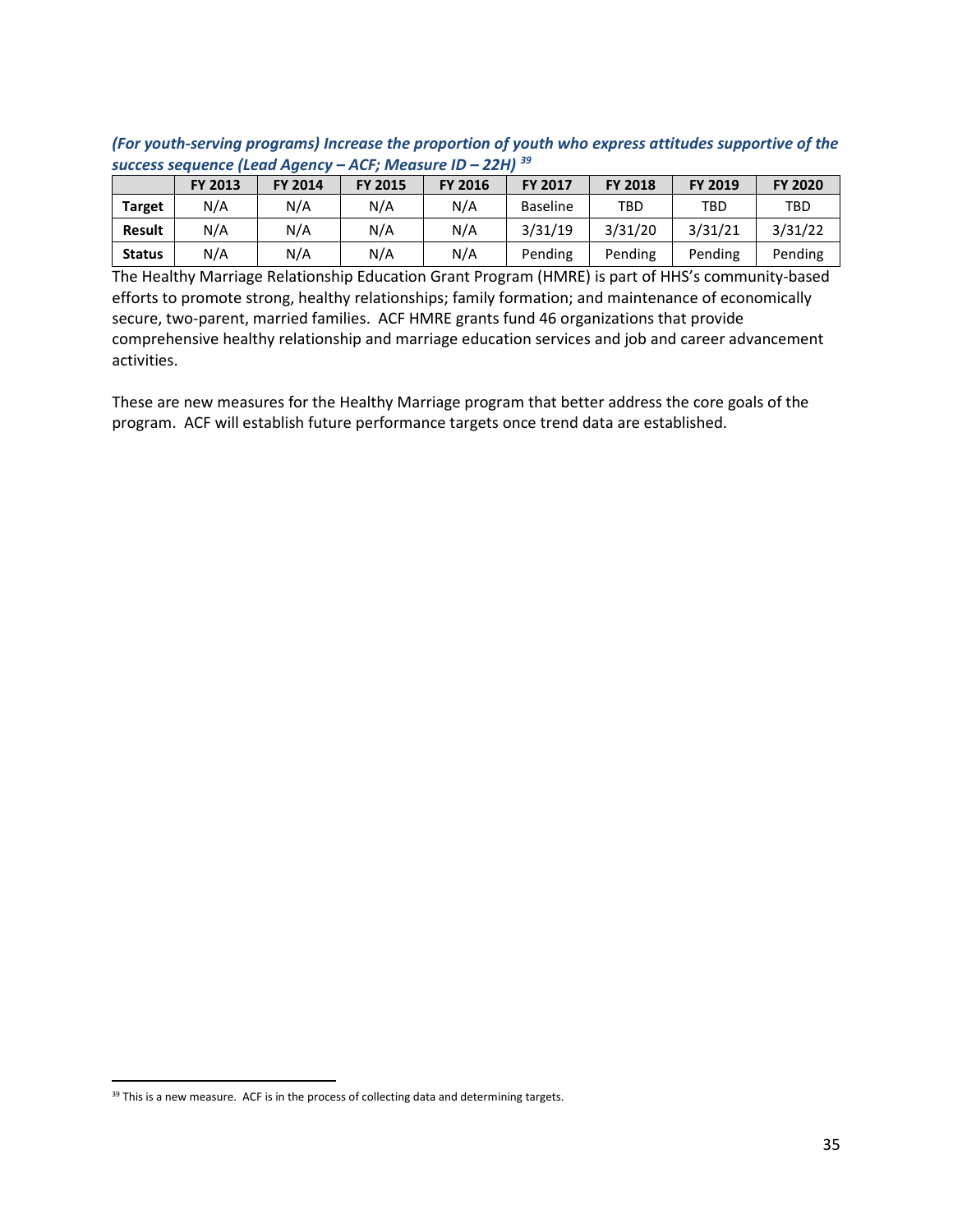***(For youth-serving programs) Increase the proportion of youth who express attitudes supportive of the success sequence (Lead Agency – ACF; Measure ID – 22H)*** [39]

| | FY 2013 | FY 2014 | FY 2015 | FY 2016 | FY 2017 | FY 2018 | FY 2019 | FY 2020 |
|---|---|---|---|---|---|---|---|---|
| **Target** | N/A | N/A | N/A | N/A | Baseline | TBD | TBD | TBD |
| **Result** | N/A | N/A | N/A | N/A | 3/31/19 | 3/31/20 | 3/31/21 | 3/31/22 |
| **Status** | N/A | N/A | N/A | N/A | Pending | Pending | Pending | Pending |

The Healthy Marriage Relationship Education Grant Program (HMRE) is part of HHS's community-based efforts to promote strong, healthy relationships; family formation; and maintenance of economically secure, two-parent, married families. ACF HMRE grants fund 46 organizations that provide comprehensive healthy relationship and marriage education services and job and career advancement activities.

These are new measures for the Healthy Marriage program that better address the core goals of the program. ACF will establish future performance targets once trend data are established.

[39] This is a new measure. ACF is in the process of collecting data and determining targets.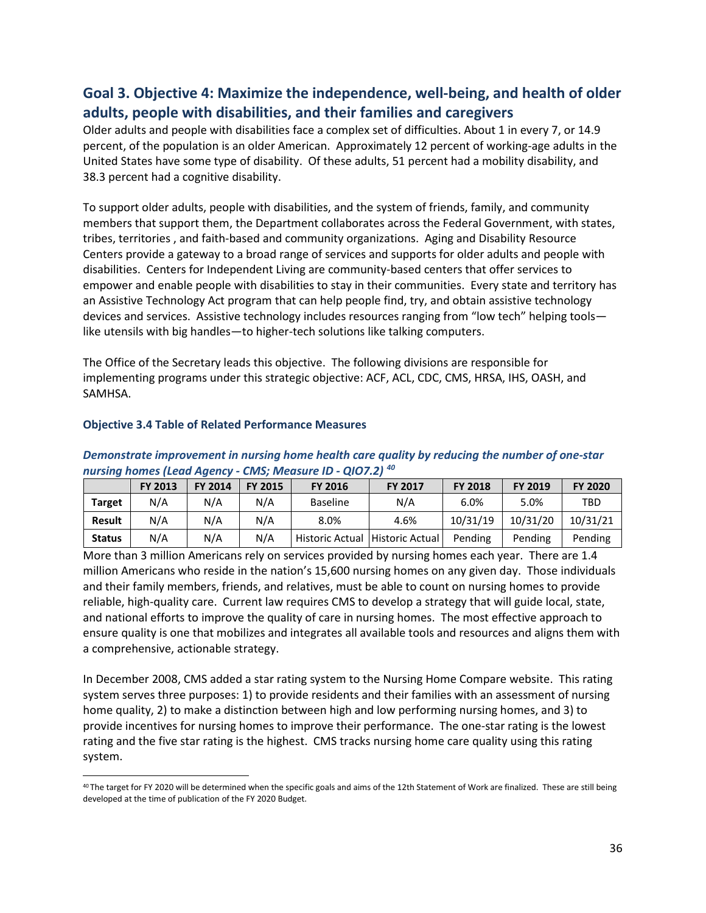## Goal 3. Objective 4: Maximize the independence, well-being, and health of older adults, people with disabilities, and their families and caregivers

Older adults and people with disabilities face a complex set of difficulties. About 1 in every 7, or 14.9 percent, of the population is an older American. Approximately 12 percent of working-age adults in the United States have some type of disability. Of these adults, 51 percent had a mobility disability, and 38.3 percent had a cognitive disability.

To support older adults, people with disabilities, and the system of friends, family, and community members that support them, the Department collaborates across the Federal Government, with states, tribes, territories , and faith-based and community organizations. Aging and Disability Resource Centers provide a gateway to a broad range of services and supports for older adults and people with disabilities. Centers for Independent Living are community-based centers that offer services to empower and enable people with disabilities to stay in their communities. Every state and territory has an Assistive Technology Act program that can help people find, try, and obtain assistive technology devices and services. Assistive technology includes resources ranging from "low tech" helping tools—like utensils with big handles—to higher-tech solutions like talking computers.

The Office of the Secretary leads this objective. The following divisions are responsible for implementing programs under this strategic objective: ACF, ACL, CDC, CMS, HRSA, IHS, OASH, and SAMHSA.

### Objective 3.4 Table of Related Performance Measures

***Demonstrate improvement in nursing home health care quality by reducing the number of one-star nursing homes (Lead Agency - CMS; Measure ID - QIO7.2)*** [40]

| | FY 2013 | FY 2014 | FY 2015 | FY 2016 | FY 2017 | FY 2018 | FY 2019 | FY 2020 |
|---|---|---|---|---|---|---|---|---|
| **Target** | N/A | N/A | N/A | Baseline | N/A | 6.0% | 5.0% | TBD |
| **Result** | N/A | N/A | N/A | 8.0% | 4.6% | 10/31/19 | 10/31/20 | 10/31/21 |
| **Status** | N/A | N/A | N/A | Historic Actual | Historic Actual | Pending | Pending | Pending |

More than 3 million Americans rely on services provided by nursing homes each year. There are 1.4 million Americans who reside in the nation's 15,600 nursing homes on any given day. Those individuals and their family members, friends, and relatives, must be able to count on nursing homes to provide reliable, high-quality care. Current law requires CMS to develop a strategy that will guide local, state, and national efforts to improve the quality of care in nursing homes. The most effective approach to ensure quality is one that mobilizes and integrates all available tools and resources and aligns them with a comprehensive, actionable strategy.

In December 2008, CMS added a star rating system to the Nursing Home Compare website. This rating system serves three purposes: 1) to provide residents and their families with an assessment of nursing home quality, 2) to make a distinction between high and low performing nursing homes, and 3) to provide incentives for nursing homes to improve their performance. The one-star rating is the lowest rating and the five star rating is the highest. CMS tracks nursing home care quality using this rating system.

[40] The target for FY 2020 will be determined when the specific goals and aims of the 12th Statement of Work are finalized. These are still being developed at the time of publication of the FY 2020 Budget.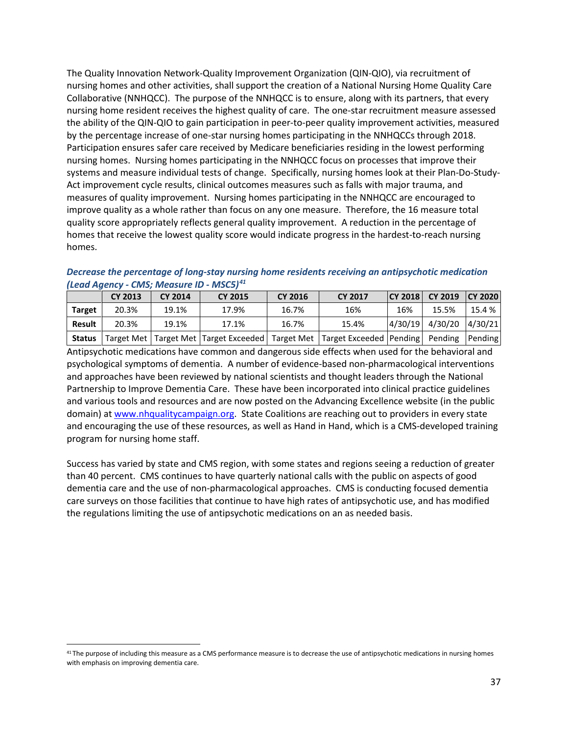The Quality Innovation Network-Quality Improvement Organization (QIN-QIO), via recruitment of nursing homes and other activities, shall support the creation of a National Nursing Home Quality Care Collaborative (NNHQCC). The purpose of the NNHQCC is to ensure, along with its partners, that every nursing home resident receives the highest quality of care. The one-star recruitment measure assessed the ability of the QIN-QIO to gain participation in peer-to-peer quality improvement activities, measured by the percentage increase of one-star nursing homes participating in the NNHQCCs through 2018. Participation ensures safer care received by Medicare beneficiaries residing in the lowest performing nursing homes. Nursing homes participating in the NNHQCC focus on processes that improve their systems and measure individual tests of change. Specifically, nursing homes look at their Plan-Do-Study-Act improvement cycle results, clinical outcomes measures such as falls with major trauma, and measures of quality improvement. Nursing homes participating in the NNHQCC are encouraged to improve quality as a whole rather than focus on any one measure. Therefore, the 16 measure total quality score appropriately reflects general quality improvement. A reduction in the percentage of homes that receive the lowest quality score would indicate progress in the hardest-to-reach nursing homes.

***Decrease the percentage of long-stay nursing home residents receiving an antipsychotic medication (Lead Agency - CMS; Measure ID - MSC5)[41]***

| | CY 2013 | CY 2014 | CY 2015 | CY 2016 | CY 2017 | CY 2018 | CY 2019 | CY 2020 |
|---|---|---|---|---|---|---|---|---|
| **Target** | 20.3% | 19.1% | 17.9% | 16.7% | 16% | 16% | 15.5% | 15.4 % |
| **Result** | 20.3% | 19.1% | 17.1% | 16.7% | 15.4% | 4/30/19 | 4/30/20 | 4/30/21 |
| **Status** | Target Met | Target Met | Target Exceeded | Target Met | Target Exceeded | Pending | Pending | Pending |

Antipsychotic medications have common and dangerous side effects when used for the behavioral and psychological symptoms of dementia. A number of evidence-based non-pharmacological interventions and approaches have been reviewed by national scientists and thought leaders through the National Partnership to Improve Dementia Care. These have been incorporated into clinical practice guidelines and various tools and resources and are now posted on the Advancing Excellence website (in the public domain) at www.nhqualitycampaign.org. State Coalitions are reaching out to providers in every state and encouraging the use of these resources, as well as Hand in Hand, which is a CMS-developed training program for nursing home staff.

Success has varied by state and CMS region, with some states and regions seeing a reduction of greater than 40 percent. CMS continues to have quarterly national calls with the public on aspects of good dementia care and the use of non-pharmacological approaches. CMS is conducting focused dementia care surveys on those facilities that continue to have high rates of antipsychotic use, and has modified the regulations limiting the use of antipsychotic medications on an as needed basis.

[41] The purpose of including this measure as a CMS performance measure is to decrease the use of antipsychotic medications in nursing homes with emphasis on improving dementia care.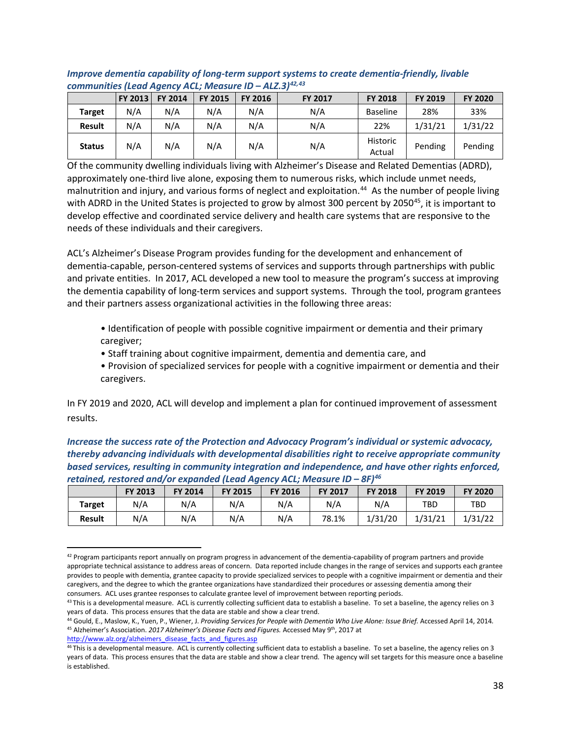***Improve dementia capability of long-term support systems to create dementia-friendly, livable communities (Lead Agency ACL; Measure ID – ALZ.3)[42,43]***

| | FY 2013 | FY 2014 | FY 2015 | FY 2016 | FY 2017 | FY 2018 | FY 2019 | FY 2020 |
|---|---|---|---|---|---|---|---|---|
| **Target** | N/A | N/A | N/A | N/A | N/A | Baseline | 28% | 33% |
| **Result** | N/A | N/A | N/A | N/A | N/A | 22% | 1/31/21 | 1/31/22 |
| **Status** | N/A | N/A | N/A | N/A | N/A | Historic Actual | Pending | Pending |

Of the community dwelling individuals living with Alzheimer's Disease and Related Dementias (ADRD), approximately one-third live alone, exposing them to numerous risks, which include unmet needs, malnutrition and injury, and various forms of neglect and exploitation.[44] As the number of people living with ADRD in the United States is projected to grow by almost 300 percent by 2050[45], it is important to develop effective and coordinated service delivery and health care systems that are responsive to the needs of these individuals and their caregivers.

ACL's Alzheimer's Disease Program provides funding for the development and enhancement of dementia-capable, person-centered systems of services and supports through partnerships with public and private entities. In 2017, ACL developed a new tool to measure the program's success at improving the dementia capability of long-term services and support systems. Through the tool, program grantees and their partners assess organizational activities in the following three areas:

- Identification of people with possible cognitive impairment or dementia and their primary caregiver;
- Staff training about cognitive impairment, dementia and dementia care, and
- Provision of specialized services for people with a cognitive impairment or dementia and their caregivers.

In FY 2019 and 2020, ACL will develop and implement a plan for continued improvement of assessment results.

***Increase the success rate of the Protection and Advocacy Program's individual or systemic advocacy, thereby advancing individuals with developmental disabilities right to receive appropriate community based services, resulting in community integration and independence, and have other rights enforced, retained, restored and/or expanded (Lead Agency ACL; Measure ID – 8F)[46]***

| | FY 2013 | FY 2014 | FY 2015 | FY 2016 | FY 2017 | FY 2018 | FY 2019 | FY 2020 |
|---|---|---|---|---|---|---|---|---|
| **Target** | N/A | N/A | N/A | N/A | N/A | N/A | TBD | TBD |
| **Result** | N/A | N/A | N/A | N/A | 78.1% | 1/31/20 | 1/31/21 | 1/31/22 |

[42] Program participants report annually on program progress in advancement of the dementia-capability of program partners and provide appropriate technical assistance to address areas of concern. Data reported include changes in the range of services and supports each grantee provides to people with dementia, grantee capacity to provide specialized services to people with a cognitive impairment or dementia and their caregivers, and the degree to which the grantee organizations have standardized their procedures or assessing dementia among their consumers. ACL uses grantee responses to calculate grantee level of improvement between reporting periods.

[43] This is a developmental measure. ACL is currently collecting sufficient data to establish a baseline. To set a baseline, the agency relies on 3 years of data. This process ensures that the data are stable and show a clear trend.

[44] Gould, E., Maslow, K., Yuen, P., Wiener, J. *Providing Services for People with Dementia Who Live Alone: Issue Brief.* Accessed April 14, 2014.

[45] Alzheimer's Association. *2017 Alzheimer's Disease Facts and Figures.* Accessed May 9th, 2017 at http://www.alz.org/alzheimers_disease_facts_and_figures.asp

[46] This is a developmental measure. ACL is currently collecting sufficient data to establish a baseline. To set a baseline, the agency relies on 3 years of data. This process ensures that the data are stable and show a clear trend. The agency will set targets for this measure once a baseline is established.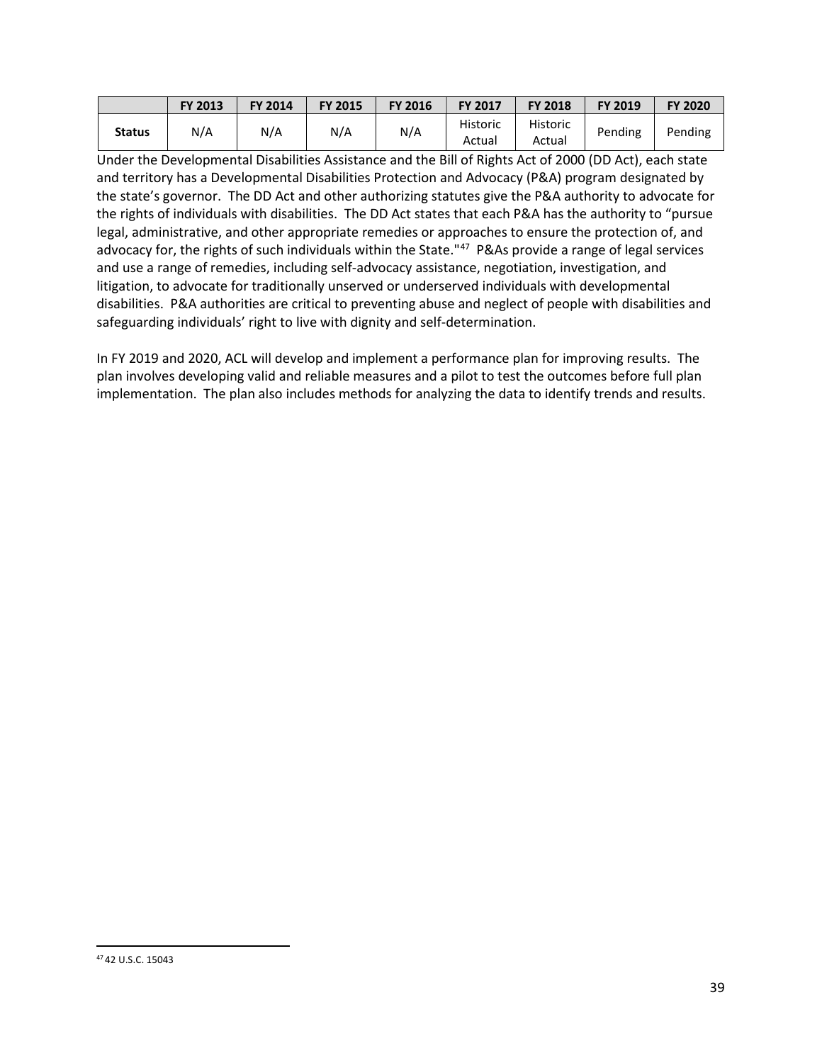| | FY 2013 | FY 2014 | FY 2015 | FY 2016 | FY 2017 | FY 2018 | FY 2019 | FY 2020 |
|---|---|---|---|---|---|---|---|---|
| **Status** | N/A | N/A | N/A | N/A | Historic Actual | Historic Actual | Pending | Pending |

Under the Developmental Disabilities Assistance and the Bill of Rights Act of 2000 (DD Act), each state and territory has a Developmental Disabilities Protection and Advocacy (P&A) program designated by the state's governor. The DD Act and other authorizing statutes give the P&A authority to advocate for the rights of individuals with disabilities. The DD Act states that each P&A has the authority to "pursue legal, administrative, and other appropriate remedies or approaches to ensure the protection of, and advocacy for, the rights of such individuals within the State."[47] P&As provide a range of legal services and use a range of remedies, including self-advocacy assistance, negotiation, investigation, and litigation, to advocate for traditionally unserved or underserved individuals with developmental disabilities. P&A authorities are critical to preventing abuse and neglect of people with disabilities and safeguarding individuals' right to live with dignity and self-determination.

In FY 2019 and 2020, ACL will develop and implement a performance plan for improving results. The plan involves developing valid and reliable measures and a pilot to test the outcomes before full plan implementation. The plan also includes methods for analyzing the data to identify trends and results.

[47] 42 U.S.C. 15043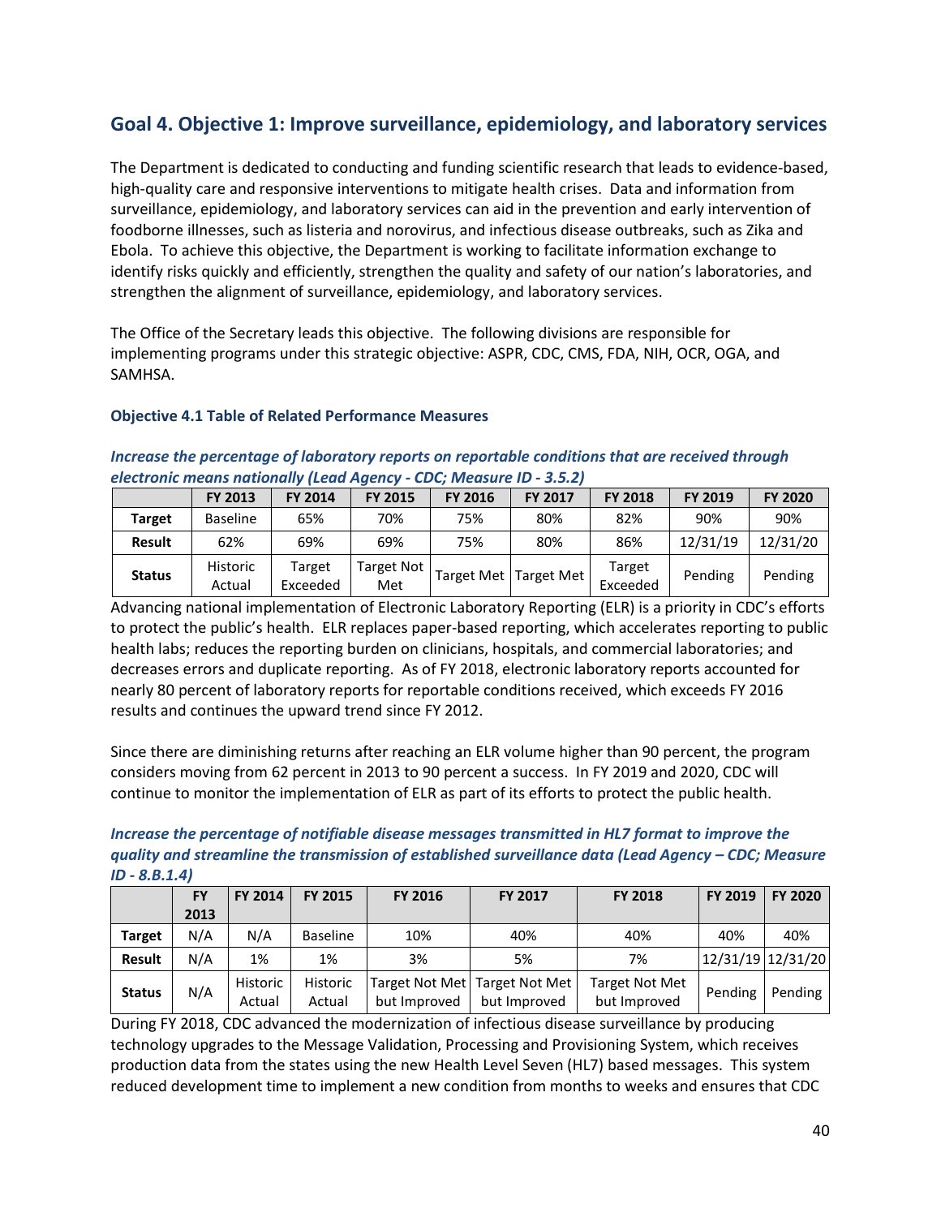## Goal 4. Objective 1: Improve surveillance, epidemiology, and laboratory services

The Department is dedicated to conducting and funding scientific research that leads to evidence-based, high-quality care and responsive interventions to mitigate health crises. Data and information from surveillance, epidemiology, and laboratory services can aid in the prevention and early intervention of foodborne illnesses, such as listeria and norovirus, and infectious disease outbreaks, such as Zika and Ebola. To achieve this objective, the Department is working to facilitate information exchange to identify risks quickly and efficiently, strengthen the quality and safety of our nation's laboratories, and strengthen the alignment of surveillance, epidemiology, and laboratory services.

The Office of the Secretary leads this objective. The following divisions are responsible for implementing programs under this strategic objective: ASPR, CDC, CMS, FDA, NIH, OCR, OGA, and SAMHSA.

### Objective 4.1 Table of Related Performance Measures

***Increase the percentage of laboratory reports on reportable conditions that are received through electronic means nationally (Lead Agency - CDC; Measure ID - 3.5.2)***

| | FY 2013 | FY 2014 | FY 2015 | FY 2016 | FY 2017 | FY 2018 | FY 2019 | FY 2020 |
|---|---|---|---|---|---|---|---|---|
| **Target** | Baseline | 65% | 70% | 75% | 80% | 82% | 90% | 90% |
| **Result** | 62% | 69% | 69% | 75% | 80% | 86% | 12/31/19 | 12/31/20 |
| **Status** | Historic Actual | Target Exceeded | Target Not Met | Target Met | Target Met | Target Exceeded | Pending | Pending |

Advancing national implementation of Electronic Laboratory Reporting (ELR) is a priority in CDC's efforts to protect the public's health. ELR replaces paper-based reporting, which accelerates reporting to public health labs; reduces the reporting burden on clinicians, hospitals, and commercial laboratories; and decreases errors and duplicate reporting. As of FY 2018, electronic laboratory reports accounted for nearly 80 percent of laboratory reports for reportable conditions received, which exceeds FY 2016 results and continues the upward trend since FY 2012.

Since there are diminishing returns after reaching an ELR volume higher than 90 percent, the program considers moving from 62 percent in 2013 to 90 percent a success. In FY 2019 and 2020, CDC will continue to monitor the implementation of ELR as part of its efforts to protect the public health.

***Increase the percentage of notifiable disease messages transmitted in HL7 format to improve the quality and streamline the transmission of established surveillance data (Lead Agency – CDC; Measure ID - 8.B.1.4)***

| | FY 2013 | FY 2014 | FY 2015 | FY 2016 | FY 2017 | FY 2018 | FY 2019 | FY 2020 |
|---|---|---|---|---|---|---|---|---|
| **Target** | N/A | N/A | Baseline | 10% | 40% | 40% | 40% | 40% |
| **Result** | N/A | 1% | 1% | 3% | 5% | 7% | 12/31/19 | 12/31/20 |
| **Status** | N/A | Historic Actual | Historic Actual | Target Not Met but Improved | Target Not Met but Improved | Target Not Met but Improved | Pending | Pending |

During FY 2018, CDC advanced the modernization of infectious disease surveillance by producing technology upgrades to the Message Validation, Processing and Provisioning System, which receives production data from the states using the new Health Level Seven (HL7) based messages. This system reduced development time to implement a new condition from months to weeks and ensures that CDC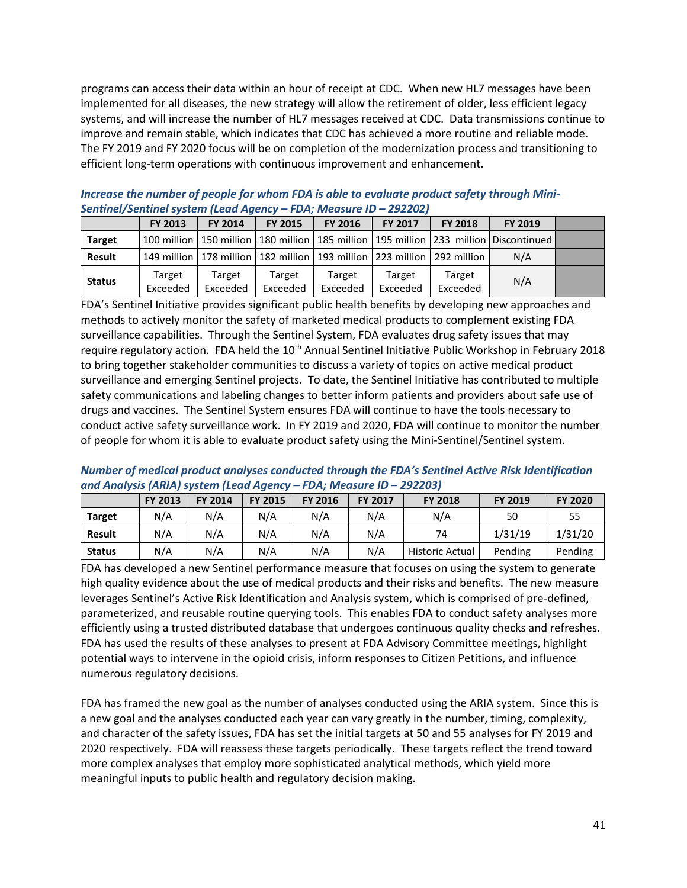programs can access their data within an hour of receipt at CDC. When new HL7 messages have been implemented for all diseases, the new strategy will allow the retirement of older, less efficient legacy systems, and will increase the number of HL7 messages received at CDC. Data transmissions continue to improve and remain stable, which indicates that CDC has achieved a more routine and reliable mode. The FY 2019 and FY 2020 focus will be on completion of the modernization process and transitioning to efficient long-term operations with continuous improvement and enhancement.

***Increase the number of people for whom FDA is able to evaluate product safety through Mini-Sentinel/Sentinel system (Lead Agency – FDA; Measure ID – 292202)***

| | FY 2013 | FY 2014 | FY 2015 | FY 2016 | FY 2017 | FY 2018 | FY 2019 | |
|---|---|---|---|---|---|---|---|---|
| **Target** | 100 million | 150 million | 180 million | 185 million | 195 million | 233 million | Discontinued | |
| **Result** | 149 million | 178 million | 182 million | 193 million | 223 million | 292 million | N/A | |
| **Status** | Target Exceeded | Target Exceeded | Target Exceeded | Target Exceeded | Target Exceeded | Target Exceeded | N/A | |

FDA's Sentinel Initiative provides significant public health benefits by developing new approaches and methods to actively monitor the safety of marketed medical products to complement existing FDA surveillance capabilities. Through the Sentinel System, FDA evaluates drug safety issues that may require regulatory action. FDA held the 10th Annual Sentinel Initiative Public Workshop in February 2018 to bring together stakeholder communities to discuss a variety of topics on active medical product surveillance and emerging Sentinel projects. To date, the Sentinel Initiative has contributed to multiple safety communications and labeling changes to better inform patients and providers about safe use of drugs and vaccines. The Sentinel System ensures FDA will continue to have the tools necessary to conduct active safety surveillance work. In FY 2019 and 2020, FDA will continue to monitor the number of people for whom it is able to evaluate product safety using the Mini-Sentinel/Sentinel system.

***Number of medical product analyses conducted through the FDA's Sentinel Active Risk Identification and Analysis (ARIA) system (Lead Agency – FDA; Measure ID – 292203)***

| | FY 2013 | FY 2014 | FY 2015 | FY 2016 | FY 2017 | FY 2018 | FY 2019 | FY 2020 |
|---|---|---|---|---|---|---|---|---|
| **Target** | N/A | N/A | N/A | N/A | N/A | N/A | 50 | 55 |
| **Result** | N/A | N/A | N/A | N/A | N/A | 74 | 1/31/19 | 1/31/20 |
| **Status** | N/A | N/A | N/A | N/A | N/A | Historic Actual | Pending | Pending |

FDA has developed a new Sentinel performance measure that focuses on using the system to generate high quality evidence about the use of medical products and their risks and benefits. The new measure leverages Sentinel's Active Risk Identification and Analysis system, which is comprised of pre-defined, parameterized, and reusable routine querying tools. This enables FDA to conduct safety analyses more efficiently using a trusted distributed database that undergoes continuous quality checks and refreshes. FDA has used the results of these analyses to present at FDA Advisory Committee meetings, highlight potential ways to intervene in the opioid crisis, inform responses to Citizen Petitions, and influence numerous regulatory decisions.

FDA has framed the new goal as the number of analyses conducted using the ARIA system. Since this is a new goal and the analyses conducted each year can vary greatly in the number, timing, complexity, and character of the safety issues, FDA has set the initial targets at 50 and 55 analyses for FY 2019 and 2020 respectively. FDA will reassess these targets periodically. These targets reflect the trend toward more complex analyses that employ more sophisticated analytical methods, which yield more meaningful inputs to public health and regulatory decision making.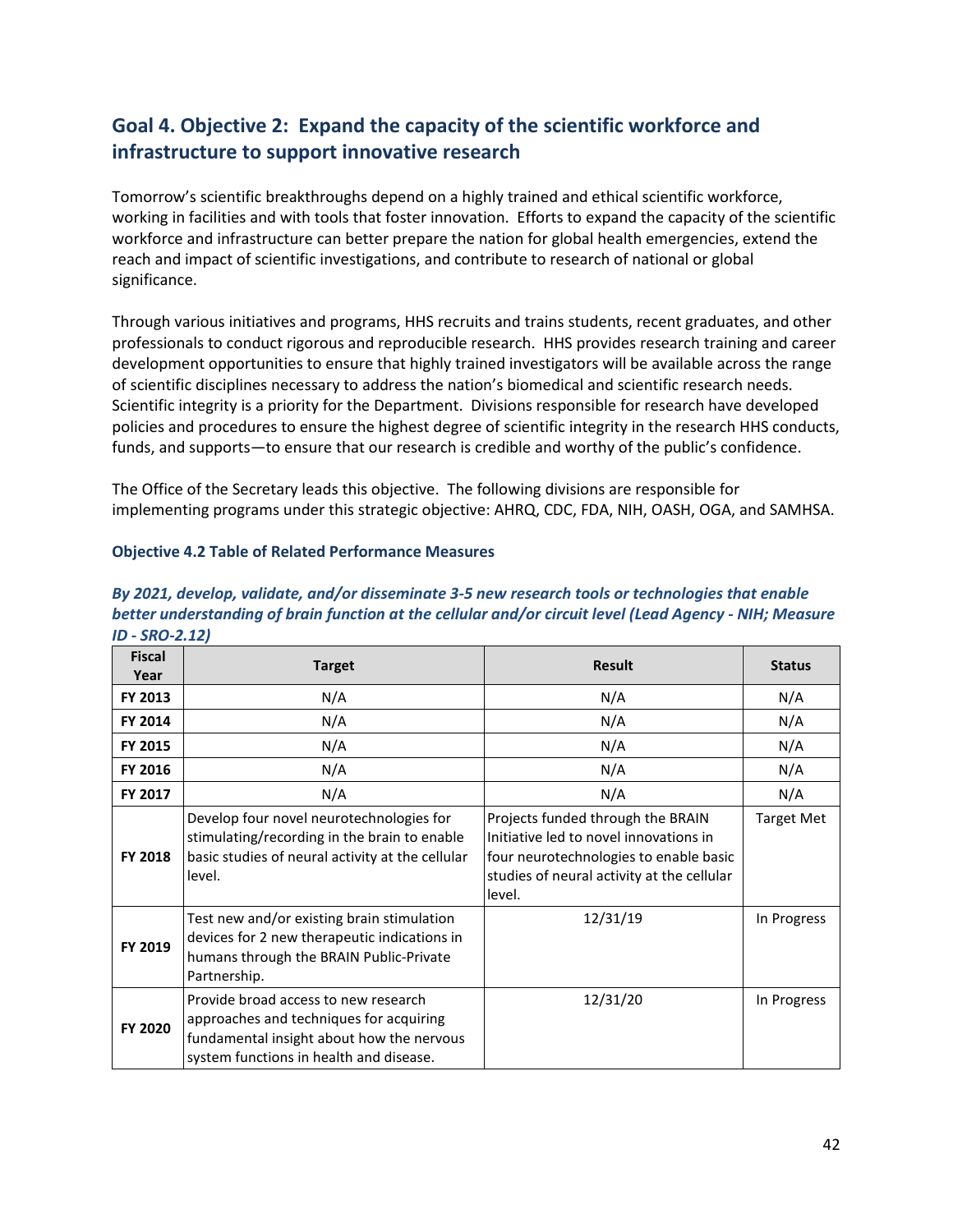## Goal 4. Objective 2: Expand the capacity of the scientific workforce and infrastructure to support innovative research

Tomorrow's scientific breakthroughs depend on a highly trained and ethical scientific workforce, working in facilities and with tools that foster innovation. Efforts to expand the capacity of the scientific workforce and infrastructure can better prepare the nation for global health emergencies, extend the reach and impact of scientific investigations, and contribute to research of national or global significance.

Through various initiatives and programs, HHS recruits and trains students, recent graduates, and other professionals to conduct rigorous and reproducible research. HHS provides research training and career development opportunities to ensure that highly trained investigators will be available across the range of scientific disciplines necessary to address the nation's biomedical and scientific research needs. Scientific integrity is a priority for the Department. Divisions responsible for research have developed policies and procedures to ensure the highest degree of scientific integrity in the research HHS conducts, funds, and supports—to ensure that our research is credible and worthy of the public's confidence.

The Office of the Secretary leads this objective. The following divisions are responsible for implementing programs under this strategic objective: AHRQ, CDC, FDA, NIH, OASH, OGA, and SAMHSA.

### Objective 4.2 Table of Related Performance Measures

***By 2021, develop, validate, and/or disseminate 3-5 new research tools or technologies that enable better understanding of brain function at the cellular and/or circuit level (Lead Agency - NIH; Measure ID - SRO-2.12)***

| Fiscal Year | Target | Result | Status |
|---|---|---|---|
| FY 2013 | N/A | N/A | N/A |
| FY 2014 | N/A | N/A | N/A |
| FY 2015 | N/A | N/A | N/A |
| FY 2016 | N/A | N/A | N/A |
| FY 2017 | N/A | N/A | N/A |
| FY 2018 | Develop four novel neurotechnologies for stimulating/recording in the brain to enable basic studies of neural activity at the cellular level. | Projects funded through the BRAIN Initiative led to novel innovations in four neurotechnologies to enable basic studies of neural activity at the cellular level. | Target Met |
| FY 2019 | Test new and/or existing brain stimulation devices for 2 new therapeutic indications in humans through the BRAIN Public-Private Partnership. | 12/31/19 | In Progress |
| FY 2020 | Provide broad access to new research approaches and techniques for acquiring fundamental insight about how the nervous system functions in health and disease. | 12/31/20 | In Progress |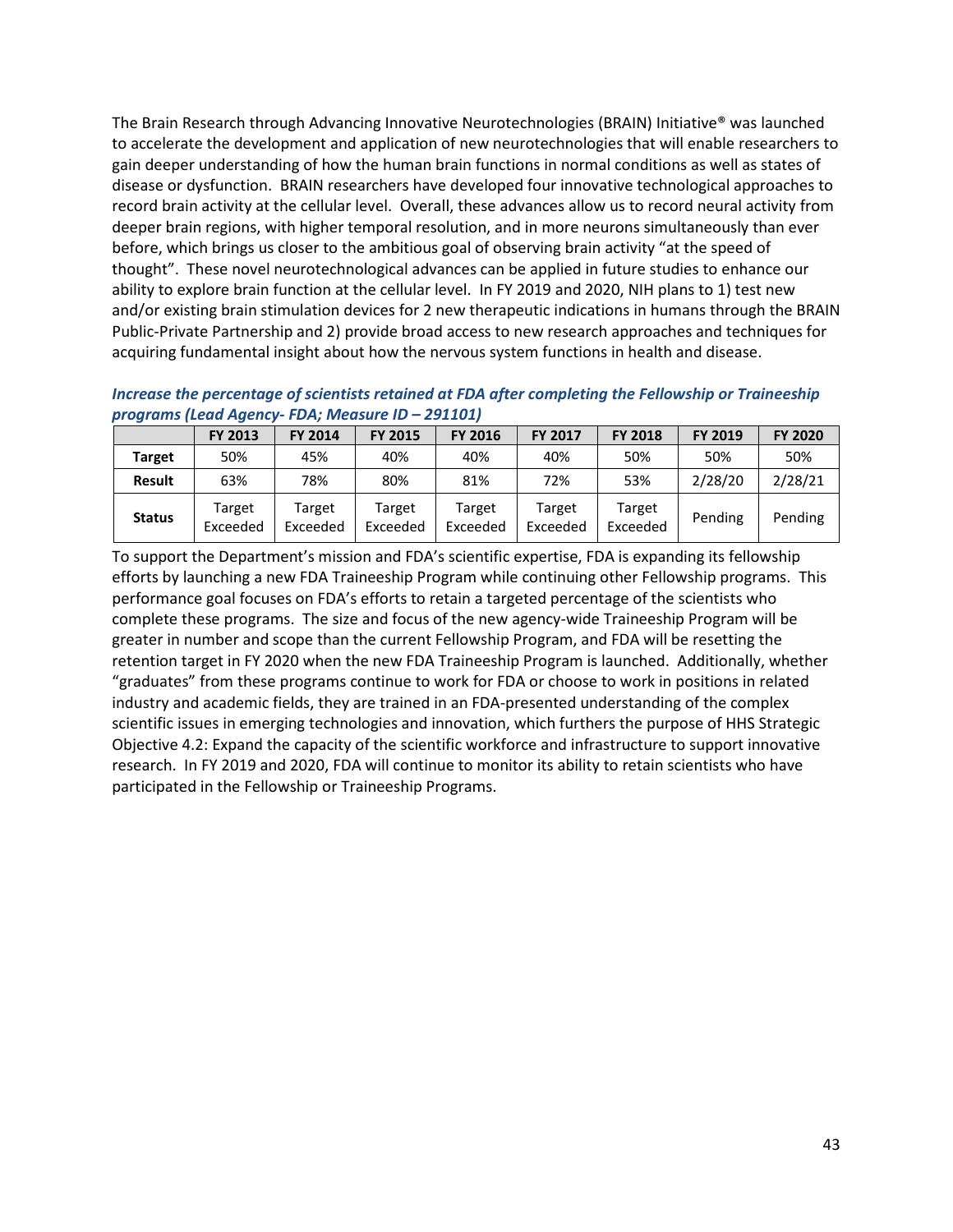The Brain Research through Advancing Innovative Neurotechnologies (BRAIN) Initiative® was launched to accelerate the development and application of new neurotechnologies that will enable researchers to gain deeper understanding of how the human brain functions in normal conditions as well as states of disease or dysfunction. BRAIN researchers have developed four innovative technological approaches to record brain activity at the cellular level. Overall, these advances allow us to record neural activity from deeper brain regions, with higher temporal resolution, and in more neurons simultaneously than ever before, which brings us closer to the ambitious goal of observing brain activity "at the speed of thought". These novel neurotechnological advances can be applied in future studies to enhance our ability to explore brain function at the cellular level. In FY 2019 and 2020, NIH plans to 1) test new and/or existing brain stimulation devices for 2 new therapeutic indications in humans through the BRAIN Public-Private Partnership and 2) provide broad access to new research approaches and techniques for acquiring fundamental insight about how the nervous system functions in health and disease.

***Increase the percentage of scientists retained at FDA after completing the Fellowship or Traineeship programs (Lead Agency- FDA; Measure ID – 291101)***

| | FY 2013 | FY 2014 | FY 2015 | FY 2016 | FY 2017 | FY 2018 | FY 2019 | FY 2020 |
|---|---|---|---|---|---|---|---|---|
| **Target** | 50% | 45% | 40% | 40% | 40% | 50% | 50% | 50% |
| **Result** | 63% | 78% | 80% | 81% | 72% | 53% | 2/28/20 | 2/28/21 |
| **Status** | Target Exceeded | Target Exceeded | Target Exceeded | Target Exceeded | Target Exceeded | Target Exceeded | Pending | Pending |

To support the Department's mission and FDA's scientific expertise, FDA is expanding its fellowship efforts by launching a new FDA Traineeship Program while continuing other Fellowship programs. This performance goal focuses on FDA's efforts to retain a targeted percentage of the scientists who complete these programs. The size and focus of the new agency-wide Traineeship Program will be greater in number and scope than the current Fellowship Program, and FDA will be resetting the retention target in FY 2020 when the new FDA Traineeship Program is launched. Additionally, whether "graduates" from these programs continue to work for FDA or choose to work in positions in related industry and academic fields, they are trained in an FDA-presented understanding of the complex scientific issues in emerging technologies and innovation, which furthers the purpose of HHS Strategic Objective 4.2: Expand the capacity of the scientific workforce and infrastructure to support innovative research. In FY 2019 and 2020, FDA will continue to monitor its ability to retain scientists who have participated in the Fellowship or Traineeship Programs.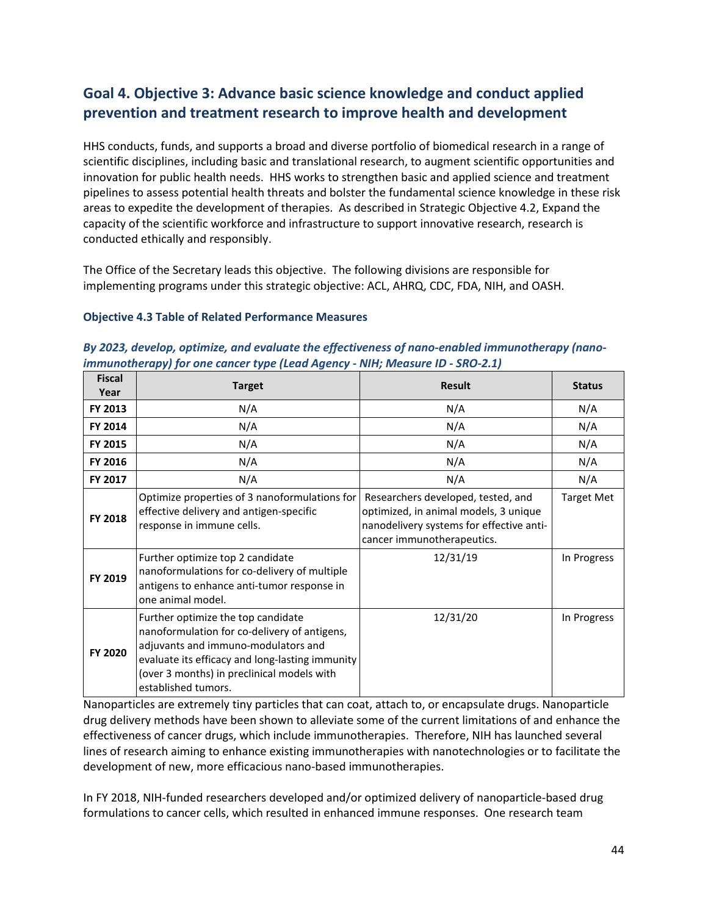## Goal 4. Objective 3: Advance basic science knowledge and conduct applied prevention and treatment research to improve health and development

HHS conducts, funds, and supports a broad and diverse portfolio of biomedical research in a range of scientific disciplines, including basic and translational research, to augment scientific opportunities and innovation for public health needs. HHS works to strengthen basic and applied science and treatment pipelines to assess potential health threats and bolster the fundamental science knowledge in these risk areas to expedite the development of therapies. As described in Strategic Objective 4.2, Expand the capacity of the scientific workforce and infrastructure to support innovative research, research is conducted ethically and responsibly.

The Office of the Secretary leads this objective. The following divisions are responsible for implementing programs under this strategic objective: ACL, AHRQ, CDC, FDA, NIH, and OASH.

### Objective 4.3 Table of Related Performance Measures

***By 2023, develop, optimize, and evaluate the effectiveness of nano-enabled immunotherapy (nano-immunotherapy) for one cancer type (Lead Agency - NIH; Measure ID - SRO-2.1)***

| Fiscal Year | Target | Result | Status |
|---|---|---|---|
| FY 2013 | N/A | N/A | N/A |
| FY 2014 | N/A | N/A | N/A |
| FY 2015 | N/A | N/A | N/A |
| FY 2016 | N/A | N/A | N/A |
| FY 2017 | N/A | N/A | N/A |
| FY 2018 | Optimize properties of 3 nanoformulations for effective delivery and antigen-specific response in immune cells. | Researchers developed, tested, and optimized, in animal models, 3 unique nanodelivery systems for effective anti-cancer immunotherapeutics. | Target Met |
| FY 2019 | Further optimize top 2 candidate nanoformulations for co-delivery of multiple antigens to enhance anti-tumor response in one animal model. | 12/31/19 | In Progress |
| FY 2020 | Further optimize the top candidate nanoformulation for co-delivery of antigens, adjuvants and immuno-modulators and evaluate its efficacy and long-lasting immunity (over 3 months) in preclinical models with established tumors. | 12/31/20 | In Progress |

Nanoparticles are extremely tiny particles that can coat, attach to, or encapsulate drugs. Nanoparticle drug delivery methods have been shown to alleviate some of the current limitations of and enhance the effectiveness of cancer drugs, which include immunotherapies. Therefore, NIH has launched several lines of research aiming to enhance existing immunotherapies with nanotechnologies or to facilitate the development of new, more efficacious nano-based immunotherapies.

In FY 2018, NIH-funded researchers developed and/or optimized delivery of nanoparticle-based drug formulations to cancer cells, which resulted in enhanced immune responses. One research team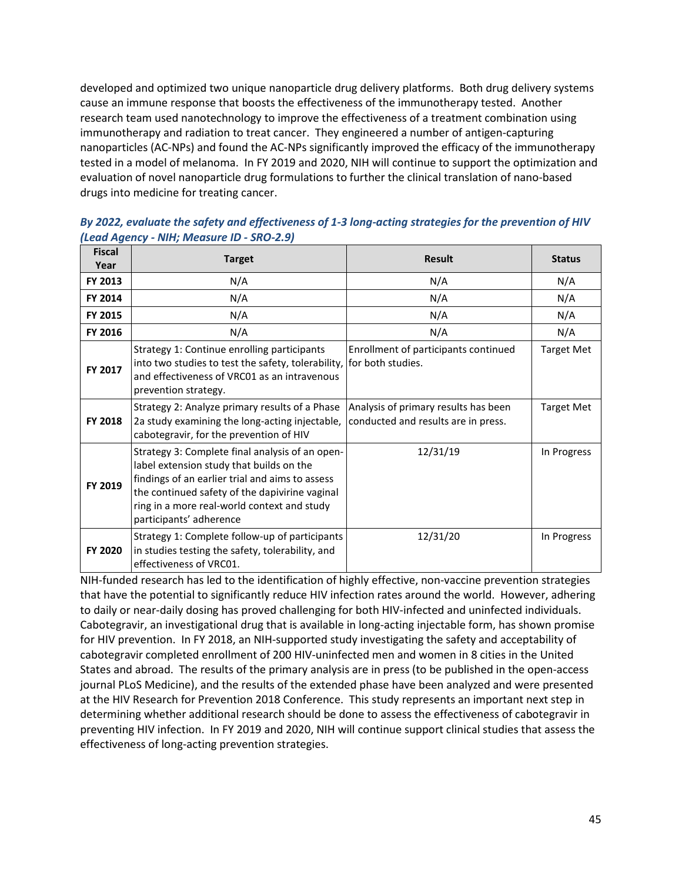developed and optimized two unique nanoparticle drug delivery platforms. Both drug delivery systems cause an immune response that boosts the effectiveness of the immunotherapy tested. Another research team used nanotechnology to improve the effectiveness of a treatment combination using immunotherapy and radiation to treat cancer. They engineered a number of antigen-capturing nanoparticles (AC-NPs) and found the AC-NPs significantly improved the efficacy of the immunotherapy tested in a model of melanoma. In FY 2019 and 2020, NIH will continue to support the optimization and evaluation of novel nanoparticle drug formulations to further the clinical translation of nano-based drugs into medicine for treating cancer.

***By 2022, evaluate the safety and effectiveness of 1-3 long-acting strategies for the prevention of HIV (Lead Agency - NIH; Measure ID - SRO-2.9)***

| Fiscal Year | Target | Result | Status |
|---|---|---|---|
| FY 2013 | N/A | N/A | N/A |
| FY 2014 | N/A | N/A | N/A |
| FY 2015 | N/A | N/A | N/A |
| FY 2016 | N/A | N/A | N/A |
| FY 2017 | Strategy 1: Continue enrolling participants into two studies to test the safety, tolerability, and effectiveness of VRC01 as an intravenous prevention strategy. | Enrollment of participants continued for both studies. | Target Met |
| FY 2018 | Strategy 2: Analyze primary results of a Phase 2a study examining the long-acting injectable, cabotegravir, for the prevention of HIV | Analysis of primary results has been conducted and results are in press. | Target Met |
| FY 2019 | Strategy 3: Complete final analysis of an open-label extension study that builds on the findings of an earlier trial and aims to assess the continued safety of the dapivirine vaginal ring in a more real-world context and study participants' adherence | 12/31/19 | In Progress |
| FY 2020 | Strategy 1: Complete follow-up of participants in studies testing the safety, tolerability, and effectiveness of VRC01. | 12/31/20 | In Progress |

NIH-funded research has led to the identification of highly effective, non-vaccine prevention strategies that have the potential to significantly reduce HIV infection rates around the world. However, adhering to daily or near-daily dosing has proved challenging for both HIV-infected and uninfected individuals. Cabotegravir, an investigational drug that is available in long-acting injectable form, has shown promise for HIV prevention. In FY 2018, an NIH-supported study investigating the safety and acceptability of cabotegravir completed enrollment of 200 HIV-uninfected men and women in 8 cities in the United States and abroad. The results of the primary analysis are in press (to be published in the open-access journal PLoS Medicine), and the results of the extended phase have been analyzed and were presented at the HIV Research for Prevention 2018 Conference. This study represents an important next step in determining whether additional research should be done to assess the effectiveness of cabotegravir in preventing HIV infection. In FY 2019 and 2020, NIH will continue support clinical studies that assess the effectiveness of long-acting prevention strategies.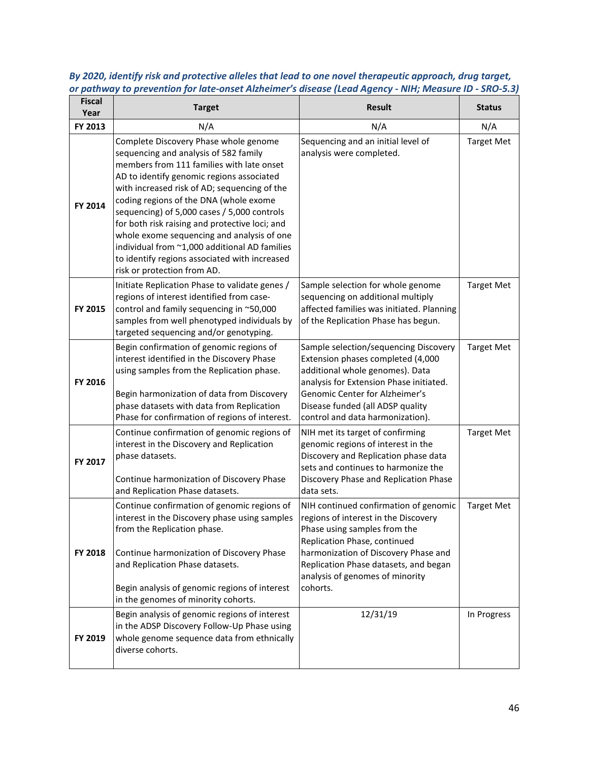***By 2020, identify risk and protective alleles that lead to one novel therapeutic approach, drug target, or pathway to prevention for late-onset Alzheimer's disease (Lead Agency - NIH; Measure ID - SRO-5.3)***

| Fiscal Year | Target | Result | Status |
|---|---|---|---|
| **FY 2013** | N/A | N/A | N/A |
| **FY 2014** | Complete Discovery Phase whole genome sequencing and analysis of 582 family members from 111 families with late onset AD to identify genomic regions associated with increased risk of AD; sequencing of the coding regions of the DNA (whole exome sequencing) of 5,000 cases / 5,000 controls for both risk raising and protective loci; and whole exome sequencing and analysis of one individual from ~1,000 additional AD families to identify regions associated with increased risk or protection from AD. | Sequencing and an initial level of analysis were completed. | Target Met |
| **FY 2015** | Initiate Replication Phase to validate genes / regions of interest identified from case-control and family sequencing in ~50,000 samples from well phenotyped individuals by targeted sequencing and/or genotyping. | Sample selection for whole genome sequencing on additional multiply affected families was initiated. Planning of the Replication Phase has begun. | Target Met |
| **FY 2016** | Begin confirmation of genomic regions of interest identified in the Discovery Phase using samples from the Replication phase.<br><br>Begin harmonization of data from Discovery phase datasets with data from Replication Phase for confirmation of regions of interest. | Sample selection/sequencing Discovery Extension phases completed (4,000 additional whole genomes). Data analysis for Extension Phase initiated. Genomic Center for Alzheimer's Disease funded (all ADSP quality control and data harmonization). | Target Met |
| **FY 2017** | Continue confirmation of genomic regions of interest in the Discovery and Replication phase datasets.<br><br>Continue harmonization of Discovery Phase and Replication Phase datasets. | NIH met its target of confirming genomic regions of interest in the Discovery and Replication phase data sets and continues to harmonize the Discovery Phase and Replication Phase data sets. | Target Met |
| **FY 2018** | Continue confirmation of genomic regions of interest in the Discovery phase using samples from the Replication phase.<br><br>Continue harmonization of Discovery Phase and Replication Phase datasets.<br><br>Begin analysis of genomic regions of interest in the genomes of minority cohorts. | NIH continued confirmation of genomic regions of interest in the Discovery Phase using samples from the Replication Phase, continued harmonization of Discovery Phase and Replication Phase datasets, and began analysis of genomes of minority cohorts. | Target Met |
| **FY 2019** | Begin analysis of genomic regions of interest in the ADSP Discovery Follow-Up Phase using whole genome sequence data from ethnically diverse cohorts. | 12/31/19 | In Progress |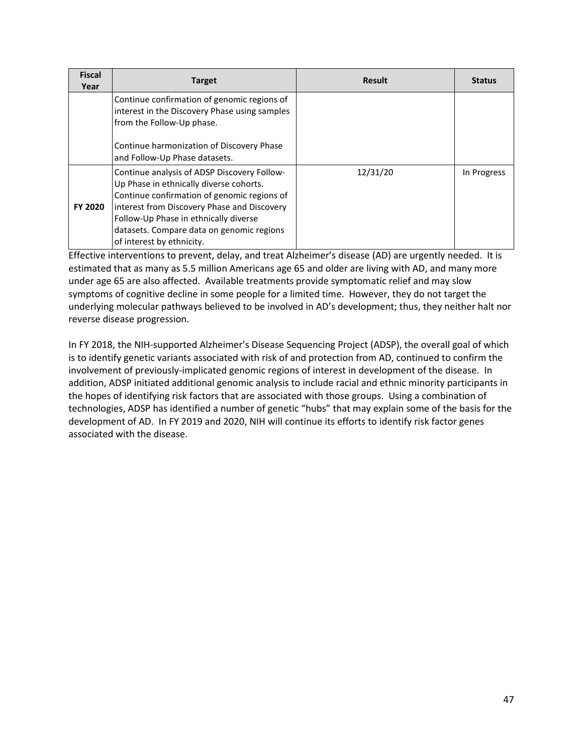| Fiscal Year | Target | Result | Status |
|---|---|---|---|
| | Continue confirmation of genomic regions of interest in the Discovery Phase using samples from the Follow-Up phase.<br><br>Continue harmonization of Discovery Phase and Follow-Up Phase datasets. | | |
| **FY 2020** | Continue analysis of ADSP Discovery Follow-Up Phase in ethnically diverse cohorts. Continue confirmation of genomic regions of interest from Discovery Phase and Discovery Follow-Up Phase in ethnically diverse datasets. Compare data on genomic regions of interest by ethnicity. | 12/31/20 | In Progress |

Effective interventions to prevent, delay, and treat Alzheimer's disease (AD) are urgently needed. It is estimated that as many as 5.5 million Americans age 65 and older are living with AD, and many more under age 65 are also affected. Available treatments provide symptomatic relief and may slow symptoms of cognitive decline in some people for a limited time. However, they do not target the underlying molecular pathways believed to be involved in AD's development; thus, they neither halt nor reverse disease progression.

In FY 2018, the NIH-supported Alzheimer's Disease Sequencing Project (ADSP), the overall goal of which is to identify genetic variants associated with risk of and protection from AD, continued to confirm the involvement of previously-implicated genomic regions of interest in development of the disease. In addition, ADSP initiated additional genomic analysis to include racial and ethnic minority participants in the hopes of identifying risk factors that are associated with those groups. Using a combination of technologies, ADSP has identified a number of genetic "hubs" that may explain some of the basis for the development of AD. In FY 2019 and 2020, NIH will continue its efforts to identify risk factor genes associated with the disease.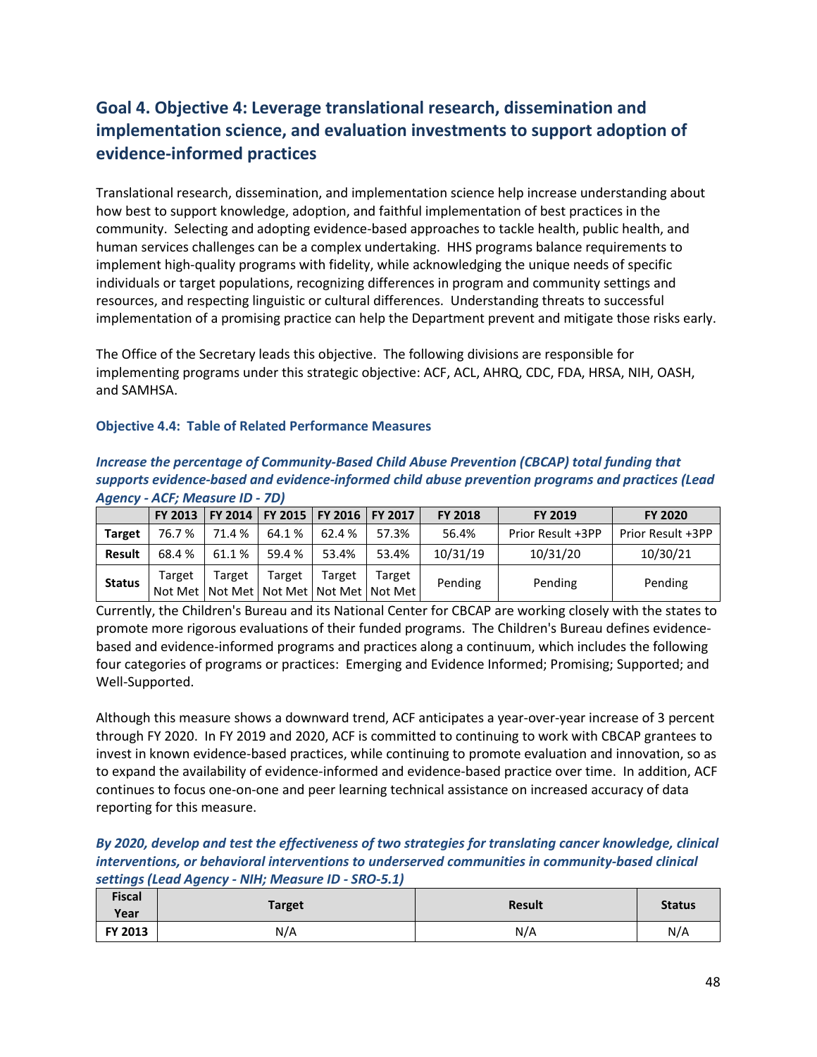## Goal 4. Objective 4: Leverage translational research, dissemination and implementation science, and evaluation investments to support adoption of evidence-informed practices

Translational research, dissemination, and implementation science help increase understanding about how best to support knowledge, adoption, and faithful implementation of best practices in the community. Selecting and adopting evidence-based approaches to tackle health, public health, and human services challenges can be a complex undertaking. HHS programs balance requirements to implement high-quality programs with fidelity, while acknowledging the unique needs of specific individuals or target populations, recognizing differences in program and community settings and resources, and respecting linguistic or cultural differences. Understanding threats to successful implementation of a promising practice can help the Department prevent and mitigate those risks early.

The Office of the Secretary leads this objective. The following divisions are responsible for implementing programs under this strategic objective: ACF, ACL, AHRQ, CDC, FDA, HRSA, NIH, OASH, and SAMHSA.

### Objective 4.4: Table of Related Performance Measures

***Increase the percentage of Community-Based Child Abuse Prevention (CBCAP) total funding that supports evidence-based and evidence-informed child abuse prevention programs and practices (Lead Agency - ACF; Measure ID - 7D)***

| | FY 2013 | FY 2014 | FY 2015 | FY 2016 | FY 2017 | FY 2018 | FY 2019 | FY 2020 |
|---|---|---|---|---|---|---|---|---|
| **Target** | 76.7 % | 71.4 % | 64.1 % | 62.4 % | 57.3% | 56.4% | Prior Result +3PP | Prior Result +3PP |
| **Result** | 68.4 % | 61.1 % | 59.4 % | 53.4% | 53.4% | 10/31/19 | 10/31/20 | 10/30/21 |
| **Status** | Target Not Met | Target Not Met | Target Not Met | Target Not Met | Target Not Met | Pending | Pending | Pending |

Currently, the Children's Bureau and its National Center for CBCAP are working closely with the states to promote more rigorous evaluations of their funded programs. The Children's Bureau defines evidence-based and evidence-informed programs and practices along a continuum, which includes the following four categories of programs or practices: Emerging and Evidence Informed; Promising; Supported; and Well-Supported.

Although this measure shows a downward trend, ACF anticipates a year-over-year increase of 3 percent through FY 2020. In FY 2019 and 2020, ACF is committed to continuing to work with CBCAP grantees to invest in known evidence-based practices, while continuing to promote evaluation and innovation, so as to expand the availability of evidence-informed and evidence-based practice over time. In addition, ACF continues to focus one-on-one and peer learning technical assistance on increased accuracy of data reporting for this measure.

***By 2020, develop and test the effectiveness of two strategies for translating cancer knowledge, clinical interventions, or behavioral interventions to underserved communities in community-based clinical settings (Lead Agency - NIH; Measure ID - SRO-5.1)***

| Fiscal Year | Target | Result | Status |
|---|---|---|---|
| **FY 2013** | N/A | N/A | N/A |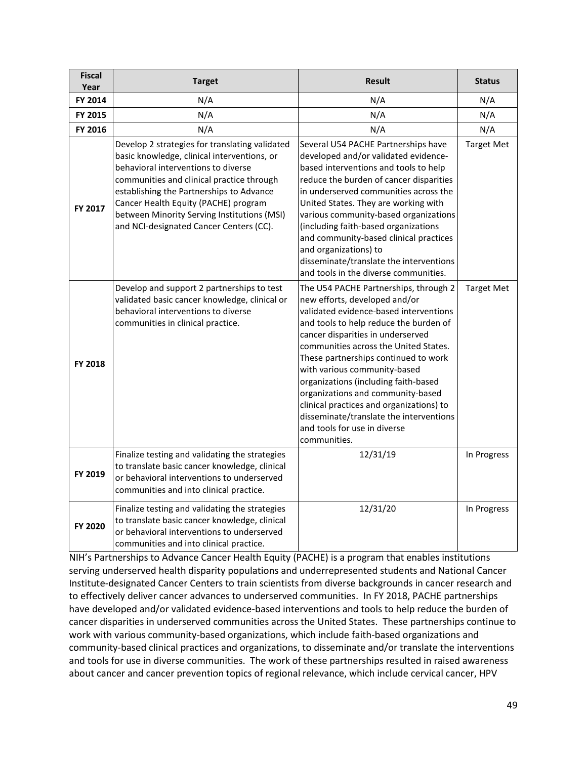| Fiscal Year | Target | Result | Status |
|---|---|---|---|
| FY 2014 | N/A | N/A | N/A |
| FY 2015 | N/A | N/A | N/A |
| FY 2016 | N/A | N/A | N/A |
| FY 2017 | Develop 2 strategies for translating validated basic knowledge, clinical interventions, or behavioral interventions to diverse communities and clinical practice through establishing the Partnerships to Advance Cancer Health Equity (PACHE) program between Minority Serving Institutions (MSI) and NCI-designated Cancer Centers (CC). | Several U54 PACHE Partnerships have developed and/or validated evidence-based interventions and tools to help reduce the burden of cancer disparities in underserved communities across the United States. They are working with various community-based organizations (including faith-based organizations and community-based clinical practices and organizations) to disseminate/translate the interventions and tools in the diverse communities. | Target Met |
| FY 2018 | Develop and support 2 partnerships to test validated basic cancer knowledge, clinical or behavioral interventions to diverse communities in clinical practice. | The U54 PACHE Partnerships, through 2 new efforts, developed and/or validated evidence-based interventions and tools to help reduce the burden of cancer disparities in underserved communities across the United States. These partnerships continued to work with various community-based organizations (including faith-based organizations and community-based clinical practices and organizations) to disseminate/translate the interventions and tools for use in diverse communities. | Target Met |
| FY 2019 | Finalize testing and validating the strategies to translate basic cancer knowledge, clinical or behavioral interventions to underserved communities and into clinical practice. | 12/31/19 | In Progress |
| FY 2020 | Finalize testing and validating the strategies to translate basic cancer knowledge, clinical or behavioral interventions to underserved communities and into clinical practice. | 12/31/20 | In Progress |

NIH's Partnerships to Advance Cancer Health Equity (PACHE) is a program that enables institutions serving underserved health disparity populations and underrepresented students and National Cancer Institute-designated Cancer Centers to train scientists from diverse backgrounds in cancer research and to effectively deliver cancer advances to underserved communities. In FY 2018, PACHE partnerships have developed and/or validated evidence-based interventions and tools to help reduce the burden of cancer disparities in underserved communities across the United States. These partnerships continue to work with various community-based organizations, which include faith-based organizations and community-based clinical practices and organizations, to disseminate and/or translate the interventions and tools for use in diverse communities. The work of these partnerships resulted in raised awareness about cancer and cancer prevention topics of regional relevance, which include cervical cancer, HPV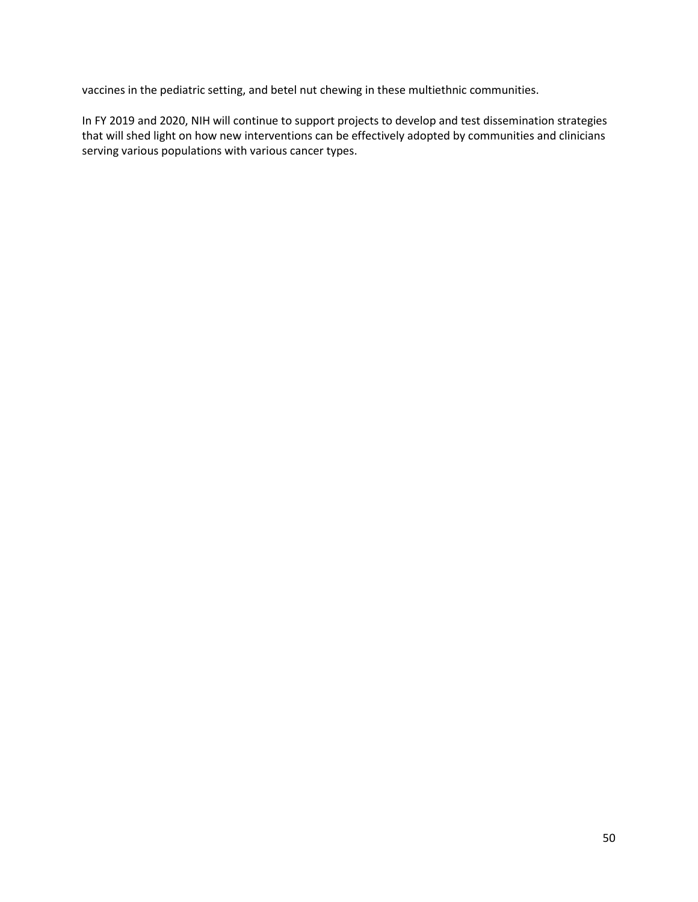vaccines in the pediatric setting, and betel nut chewing in these multiethnic communities.

In FY 2019 and 2020, NIH will continue to support projects to develop and test dissemination strategies that will shed light on how new interventions can be effectively adopted by communities and clinicians serving various populations with various cancer types.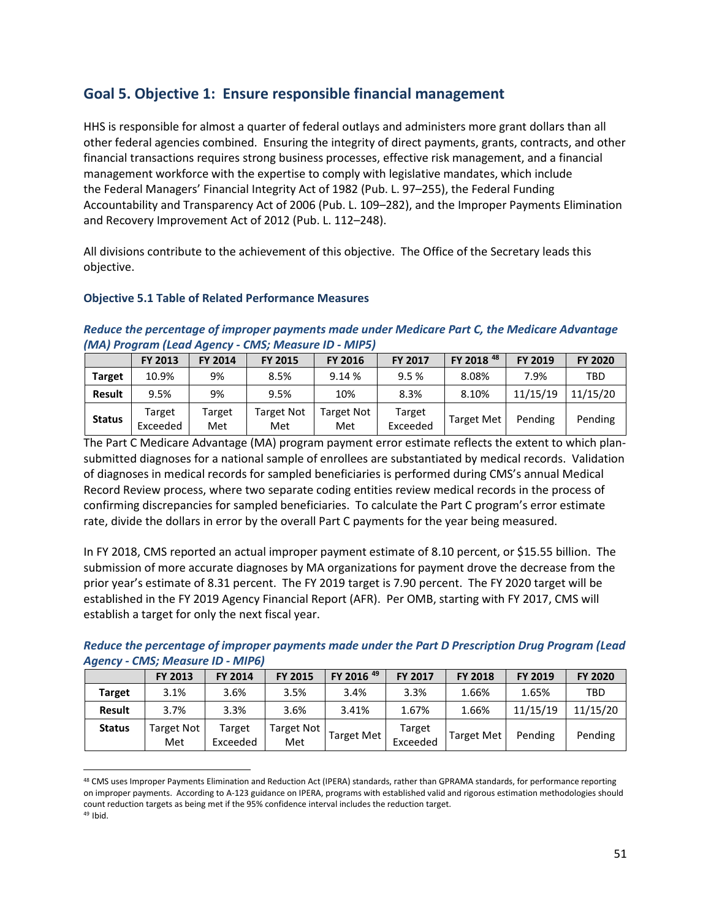## Goal 5. Objective 1: Ensure responsible financial management

HHS is responsible for almost a quarter of federal outlays and administers more grant dollars than all other federal agencies combined. Ensuring the integrity of direct payments, grants, contracts, and other financial transactions requires strong business processes, effective risk management, and a financial management workforce with the expertise to comply with legislative mandates, which include the Federal Managers' Financial Integrity Act of 1982 (Pub. L. 97–255), the Federal Funding Accountability and Transparency Act of 2006 (Pub. L. 109–282), and the Improper Payments Elimination and Recovery Improvement Act of 2012 (Pub. L. 112–248).

All divisions contribute to the achievement of this objective. The Office of the Secretary leads this objective.

### Objective 5.1 Table of Related Performance Measures

***Reduce the percentage of improper payments made under Medicare Part C, the Medicare Advantage (MA) Program (Lead Agency - CMS; Measure ID - MIP5)***

| | FY 2013 | FY 2014 | FY 2015 | FY 2016 | FY 2017 | FY 2018 [48] | FY 2019 | FY 2020 |
|---|---|---|---|---|---|---|---|---|
| **Target** | 10.9% | 9% | 8.5% | 9.14 % | 9.5 % | 8.08% | 7.9% | TBD |
| **Result** | 9.5% | 9% | 9.5% | 10% | 8.3% | 8.10% | 11/15/19 | 11/15/20 |
| **Status** | Target Exceeded | Target Met | Target Not Met | Target Not Met | Target Exceeded | Target Met | Pending | Pending |

The Part C Medicare Advantage (MA) program payment error estimate reflects the extent to which plan-submitted diagnoses for a national sample of enrollees are substantiated by medical records. Validation of diagnoses in medical records for sampled beneficiaries is performed during CMS's annual Medical Record Review process, where two separate coding entities review medical records in the process of confirming discrepancies for sampled beneficiaries. To calculate the Part C program's error estimate rate, divide the dollars in error by the overall Part C payments for the year being measured.

In FY 2018, CMS reported an actual improper payment estimate of 8.10 percent, or $15.55 billion. The submission of more accurate diagnoses by MA organizations for payment drove the decrease from the prior year's estimate of 8.31 percent. The FY 2019 target is 7.90 percent. The FY 2020 target will be established in the FY 2019 Agency Financial Report (AFR). Per OMB, starting with FY 2017, CMS will establish a target for only the next fiscal year.

***Reduce the percentage of improper payments made under the Part D Prescription Drug Program (Lead Agency - CMS; Measure ID - MIP6)***

| | FY 2013 | FY 2014 | FY 2015 | FY 2016 [49] | FY 2017 | FY 2018 | FY 2019 | FY 2020 |
|---|---|---|---|---|---|---|---|---|
| **Target** | 3.1% | 3.6% | 3.5% | 3.4% | 3.3% | 1.66% | 1.65% | TBD |
| **Result** | 3.7% | 3.3% | 3.6% | 3.41% | 1.67% | 1.66% | 11/15/19 | 11/15/20 |
| **Status** | Target Not Met | Target Exceeded | Target Not Met | Target Met | Target Exceeded | Target Met | Pending | Pending |

---

[48] CMS uses Improper Payments Elimination and Reduction Act (IPERA) standards, rather than GPRAMA standards, for performance reporting on improper payments. According to A-123 guidance on IPERA, programs with established valid and rigorous estimation methodologies should count reduction targets as being met if the 95% confidence interval includes the reduction target.

[49] Ibid.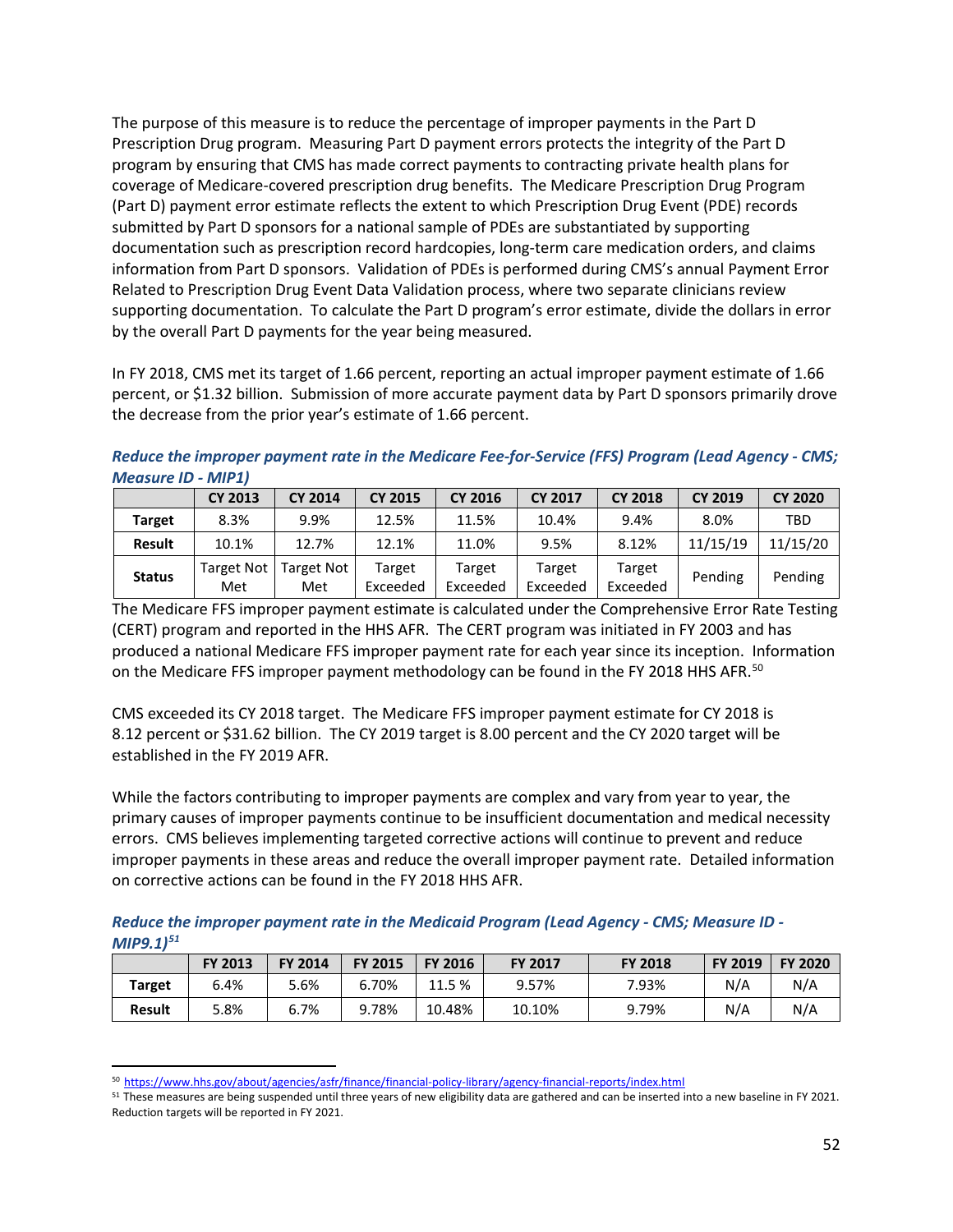The purpose of this measure is to reduce the percentage of improper payments in the Part D Prescription Drug program. Measuring Part D payment errors protects the integrity of the Part D program by ensuring that CMS has made correct payments to contracting private health plans for coverage of Medicare-covered prescription drug benefits. The Medicare Prescription Drug Program (Part D) payment error estimate reflects the extent to which Prescription Drug Event (PDE) records submitted by Part D sponsors for a national sample of PDEs are substantiated by supporting documentation such as prescription record hardcopies, long-term care medication orders, and claims information from Part D sponsors. Validation of PDEs is performed during CMS's annual Payment Error Related to Prescription Drug Event Data Validation process, where two separate clinicians review supporting documentation. To calculate the Part D program's error estimate, divide the dollars in error by the overall Part D payments for the year being measured.

In FY 2018, CMS met its target of 1.66 percent, reporting an actual improper payment estimate of 1.66 percent, or $1.32 billion. Submission of more accurate payment data by Part D sponsors primarily drove the decrease from the prior year's estimate of 1.66 percent.

***Reduce the improper payment rate in the Medicare Fee-for-Service (FFS) Program (Lead Agency - CMS; Measure ID - MIP1)***

| | CY 2013 | CY 2014 | CY 2015 | CY 2016 | CY 2017 | CY 2018 | CY 2019 | CY 2020 |
|---|---|---|---|---|---|---|---|---|
| **Target** | 8.3% | 9.9% | 12.5% | 11.5% | 10.4% | 9.4% | 8.0% | TBD |
| **Result** | 10.1% | 12.7% | 12.1% | 11.0% | 9.5% | 8.12% | 11/15/19 | 11/15/20 |
| **Status** | Target Not Met | Target Not Met | Target Exceeded | Target Exceeded | Target Exceeded | Target Exceeded | Pending | Pending |

The Medicare FFS improper payment estimate is calculated under the Comprehensive Error Rate Testing (CERT) program and reported in the HHS AFR. The CERT program was initiated in FY 2003 and has produced a national Medicare FFS improper payment rate for each year since its inception. Information on the Medicare FFS improper payment methodology can be found in the FY 2018 HHS AFR.[50]

CMS exceeded its CY 2018 target. The Medicare FFS improper payment estimate for CY 2018 is 8.12 percent or $31.62 billion. The CY 2019 target is 8.00 percent and the CY 2020 target will be established in the FY 2019 AFR.

While the factors contributing to improper payments are complex and vary from year to year, the primary causes of improper payments continue to be insufficient documentation and medical necessity errors. CMS believes implementing targeted corrective actions will continue to prevent and reduce improper payments in these areas and reduce the overall improper payment rate. Detailed information on corrective actions can be found in the FY 2018 HHS AFR.

***Reduce the improper payment rate in the Medicaid Program (Lead Agency - CMS; Measure ID - MIP9.1)[51]***

| | FY 2013 | FY 2014 | FY 2015 | FY 2016 | FY 2017 | FY 2018 | FY 2019 | FY 2020 |
|---|---|---|---|---|---|---|---|---|
| **Target** | 6.4% | 5.6% | 6.70% | 11.5 % | 9.57% | 7.93% | N/A | N/A |
| **Result** | 5.8% | 6.7% | 9.78% | 10.48% | 10.10% | 9.79% | N/A | N/A |

[50] https://www.hhs.gov/about/agencies/asfr/finance/financial-policy-library/agency-financial-reports/index.html

[51] These measures are being suspended until three years of new eligibility data are gathered and can be inserted into a new baseline in FY 2021. Reduction targets will be reported in FY 2021.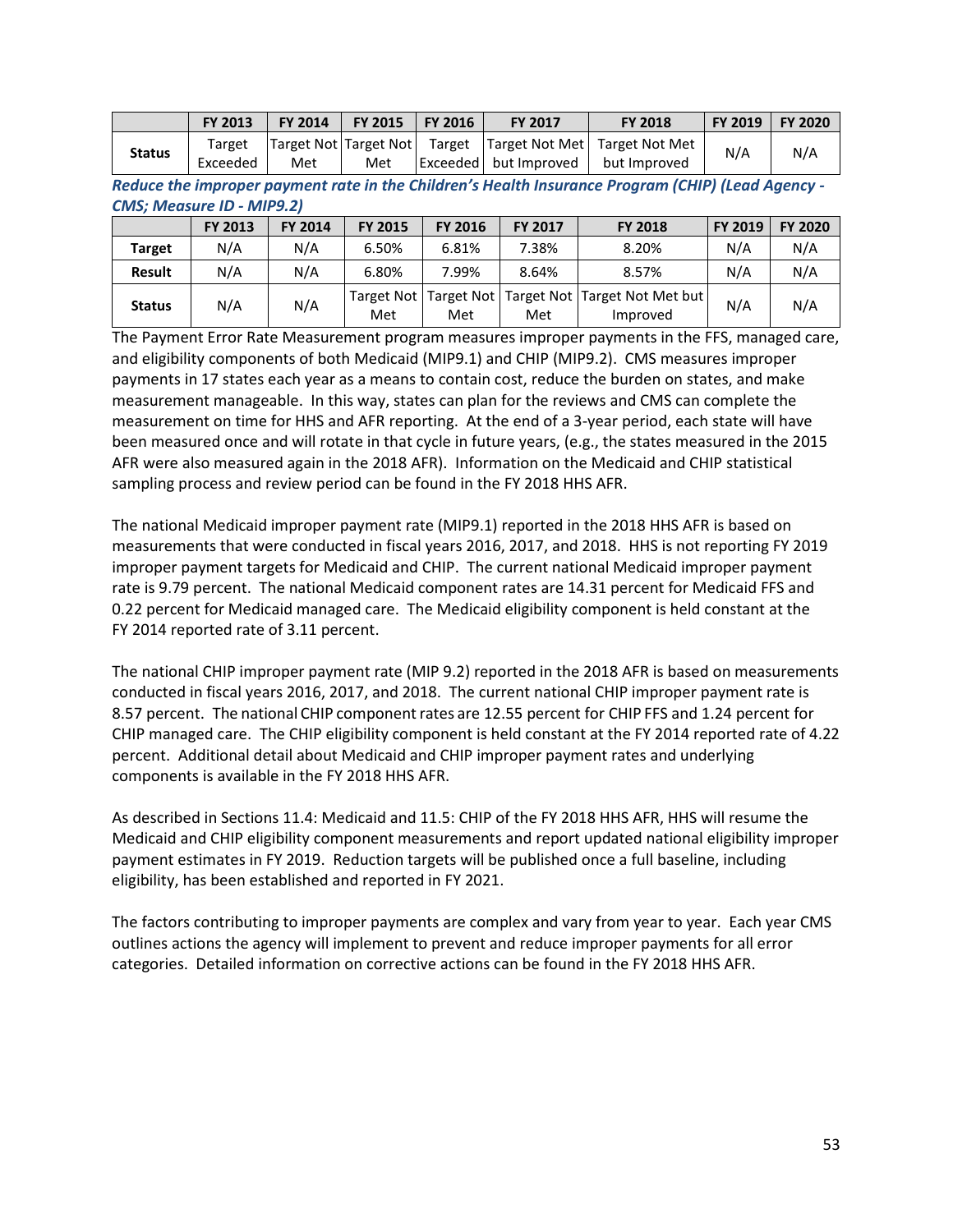| | FY 2013 | FY 2014 | FY 2015 | FY 2016 | FY 2017 | FY 2018 | FY 2019 | FY 2020 |
|---|---|---|---|---|---|---|---|---|
| **Status** | Target Exceeded | Target Not Met | Target Not Met | Target Exceeded | Target Not Met but Improved | Target Not Met but Improved | N/A | N/A |

***Reduce the improper payment rate in the Children's Health Insurance Program (CHIP) (Lead Agency - CMS; Measure ID - MIP9.2)***

| | FY 2013 | FY 2014 | FY 2015 | FY 2016 | FY 2017 | FY 2018 | FY 2019 | FY 2020 |
|---|---|---|---|---|---|---|---|---|
| **Target** | N/A | N/A | 6.50% | 6.81% | 7.38% | 8.20% | N/A | N/A |
| **Result** | N/A | N/A | 6.80% | 7.99% | 8.64% | 8.57% | N/A | N/A |
| **Status** | N/A | N/A | Target Not Met | Target Not Met | Target Not Met | Target Not Met but Improved | N/A | N/A |

The Payment Error Rate Measurement program measures improper payments in the FFS, managed care, and eligibility components of both Medicaid (MIP9.1) and CHIP (MIP9.2). CMS measures improper payments in 17 states each year as a means to contain cost, reduce the burden on states, and make measurement manageable. In this way, states can plan for the reviews and CMS can complete the measurement on time for HHS and AFR reporting. At the end of a 3-year period, each state will have been measured once and will rotate in that cycle in future years, (e.g., the states measured in the 2015 AFR were also measured again in the 2018 AFR). Information on the Medicaid and CHIP statistical sampling process and review period can be found in the FY 2018 HHS AFR.

The national Medicaid improper payment rate (MIP9.1) reported in the 2018 HHS AFR is based on measurements that were conducted in fiscal years 2016, 2017, and 2018. HHS is not reporting FY 2019 improper payment targets for Medicaid and CHIP. The current national Medicaid improper payment rate is 9.79 percent. The national Medicaid component rates are 14.31 percent for Medicaid FFS and 0.22 percent for Medicaid managed care. The Medicaid eligibility component is held constant at the FY 2014 reported rate of 3.11 percent.

The national CHIP improper payment rate (MIP 9.2) reported in the 2018 AFR is based on measurements conducted in fiscal years 2016, 2017, and 2018. The current national CHIP improper payment rate is 8.57 percent. The national CHIP component rates are 12.55 percent for CHIP FFS and 1.24 percent for CHIP managed care. The CHIP eligibility component is held constant at the FY 2014 reported rate of 4.22 percent. Additional detail about Medicaid and CHIP improper payment rates and underlying components is available in the FY 2018 HHS AFR.

As described in Sections 11.4: Medicaid and 11.5: CHIP of the FY 2018 HHS AFR, HHS will resume the Medicaid and CHIP eligibility component measurements and report updated national eligibility improper payment estimates in FY 2019. Reduction targets will be published once a full baseline, including eligibility, has been established and reported in FY 2021.

The factors contributing to improper payments are complex and vary from year to year. Each year CMS outlines actions the agency will implement to prevent and reduce improper payments for all error categories. Detailed information on corrective actions can be found in the FY 2018 HHS AFR.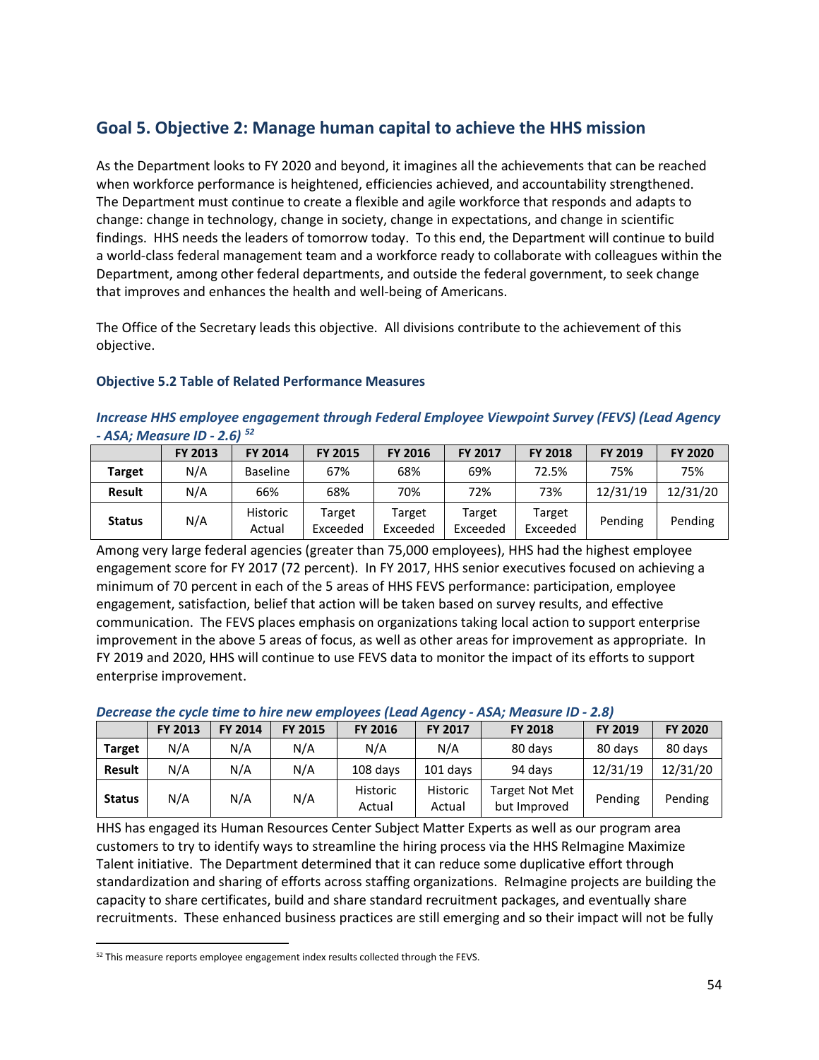## Goal 5. Objective 2: Manage human capital to achieve the HHS mission

As the Department looks to FY 2020 and beyond, it imagines all the achievements that can be reached when workforce performance is heightened, efficiencies achieved, and accountability strengthened. The Department must continue to create a flexible and agile workforce that responds and adapts to change: change in technology, change in society, change in expectations, and change in scientific findings. HHS needs the leaders of tomorrow today. To this end, the Department will continue to build a world-class federal management team and a workforce ready to collaborate with colleagues within the Department, among other federal departments, and outside the federal government, to seek change that improves and enhances the health and well-being of Americans.

The Office of the Secretary leads this objective. All divisions contribute to the achievement of this objective.

### Objective 5.2 Table of Related Performance Measures

***Increase HHS employee engagement through Federal Employee Viewpoint Survey (FEVS) (Lead Agency - ASA; Measure ID - 2.6)*** [52]

| | FY 2013 | FY 2014 | FY 2015 | FY 2016 | FY 2017 | FY 2018 | FY 2019 | FY 2020 |
|---|---|---|---|---|---|---|---|---|
| **Target** | N/A | Baseline | 67% | 68% | 69% | 72.5% | 75% | 75% |
| **Result** | N/A | 66% | 68% | 70% | 72% | 73% | 12/31/19 | 12/31/20 |
| **Status** | N/A | Historic Actual | Target Exceeded | Target Exceeded | Target Exceeded | Target Exceeded | Pending | Pending |

Among very large federal agencies (greater than 75,000 employees), HHS had the highest employee engagement score for FY 2017 (72 percent). In FY 2017, HHS senior executives focused on achieving a minimum of 70 percent in each of the 5 areas of HHS FEVS performance: participation, employee engagement, satisfaction, belief that action will be taken based on survey results, and effective communication. The FEVS places emphasis on organizations taking local action to support enterprise improvement in the above 5 areas of focus, as well as other areas for improvement as appropriate. In FY 2019 and 2020, HHS will continue to use FEVS data to monitor the impact of its efforts to support enterprise improvement.

***Decrease the cycle time to hire new employees (Lead Agency - ASA; Measure ID - 2.8)***

| | FY 2013 | FY 2014 | FY 2015 | FY 2016 | FY 2017 | FY 2018 | FY 2019 | FY 2020 |
|---|---|---|---|---|---|---|---|---|
| **Target** | N/A | N/A | N/A | N/A | N/A | 80 days | 80 days | 80 days |
| **Result** | N/A | N/A | N/A | 108 days | 101 days | 94 days | 12/31/19 | 12/31/20 |
| **Status** | N/A | N/A | N/A | Historic Actual | Historic Actual | Target Not Met but Improved | Pending | Pending |

HHS has engaged its Human Resources Center Subject Matter Experts as well as our program area customers to try to identify ways to streamline the hiring process via the HHS ReImagine Maximize Talent initiative. The Department determined that it can reduce some duplicative effort through standardization and sharing of efforts across staffing organizations. ReImagine projects are building the capacity to share certificates, build and share standard recruitment packages, and eventually share recruitments. These enhanced business practices are still emerging and so their impact will not be fully

[52] This measure reports employee engagement index results collected through the FEVS.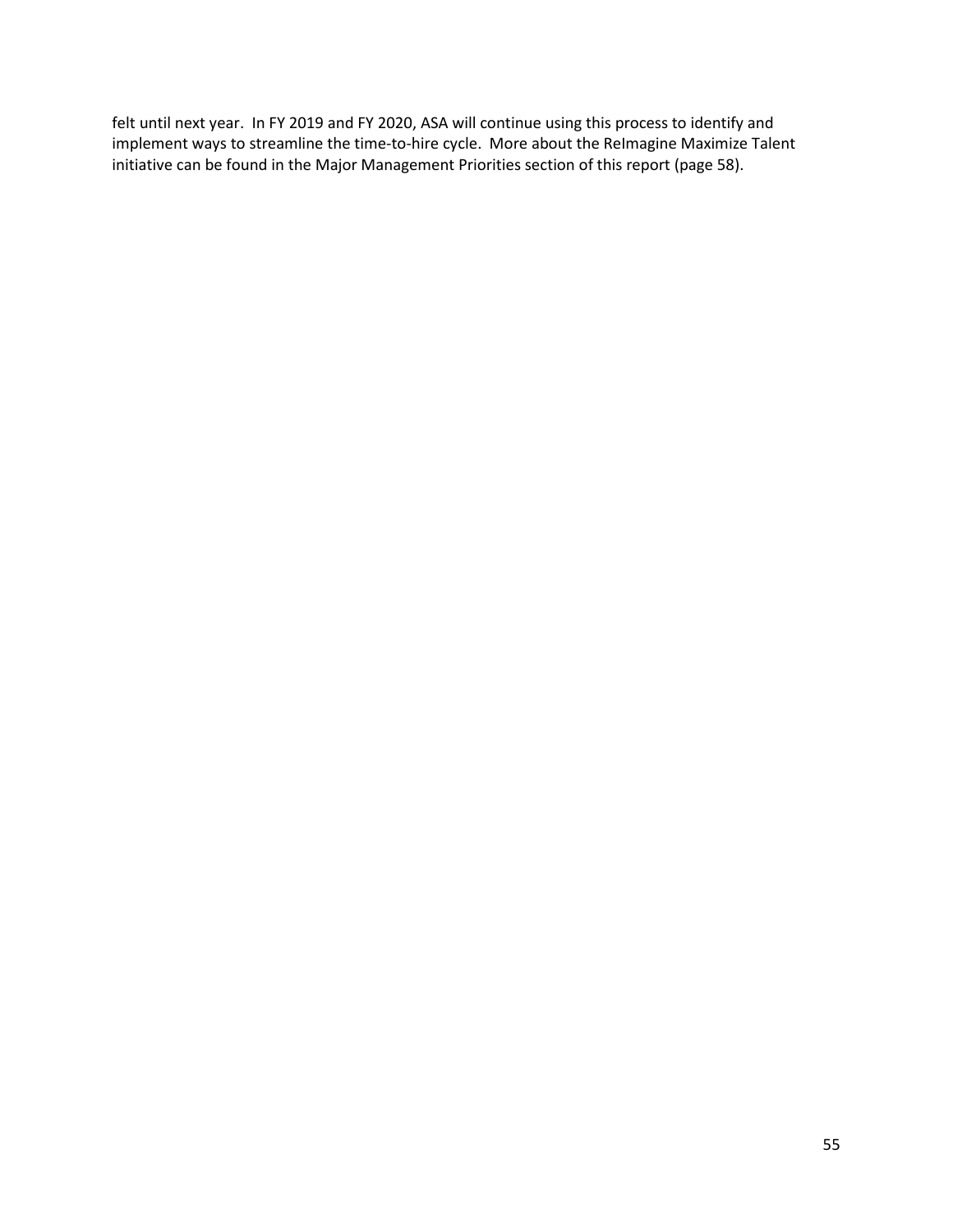felt until next year. In FY 2019 and FY 2020, ASA will continue using this process to identify and implement ways to streamline the time-to-hire cycle. More about the ReImagine Maximize Talent initiative can be found in the Major Management Priorities section of this report (page 58).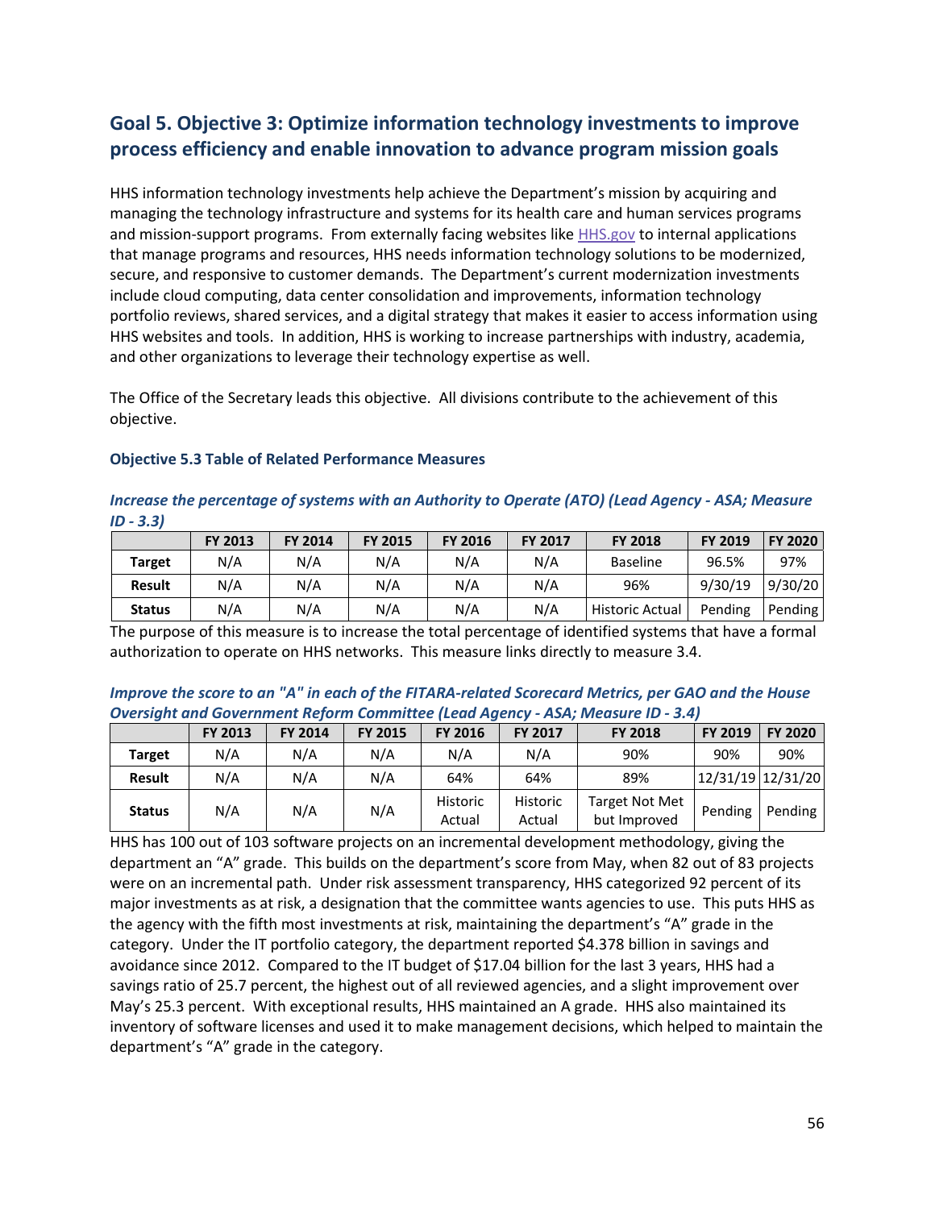## Goal 5. Objective 3: Optimize information technology investments to improve process efficiency and enable innovation to advance program mission goals

HHS information technology investments help achieve the Department's mission by acquiring and managing the technology infrastructure and systems for its health care and human services programs and mission-support programs. From externally facing websites like HHS.gov to internal applications that manage programs and resources, HHS needs information technology solutions to be modernized, secure, and responsive to customer demands. The Department's current modernization investments include cloud computing, data center consolidation and improvements, information technology portfolio reviews, shared services, and a digital strategy that makes it easier to access information using HHS websites and tools. In addition, HHS is working to increase partnerships with industry, academia, and other organizations to leverage their technology expertise as well.

The Office of the Secretary leads this objective. All divisions contribute to the achievement of this objective.

### Objective 5.3 Table of Related Performance Measures

***Increase the percentage of systems with an Authority to Operate (ATO) (Lead Agency - ASA; Measure ID - 3.3)***

| | FY 2013 | FY 2014 | FY 2015 | FY 2016 | FY 2017 | FY 2018 | FY 2019 | FY 2020 |
|---|---|---|---|---|---|---|---|---|
| **Target** | N/A | N/A | N/A | N/A | N/A | Baseline | 96.5% | 97% |
| **Result** | N/A | N/A | N/A | N/A | N/A | 96% | 9/30/19 | 9/30/20 |
| **Status** | N/A | N/A | N/A | N/A | N/A | Historic Actual | Pending | Pending |

The purpose of this measure is to increase the total percentage of identified systems that have a formal authorization to operate on HHS networks. This measure links directly to measure 3.4.

***Improve the score to an "A" in each of the FITARA-related Scorecard Metrics, per GAO and the House Oversight and Government Reform Committee (Lead Agency - ASA; Measure ID - 3.4)***

| | FY 2013 | FY 2014 | FY 2015 | FY 2016 | FY 2017 | FY 2018 | FY 2019 | FY 2020 |
|---|---|---|---|---|---|---|---|---|
| **Target** | N/A | N/A | N/A | N/A | N/A | 90% | 90% | 90% |
| **Result** | N/A | N/A | N/A | 64% | 64% | 89% | 12/31/19 | 12/31/20 |
| **Status** | N/A | N/A | N/A | Historic Actual | Historic Actual | Target Not Met but Improved | Pending | Pending |

HHS has 100 out of 103 software projects on an incremental development methodology, giving the department an "A" grade. This builds on the department's score from May, when 82 out of 83 projects were on an incremental path. Under risk assessment transparency, HHS categorized 92 percent of its major investments as at risk, a designation that the committee wants agencies to use. This puts HHS as the agency with the fifth most investments at risk, maintaining the department's "A" grade in the category. Under the IT portfolio category, the department reported $4.378 billion in savings and avoidance since 2012. Compared to the IT budget of $17.04 billion for the last 3 years, HHS had a savings ratio of 25.7 percent, the highest out of all reviewed agencies, and a slight improvement over May's 25.3 percent. With exceptional results, HHS maintained an A grade. HHS also maintained its inventory of software licenses and used it to make management decisions, which helped to maintain the department's "A" grade in the category.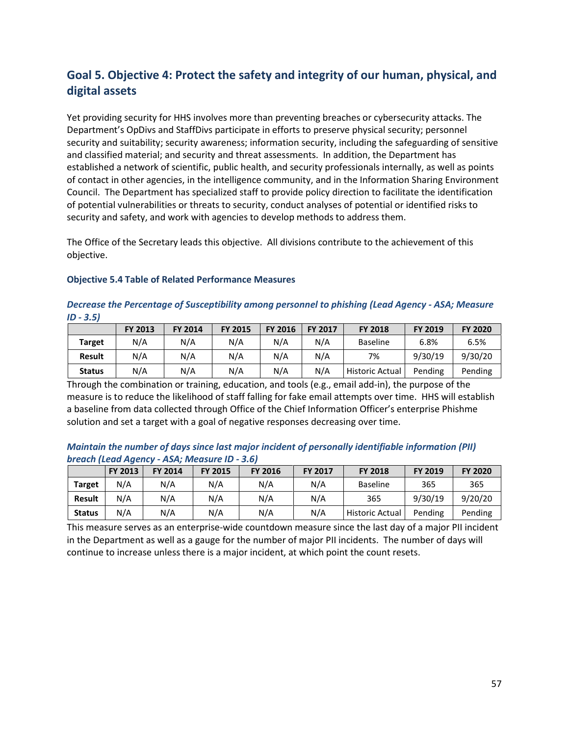## Goal 5. Objective 4: Protect the safety and integrity of our human, physical, and digital assets

Yet providing security for HHS involves more than preventing breaches or cybersecurity attacks. The Department's OpDivs and StaffDivs participate in efforts to preserve physical security; personnel security and suitability; security awareness; information security, including the safeguarding of sensitive and classified material; and security and threat assessments. In addition, the Department has established a network of scientific, public health, and security professionals internally, as well as points of contact in other agencies, in the intelligence community, and in the Information Sharing Environment Council. The Department has specialized staff to provide policy direction to facilitate the identification of potential vulnerabilities or threats to security, conduct analyses of potential or identified risks to security and safety, and work with agencies to develop methods to address them.

The Office of the Secretary leads this objective. All divisions contribute to the achievement of this objective.

### Objective 5.4 Table of Related Performance Measures

***Decrease the Percentage of Susceptibility among personnel to phishing (Lead Agency - ASA; Measure ID - 3.5)***

| | FY 2013 | FY 2014 | FY 2015 | FY 2016 | FY 2017 | FY 2018 | FY 2019 | FY 2020 |
|---|---|---|---|---|---|---|---|---|
| **Target** | N/A | N/A | N/A | N/A | N/A | Baseline | 6.8% | 6.5% |
| **Result** | N/A | N/A | N/A | N/A | N/A | 7% | 9/30/19 | 9/30/20 |
| **Status** | N/A | N/A | N/A | N/A | N/A | Historic Actual | Pending | Pending |

Through the combination or training, education, and tools (e.g., email add-in), the purpose of the measure is to reduce the likelihood of staff falling for fake email attempts over time. HHS will establish a baseline from data collected through Office of the Chief Information Officer's enterprise Phishme solution and set a target with a goal of negative responses decreasing over time.

***Maintain the number of days since last major incident of personally identifiable information (PII) breach (Lead Agency - ASA; Measure ID - 3.6)***

| | FY 2013 | FY 2014 | FY 2015 | FY 2016 | FY 2017 | FY 2018 | FY 2019 | FY 2020 |
|---|---|---|---|---|---|---|---|---|
| **Target** | N/A | N/A | N/A | N/A | N/A | Baseline | 365 | 365 |
| **Result** | N/A | N/A | N/A | N/A | N/A | 365 | 9/30/19 | 9/20/20 |
| **Status** | N/A | N/A | N/A | N/A | N/A | Historic Actual | Pending | Pending |

This measure serves as an enterprise-wide countdown measure since the last day of a major PII incident in the Department as well as a gauge for the number of major PII incidents. The number of days will continue to increase unless there is a major incident, at which point the count resets.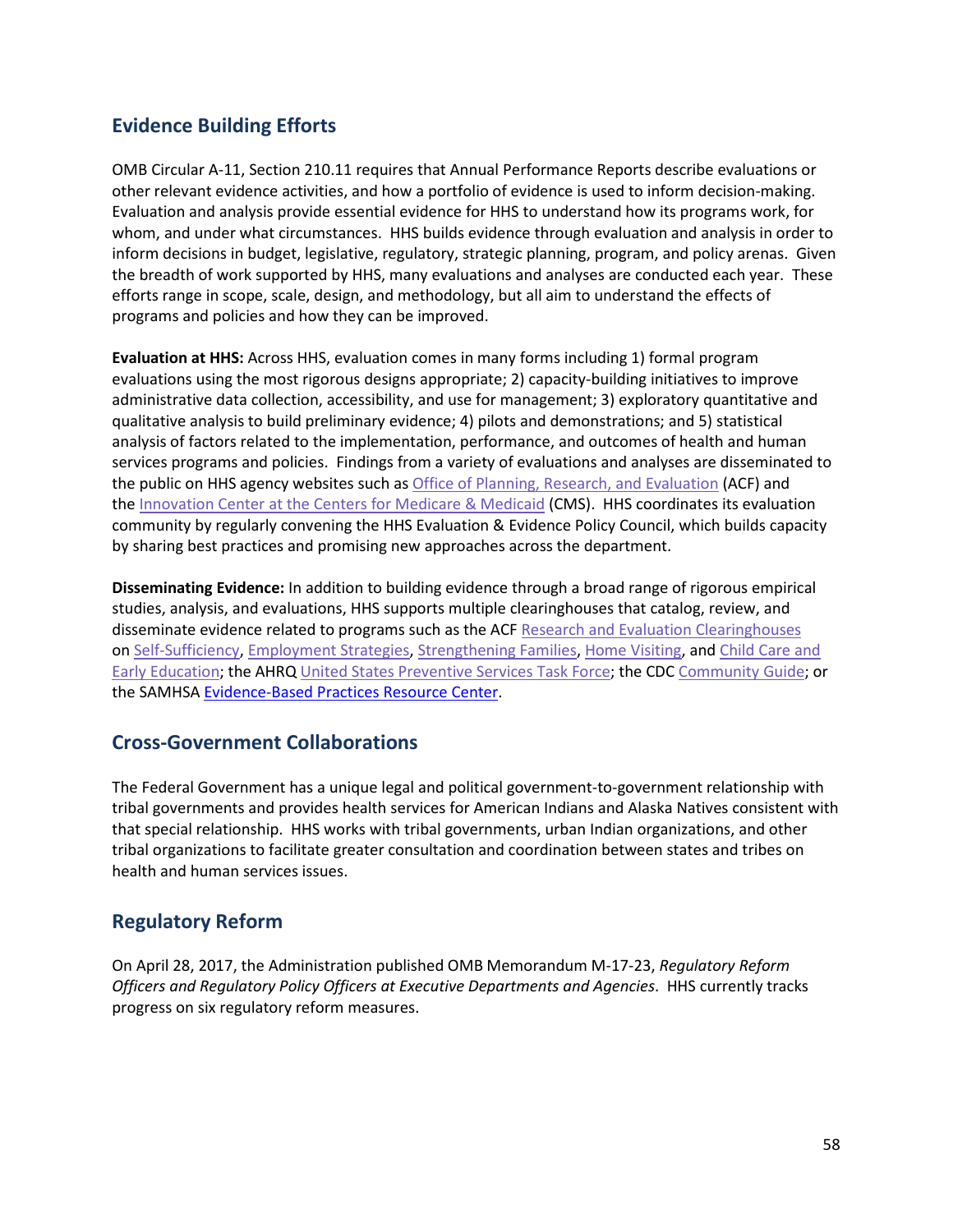## Evidence Building Efforts

OMB Circular A-11, Section 210.11 requires that Annual Performance Reports describe evaluations or other relevant evidence activities, and how a portfolio of evidence is used to inform decision-making. Evaluation and analysis provide essential evidence for HHS to understand how its programs work, for whom, and under what circumstances. HHS builds evidence through evaluation and analysis in order to inform decisions in budget, legislative, regulatory, strategic planning, program, and policy arenas. Given the breadth of work supported by HHS, many evaluations and analyses are conducted each year. These efforts range in scope, scale, design, and methodology, but all aim to understand the effects of programs and policies and how they can be improved.

**Evaluation at HHS:** Across HHS, evaluation comes in many forms including 1) formal program evaluations using the most rigorous designs appropriate; 2) capacity-building initiatives to improve administrative data collection, accessibility, and use for management; 3) exploratory quantitative and qualitative analysis to build preliminary evidence; 4) pilots and demonstrations; and 5) statistical analysis of factors related to the implementation, performance, and outcomes of health and human services programs and policies. Findings from a variety of evaluations and analyses are disseminated to the public on HHS agency websites such as Office of Planning, Research, and Evaluation (ACF) and the Innovation Center at the Centers for Medicare & Medicaid (CMS). HHS coordinates its evaluation community by regularly convening the HHS Evaluation & Evidence Policy Council, which builds capacity by sharing best practices and promising new approaches across the department.

**Disseminating Evidence:** In addition to building evidence through a broad range of rigorous empirical studies, analysis, and evaluations, HHS supports multiple clearinghouses that catalog, review, and disseminate evidence related to programs such as the ACF Research and Evaluation Clearinghouses on Self-Sufficiency, Employment Strategies, Strengthening Families, Home Visiting, and Child Care and Early Education; the AHRQ United States Preventive Services Task Force; the CDC Community Guide; or the SAMHSA Evidence-Based Practices Resource Center.

## Cross-Government Collaborations

The Federal Government has a unique legal and political government-to-government relationship with tribal governments and provides health services for American Indians and Alaska Natives consistent with that special relationship. HHS works with tribal governments, urban Indian organizations, and other tribal organizations to facilitate greater consultation and coordination between states and tribes on health and human services issues.

## Regulatory Reform

On April 28, 2017, the Administration published OMB Memorandum M-17-23, *Regulatory Reform Officers and Regulatory Policy Officers at Executive Departments and Agencies*. HHS currently tracks progress on six regulatory reform measures.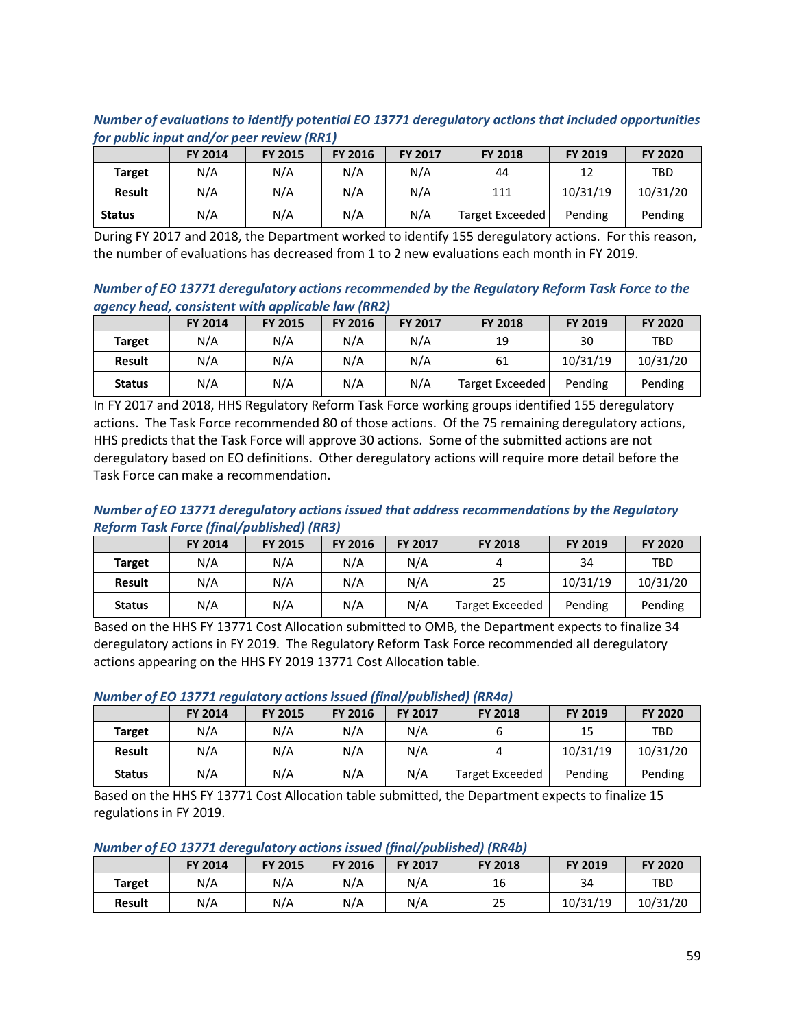***Number of evaluations to identify potential EO 13771 deregulatory actions that included opportunities for public input and/or peer review (RR1)***

| | FY 2014 | FY 2015 | FY 2016 | FY 2017 | FY 2018 | FY 2019 | FY 2020 |
|---|---|---|---|---|---|---|---|
| **Target** | N/A | N/A | N/A | N/A | 44 | 12 | TBD |
| **Result** | N/A | N/A | N/A | N/A | 111 | 10/31/19 | 10/31/20 |
| **Status** | N/A | N/A | N/A | N/A | Target Exceeded | Pending | Pending |

During FY 2017 and 2018, the Department worked to identify 155 deregulatory actions. For this reason, the number of evaluations has decreased from 1 to 2 new evaluations each month in FY 2019.

***Number of EO 13771 deregulatory actions recommended by the Regulatory Reform Task Force to the agency head, consistent with applicable law (RR2)***

| | FY 2014 | FY 2015 | FY 2016 | FY 2017 | FY 2018 | FY 2019 | FY 2020 |
|---|---|---|---|---|---|---|---|
| **Target** | N/A | N/A | N/A | N/A | 19 | 30 | TBD |
| **Result** | N/A | N/A | N/A | N/A | 61 | 10/31/19 | 10/31/20 |
| **Status** | N/A | N/A | N/A | N/A | Target Exceeded | Pending | Pending |

In FY 2017 and 2018, HHS Regulatory Reform Task Force working groups identified 155 deregulatory actions. The Task Force recommended 80 of those actions. Of the 75 remaining deregulatory actions, HHS predicts that the Task Force will approve 30 actions. Some of the submitted actions are not deregulatory based on EO definitions. Other deregulatory actions will require more detail before the Task Force can make a recommendation.

***Number of EO 13771 deregulatory actions issued that address recommendations by the Regulatory Reform Task Force (final/published) (RR3)***

| | FY 2014 | FY 2015 | FY 2016 | FY 2017 | FY 2018 | FY 2019 | FY 2020 |
|---|---|---|---|---|---|---|---|
| **Target** | N/A | N/A | N/A | N/A | 4 | 34 | TBD |
| **Result** | N/A | N/A | N/A | N/A | 25 | 10/31/19 | 10/31/20 |
| **Status** | N/A | N/A | N/A | N/A | Target Exceeded | Pending | Pending |

Based on the HHS FY 13771 Cost Allocation submitted to OMB, the Department expects to finalize 34 deregulatory actions in FY 2019. The Regulatory Reform Task Force recommended all deregulatory actions appearing on the HHS FY 2019 13771 Cost Allocation table.

***Number of EO 13771 regulatory actions issued (final/published) (RR4a)***

| | FY 2014 | FY 2015 | FY 2016 | FY 2017 | FY 2018 | FY 2019 | FY 2020 |
|---|---|---|---|---|---|---|---|
| **Target** | N/A | N/A | N/A | N/A | 6 | 15 | TBD |
| **Result** | N/A | N/A | N/A | N/A | 4 | 10/31/19 | 10/31/20 |
| **Status** | N/A | N/A | N/A | N/A | Target Exceeded | Pending | Pending |

Based on the HHS FY 13771 Cost Allocation table submitted, the Department expects to finalize 15 regulations in FY 2019.

***Number of EO 13771 deregulatory actions issued (final/published) (RR4b)***

| | FY 2014 | FY 2015 | FY 2016 | FY 2017 | FY 2018 | FY 2019 | FY 2020 |
|---|---|---|---|---|---|---|---|
| **Target** | N/A | N/A | N/A | N/A | 16 | 34 | TBD |
| **Result** | N/A | N/A | N/A | N/A | 25 | 10/31/19 | 10/31/20 |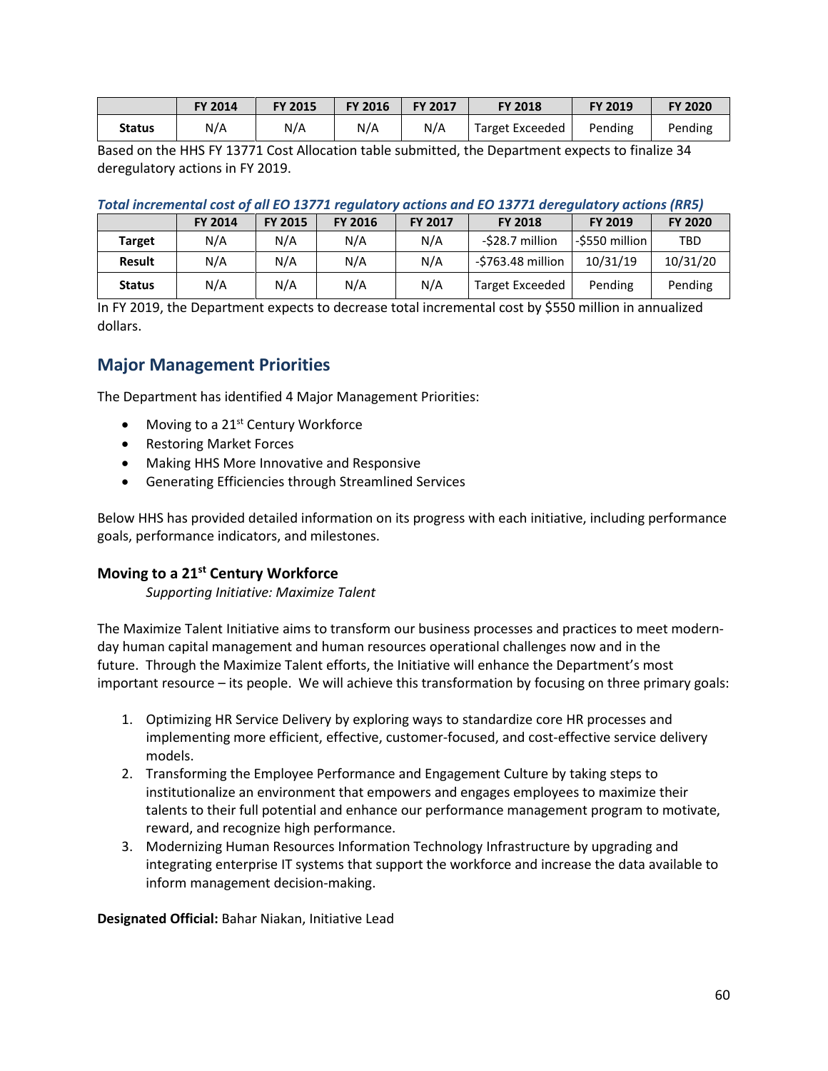| | FY 2014 | FY 2015 | FY 2016 | FY 2017 | FY 2018 | FY 2019 | FY 2020 |
|---|---|---|---|---|---|---|---|
| **Status** | N/A | N/A | N/A | N/A | Target Exceeded | Pending | Pending |

Based on the HHS FY 13771 Cost Allocation table submitted, the Department expects to finalize 34 deregulatory actions in FY 2019.

***Total incremental cost of all EO 13771 regulatory actions and EO 13771 deregulatory actions (RR5)***

| | FY 2014 | FY 2015 | FY 2016 | FY 2017 | FY 2018 | FY 2019 | FY 2020 |
|---|---|---|---|---|---|---|---|
| **Target** | N/A | N/A | N/A | N/A | -$28.7 million | -$550 million | TBD |
| **Result** | N/A | N/A | N/A | N/A | -$763.48 million | 10/31/19 | 10/31/20 |
| **Status** | N/A | N/A | N/A | N/A | Target Exceeded | Pending | Pending |

In FY 2019, the Department expects to decrease total incremental cost by $550 million in annualized dollars.

## Major Management Priorities

The Department has identified 4 Major Management Priorities:

- Moving to a 21st Century Workforce
- Restoring Market Forces
- Making HHS More Innovative and Responsive
- Generating Efficiencies through Streamlined Services

Below HHS has provided detailed information on its progress with each initiative, including performance goals, performance indicators, and milestones.

### Moving to a 21st Century Workforce

*Supporting Initiative: Maximize Talent*

The Maximize Talent Initiative aims to transform our business processes and practices to meet modern-day human capital management and human resources operational challenges now and in the future. Through the Maximize Talent efforts, the Initiative will enhance the Department's most important resource – its people. We will achieve this transformation by focusing on three primary goals:

1. Optimizing HR Service Delivery by exploring ways to standardize core HR processes and implementing more efficient, effective, customer-focused, and cost-effective service delivery models.
2. Transforming the Employee Performance and Engagement Culture by taking steps to institutionalize an environment that empowers and engages employees to maximize their talents to their full potential and enhance our performance management program to motivate, reward, and recognize high performance.
3. Modernizing Human Resources Information Technology Infrastructure by upgrading and integrating enterprise IT systems that support the workforce and increase the data available to inform management decision-making.

**Designated Official:** Bahar Niakan, Initiative Lead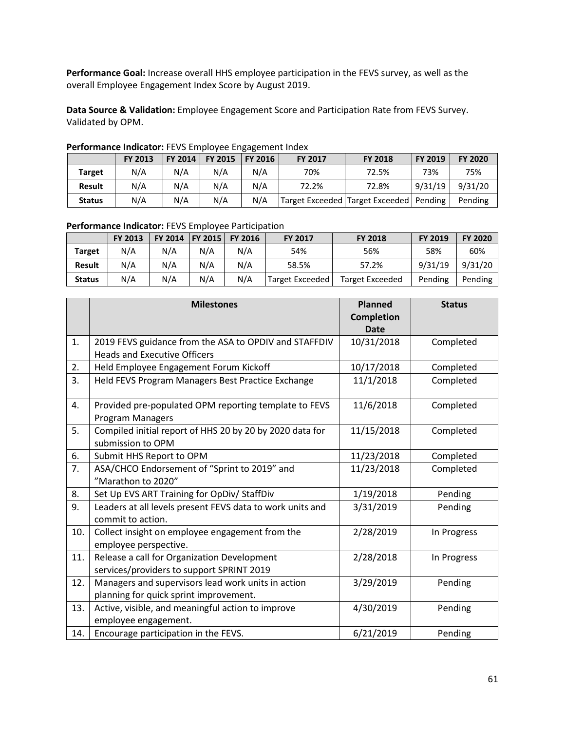**Performance Goal:** Increase overall HHS employee participation in the FEVS survey, as well as the overall Employee Engagement Index Score by August 2019.

**Data Source & Validation:** Employee Engagement Score and Participation Rate from FEVS Survey. Validated by OPM.

**Performance Indicator:** FEVS Employee Engagement Index

| | FY 2013 | FY 2014 | FY 2015 | FY 2016 | FY 2017 | FY 2018 | FY 2019 | FY 2020 |
|---|---|---|---|---|---|---|---|---|
| **Target** | N/A | N/A | N/A | N/A | 70% | 72.5% | 73% | 75% |
| **Result** | N/A | N/A | N/A | N/A | 72.2% | 72.8% | 9/31/19 | 9/31/20 |
| **Status** | N/A | N/A | N/A | N/A | Target Exceeded | Target Exceeded | Pending | Pending |

**Performance Indicator:** FEVS Employee Participation

| | FY 2013 | FY 2014 | FY 2015 | FY 2016 | FY 2017 | FY 2018 | FY 2019 | FY 2020 |
|---|---|---|---|---|---|---|---|---|
| **Target** | N/A | N/A | N/A | N/A | 54% | 56% | 58% | 60% |
| **Result** | N/A | N/A | N/A | N/A | 58.5% | 57.2% | 9/31/19 | 9/31/20 |
| **Status** | N/A | N/A | N/A | N/A | Target Exceeded | Target Exceeded | Pending | Pending |

| | Milestones | Planned Completion Date | Status |
|---|---|---|---|
| 1. | 2019 FEVS guidance from the ASA to OPDIV and STAFFDIV Heads and Executive Officers | 10/31/2018 | Completed |
| 2. | Held Employee Engagement Forum Kickoff | 10/17/2018 | Completed |
| 3. | Held FEVS Program Managers Best Practice Exchange | 11/1/2018 | Completed |
| 4. | Provided pre-populated OPM reporting template to FEVS Program Managers | 11/6/2018 | Completed |
| 5. | Compiled initial report of HHS 20 by 20 by 2020 data for submission to OPM | 11/15/2018 | Completed |
| 6. | Submit HHS Report to OPM | 11/23/2018 | Completed |
| 7. | ASA/CHCO Endorsement of "Sprint to 2019" and "Marathon to 2020" | 11/23/2018 | Completed |
| 8. | Set Up EVS ART Training for OpDiv/ StaffDiv | 1/19/2018 | Pending |
| 9. | Leaders at all levels present FEVS data to work units and commit to action. | 3/31/2019 | Pending |
| 10. | Collect insight on employee engagement from the employee perspective. | 2/28/2019 | In Progress |
| 11. | Release a call for Organization Development services/providers to support SPRINT 2019 | 2/28/2018 | In Progress |
| 12. | Managers and supervisors lead work units in action planning for quick sprint improvement. | 3/29/2019 | Pending |
| 13. | Active, visible, and meaningful action to improve employee engagement. | 4/30/2019 | Pending |
| 14. | Encourage participation in the FEVS. | 6/21/2019 | Pending |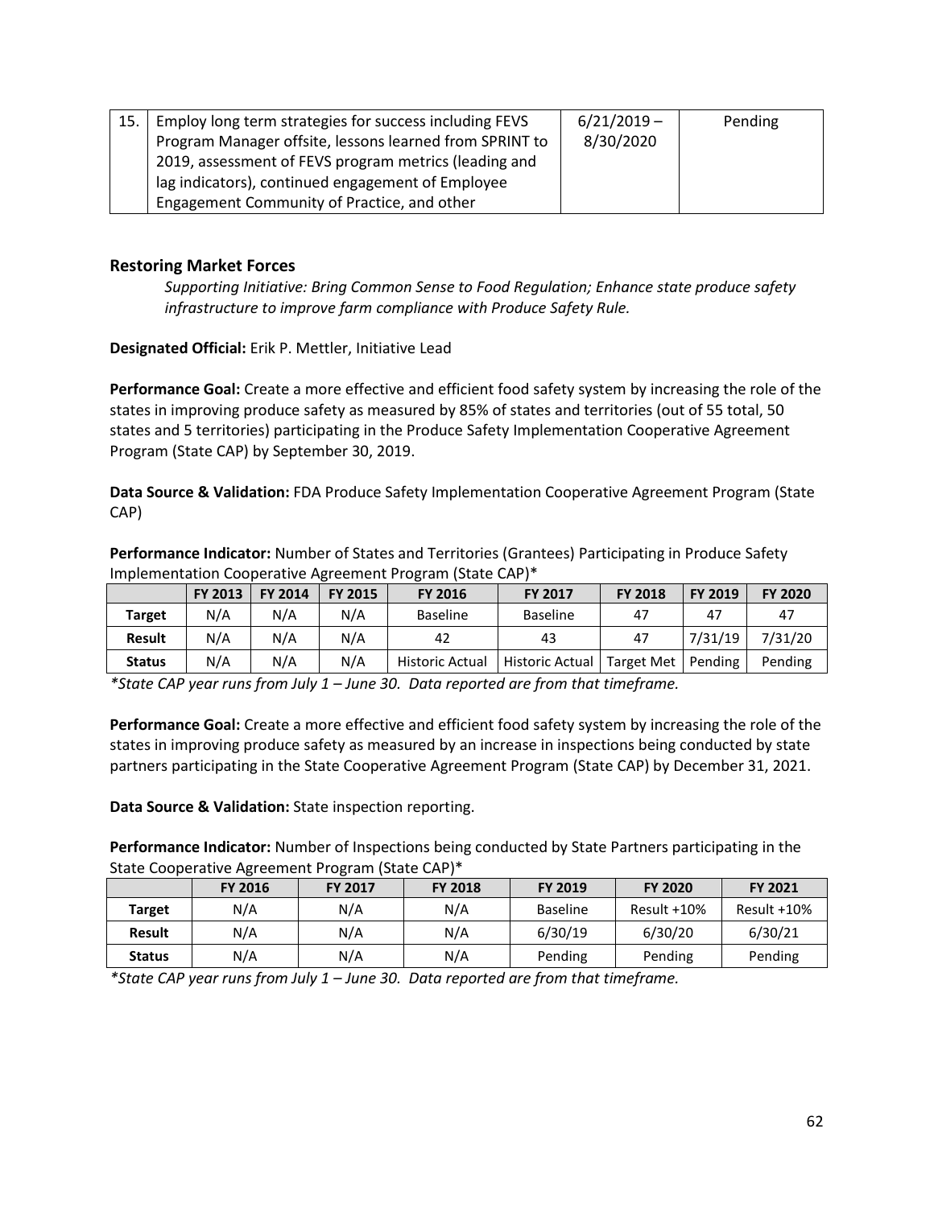| 15. | Employ long term strategies for success including FEVS Program Manager offsite, lessons learned from SPRINT to 2019, assessment of FEVS program metrics (leading and lag indicators), continued engagement of Employee Engagement Community of Practice, and other | 6/21/2019 – 8/30/2020 | Pending |
|---|---|---|---|

### Restoring Market Forces

*Supporting Initiative: Bring Common Sense to Food Regulation; Enhance state produce safety infrastructure to improve farm compliance with Produce Safety Rule.*

**Designated Official:** Erik P. Mettler, Initiative Lead

**Performance Goal:** Create a more effective and efficient food safety system by increasing the role of the states in improving produce safety as measured by 85% of states and territories (out of 55 total, 50 states and 5 territories) participating in the Produce Safety Implementation Cooperative Agreement Program (State CAP) by September 30, 2019.

**Data Source & Validation:** FDA Produce Safety Implementation Cooperative Agreement Program (State CAP)

**Performance Indicator:** Number of States and Territories (Grantees) Participating in Produce Safety Implementation Cooperative Agreement Program (State CAP)*

| | FY 2013 | FY 2014 | FY 2015 | FY 2016 | FY 2017 | FY 2018 | FY 2019 | FY 2020 |
|---|---|---|---|---|---|---|---|---|
| **Target** | N/A | N/A | N/A | Baseline | Baseline | 47 | 47 | 47 |
| **Result** | N/A | N/A | N/A | 42 | 43 | 47 | 7/31/19 | 7/31/20 |
| **Status** | N/A | N/A | N/A | Historic Actual | Historic Actual | Target Met | Pending | Pending |

*State CAP year runs from July 1 – June 30. Data reported are from that timeframe.*

**Performance Goal:** Create a more effective and efficient food safety system by increasing the role of the states in improving produce safety as measured by an increase in inspections being conducted by state partners participating in the State Cooperative Agreement Program (State CAP) by December 31, 2021.

**Data Source & Validation:** State inspection reporting.

**Performance Indicator:** Number of Inspections being conducted by State Partners participating in the State Cooperative Agreement Program (State CAP)*

| | FY 2016 | FY 2017 | FY 2018 | FY 2019 | FY 2020 | FY 2021 |
|---|---|---|---|---|---|---|
| **Target** | N/A | N/A | N/A | Baseline | Result +10% | Result +10% |
| **Result** | N/A | N/A | N/A | 6/30/19 | 6/30/20 | 6/30/21 |
| **Status** | N/A | N/A | N/A | Pending | Pending | Pending |

*State CAP year runs from July 1 – June 30. Data reported are from that timeframe.*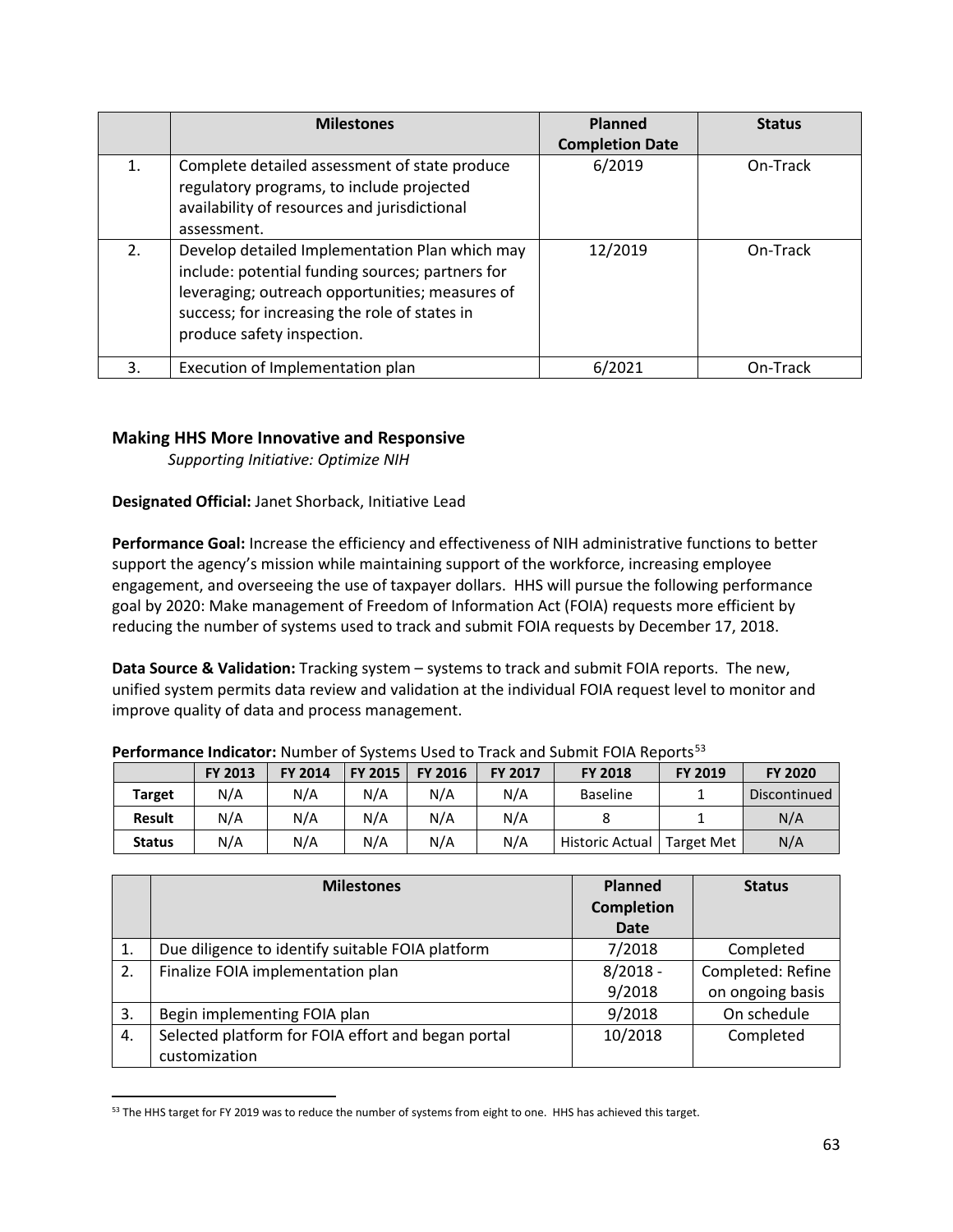| | Milestones | Planned Completion Date | Status |
|---|---|---|---|
| 1. | Complete detailed assessment of state produce regulatory programs, to include projected availability of resources and jurisdictional assessment. | 6/2019 | On-Track |
| 2. | Develop detailed Implementation Plan which may include: potential funding sources; partners for leveraging; outreach opportunities; measures of success; for increasing the role of states in produce safety inspection. | 12/2019 | On-Track |
| 3. | Execution of Implementation plan | 6/2021 | On-Track |

### Making HHS More Innovative and Responsive

*Supporting Initiative: Optimize NIH*

**Designated Official:** Janet Shorback, Initiative Lead

**Performance Goal:** Increase the efficiency and effectiveness of NIH administrative functions to better support the agency's mission while maintaining support of the workforce, increasing employee engagement, and overseeing the use of taxpayer dollars. HHS will pursue the following performance goal by 2020: Make management of Freedom of Information Act (FOIA) requests more efficient by reducing the number of systems used to track and submit FOIA requests by December 17, 2018.

**Data Source & Validation:** Tracking system – systems to track and submit FOIA reports. The new, unified system permits data review and validation at the individual FOIA request level to monitor and improve quality of data and process management.

**Performance Indicator:** Number of Systems Used to Track and Submit FOIA Reports[53]

| | FY 2013 | FY 2014 | FY 2015 | FY 2016 | FY 2017 | FY 2018 | FY 2019 | FY 2020 |
|---|---|---|---|---|---|---|---|---|
| **Target** | N/A | N/A | N/A | N/A | N/A | Baseline | 1 | Discontinued |
| **Result** | N/A | N/A | N/A | N/A | N/A | 8 | 1 | N/A |
| **Status** | N/A | N/A | N/A | N/A | N/A | Historic Actual | Target Met | N/A |

| | Milestones | Planned Completion Date | Status |
|---|---|---|---|
| 1. | Due diligence to identify suitable FOIA platform | 7/2018 | Completed |
| 2. | Finalize FOIA implementation plan | 8/2018 - 9/2018 | Completed: Refine on ongoing basis |
| 3. | Begin implementing FOIA plan | 9/2018 | On schedule |
| 4. | Selected platform for FOIA effort and began portal customization | 10/2018 | Completed |

[53] The HHS target for FY 2019 was to reduce the number of systems from eight to one. HHS has achieved this target.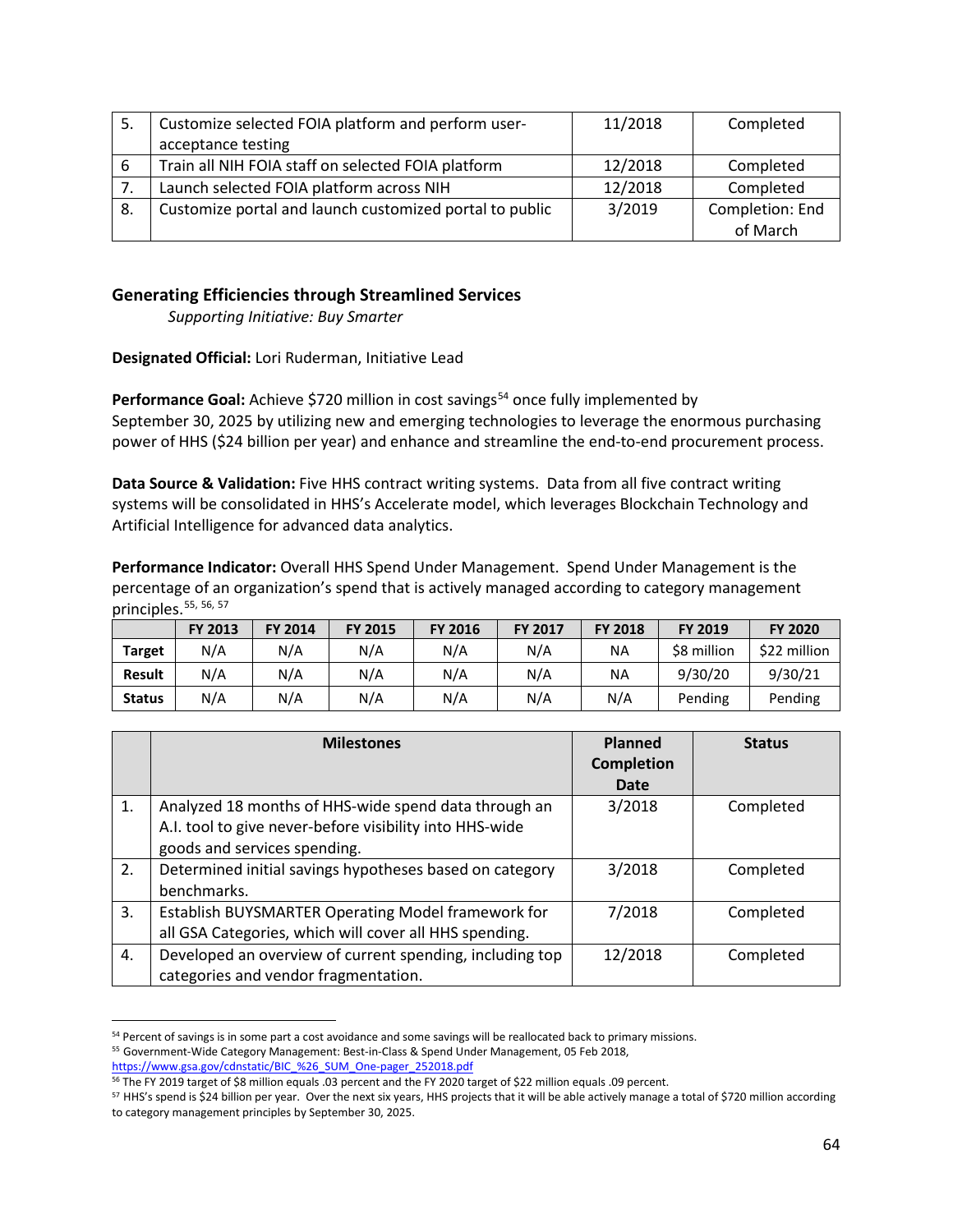| 5. | Customize selected FOIA platform and perform user-acceptance testing | 11/2018 | Completed |
|---|---|---|---|
| 6 | Train all NIH FOIA staff on selected FOIA platform | 12/2018 | Completed |
| 7. | Launch selected FOIA platform across NIH | 12/2018 | Completed |
| 8. | Customize portal and launch customized portal to public | 3/2019 | Completion: End of March |

### Generating Efficiencies through Streamlined Services

*Supporting Initiative: Buy Smarter*

**Designated Official:** Lori Ruderman, Initiative Lead

**Performance Goal:** Achieve $720 million in cost savings[54] once fully implemented by September 30, 2025 by utilizing new and emerging technologies to leverage the enormous purchasing power of HHS ($24 billion per year) and enhance and streamline the end-to-end procurement process.

**Data Source & Validation:** Five HHS contract writing systems. Data from all five contract writing systems will be consolidated in HHS's Accelerate model, which leverages Blockchain Technology and Artificial Intelligence for advanced data analytics.

**Performance Indicator:** Overall HHS Spend Under Management. Spend Under Management is the percentage of an organization's spend that is actively managed according to category management principles.[55, 56, 57]

| | FY 2013 | FY 2014 | FY 2015 | FY 2016 | FY 2017 | FY 2018 | FY 2019 | FY 2020 |
|---|---|---|---|---|---|---|---|---|
| **Target** | N/A | N/A | N/A | N/A | N/A | NA | $8 million | $22 million |
| **Result** | N/A | N/A | N/A | N/A | N/A | NA | 9/30/20 | 9/30/21 |
| **Status** | N/A | N/A | N/A | N/A | N/A | N/A | Pending | Pending |

| | Milestones | Planned Completion Date | Status |
|---|---|---|---|
| 1. | Analyzed 18 months of HHS-wide spend data through an A.I. tool to give never-before visibility into HHS-wide goods and services spending. | 3/2018 | Completed |
| 2. | Determined initial savings hypotheses based on category benchmarks. | 3/2018 | Completed |
| 3. | Establish BUYSMARTER Operating Model framework for all GSA Categories, which will cover all HHS spending. | 7/2018 | Completed |
| 4. | Developed an overview of current spending, including top categories and vendor fragmentation. | 12/2018 | Completed |

---

[54] Percent of savings is in some part a cost avoidance and some savings will be reallocated back to primary missions.

[55] Government-Wide Category Management: Best-in-Class & Spend Under Management, 05 Feb 2018, https://www.gsa.gov/cdnstatic/BIC_%26_SUM_One-pager_252018.pdf

[56] The FY 2019 target of $8 million equals .03 percent and the FY 2020 target of $22 million equals .09 percent.

[57] HHS's spend is $24 billion per year. Over the next six years, HHS projects that it will be able actively manage a total of $720 million according to category management principles by September 30, 2025.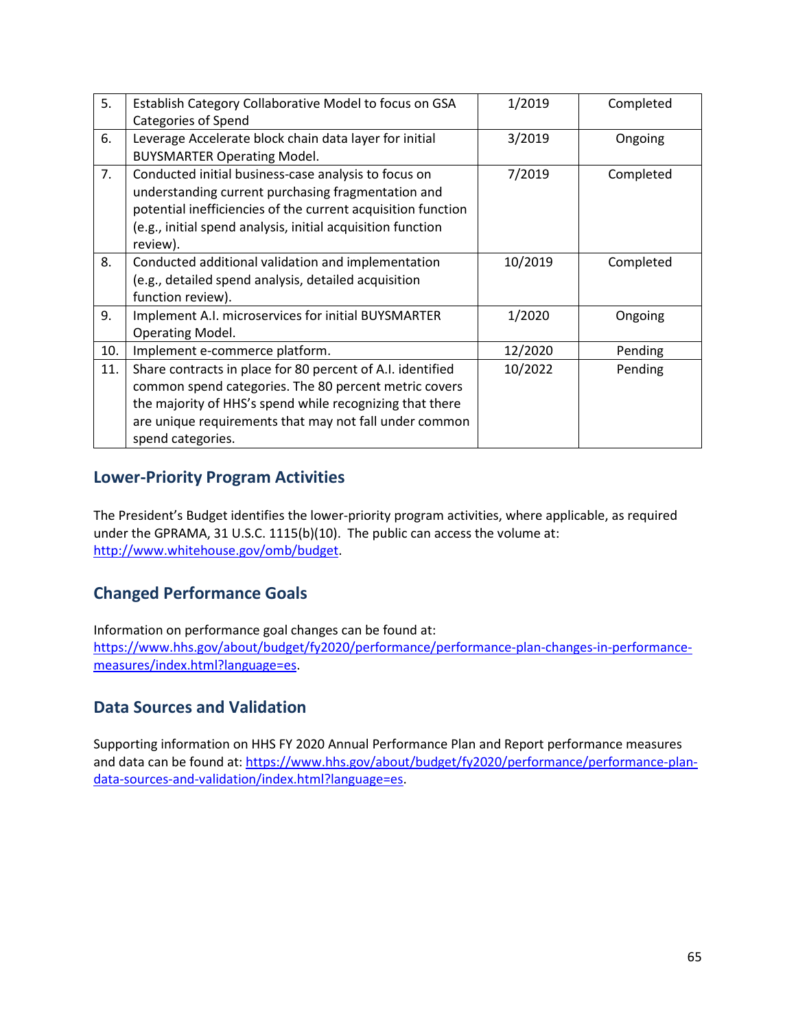| | | | |
|---|---|---|---|
| 5. | Establish Category Collaborative Model to focus on GSA Categories of Spend | 1/2019 | Completed |
| 6. | Leverage Accelerate block chain data layer for initial BUYSMARTER Operating Model. | 3/2019 | Ongoing |
| 7. | Conducted initial business-case analysis to focus on understanding current purchasing fragmentation and potential inefficiencies of the current acquisition function (e.g., initial spend analysis, initial acquisition function review). | 7/2019 | Completed |
| 8. | Conducted additional validation and implementation (e.g., detailed spend analysis, detailed acquisition function review). | 10/2019 | Completed |
| 9. | Implement A.I. microservices for initial BUYSMARTER Operating Model. | 1/2020 | Ongoing |
| 10. | Implement e-commerce platform. | 12/2020 | Pending |
| 11. | Share contracts in place for 80 percent of A.I. identified common spend categories. The 80 percent metric covers the majority of HHS's spend while recognizing that there are unique requirements that may not fall under common spend categories. | 10/2022 | Pending |

## Lower-Priority Program Activities

The President's Budget identifies the lower-priority program activities, where applicable, as required under the GPRAMA, 31 U.S.C. 1115(b)(10). The public can access the volume at: http://www.whitehouse.gov/omb/budget.

## Changed Performance Goals

Information on performance goal changes can be found at: https://www.hhs.gov/about/budget/fy2020/performance/performance-plan-changes-in-performance-measures/index.html?language=es.

## Data Sources and Validation

Supporting information on HHS FY 2020 Annual Performance Plan and Report performance measures and data can be found at: https://www.hhs.gov/about/budget/fy2020/performance/performance-plan-data-sources-and-validation/index.html?language=es.